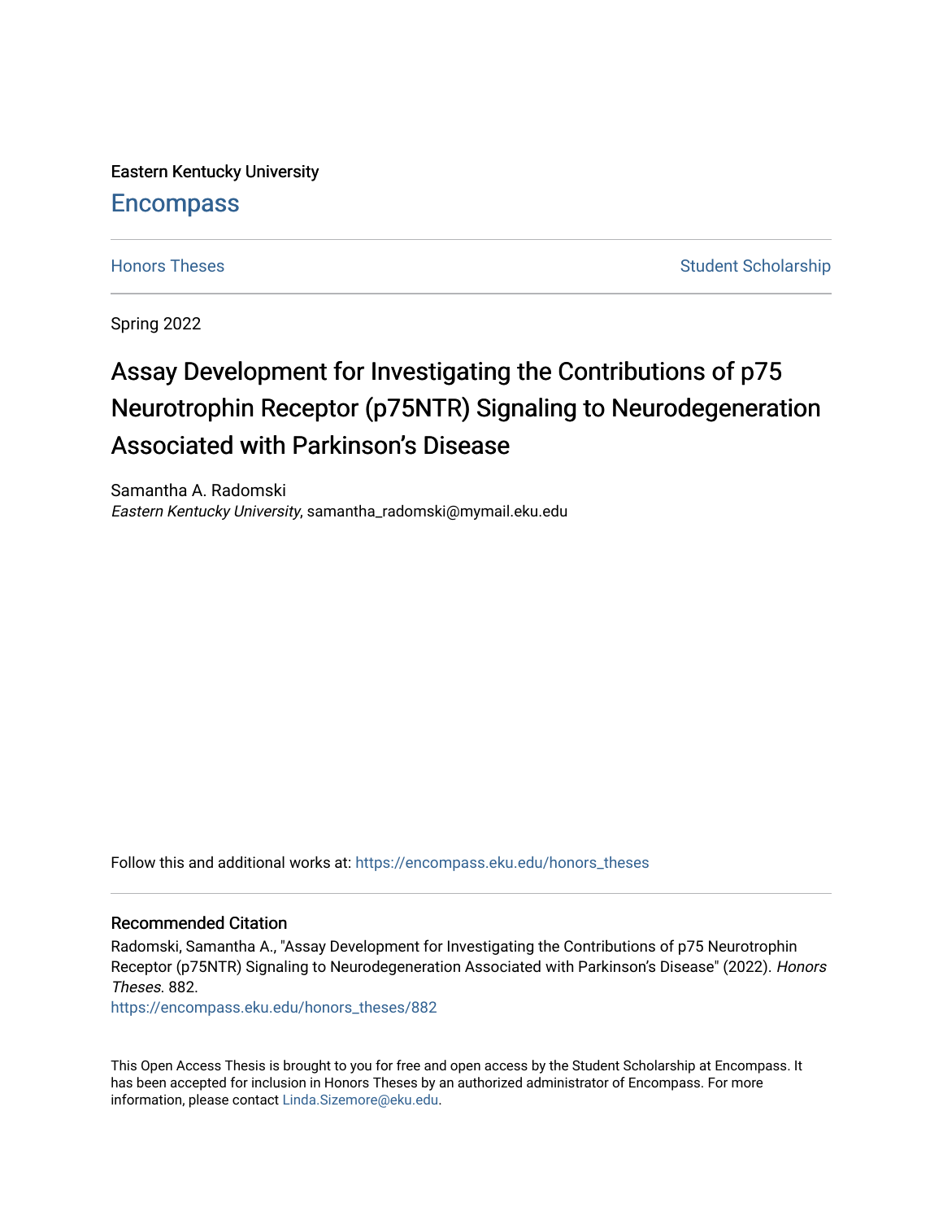Eastern Kentucky University

# Encompass

Honors Theses | Student Scholarship

Spring 2022

# Assay Development for Investigating the Contributions of p75 Neurotrophin Receptor (p75NTR) Signaling to Neurodegeneration Associated with Parkinson's Disease

Samantha A. Radomski
*Eastern Kentucky University*, samantha_radomski@mymail.eku.edu

Follow this and additional works at: https://encompass.eku.edu/honors_theses

## Recommended Citation

Radomski, Samantha A., "Assay Development for Investigating the Contributions of p75 Neurotrophin Receptor (p75NTR) Signaling to Neurodegeneration Associated with Parkinson's Disease" (2022). *Honors Theses*. 882.
https://encompass.eku.edu/honors_theses/882

This Open Access Thesis is brought to you for free and open access by the Student Scholarship at Encompass. It has been accepted for inclusion in Honors Theses by an authorized administrator of Encompass. For more information, please contact Linda.Sizemore@eku.edu.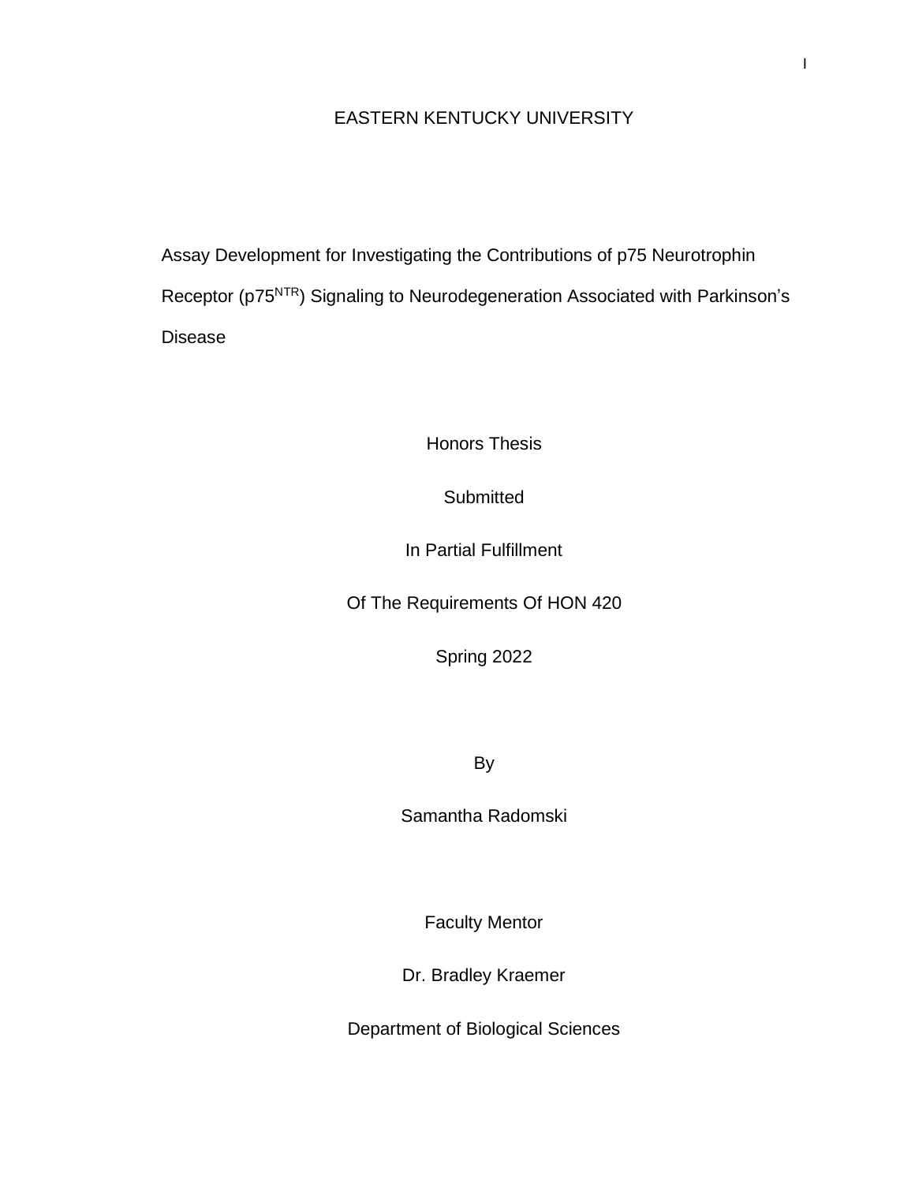EASTERN KENTUCKY UNIVERSITY

# Assay Development for Investigating the Contributions of p75 Neurotrophin Receptor ($p75^{NTR}$) Signaling to Neurodegeneration Associated with Parkinson's Disease

Honors Thesis

Submitted

In Partial Fulfillment

Of The Requirements Of HON 420

Spring 2022

By

Samantha Radomski

Faculty Mentor

Dr. Bradley Kraemer

Department of Biological Sciences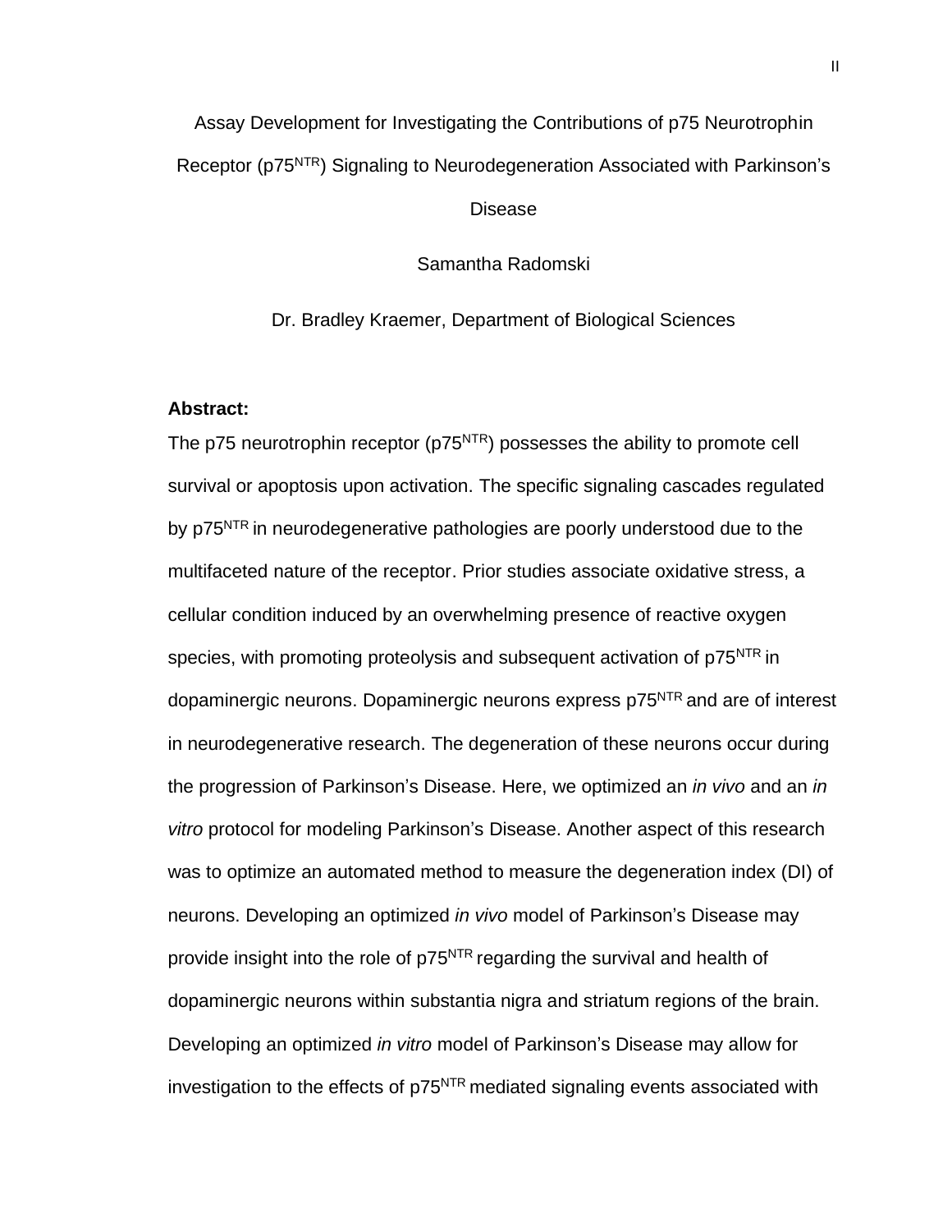Assay Development for Investigating the Contributions of p75 Neurotrophin Receptor (p75$^{NTR}$) Signaling to Neurodegeneration Associated with Parkinson's Disease

Samantha Radomski

Dr. Bradley Kraemer, Department of Biological Sciences

**Abstract:**

The p75 neurotrophin receptor (p75$^{NTR}$) possesses the ability to promote cell survival or apoptosis upon activation. The specific signaling cascades regulated by p75$^{NTR}$ in neurodegenerative pathologies are poorly understood due to the multifaceted nature of the receptor. Prior studies associate oxidative stress, a cellular condition induced by an overwhelming presence of reactive oxygen species, with promoting proteolysis and subsequent activation of p75$^{NTR}$ in dopaminergic neurons. Dopaminergic neurons express p75$^{NTR}$ and are of interest in neurodegenerative research. The degeneration of these neurons occur during the progression of Parkinson's Disease. Here, we optimized an *in vivo* and an *in vitro* protocol for modeling Parkinson's Disease. Another aspect of this research was to optimize an automated method to measure the degeneration index (DI) of neurons. Developing an optimized *in vivo* model of Parkinson's Disease may provide insight into the role of p75$^{NTR}$ regarding the survival and health of dopaminergic neurons within substantia nigra and striatum regions of the brain. Developing an optimized *in vitro* model of Parkinson's Disease may allow for investigation to the effects of p75$^{NTR}$ mediated signaling events associated with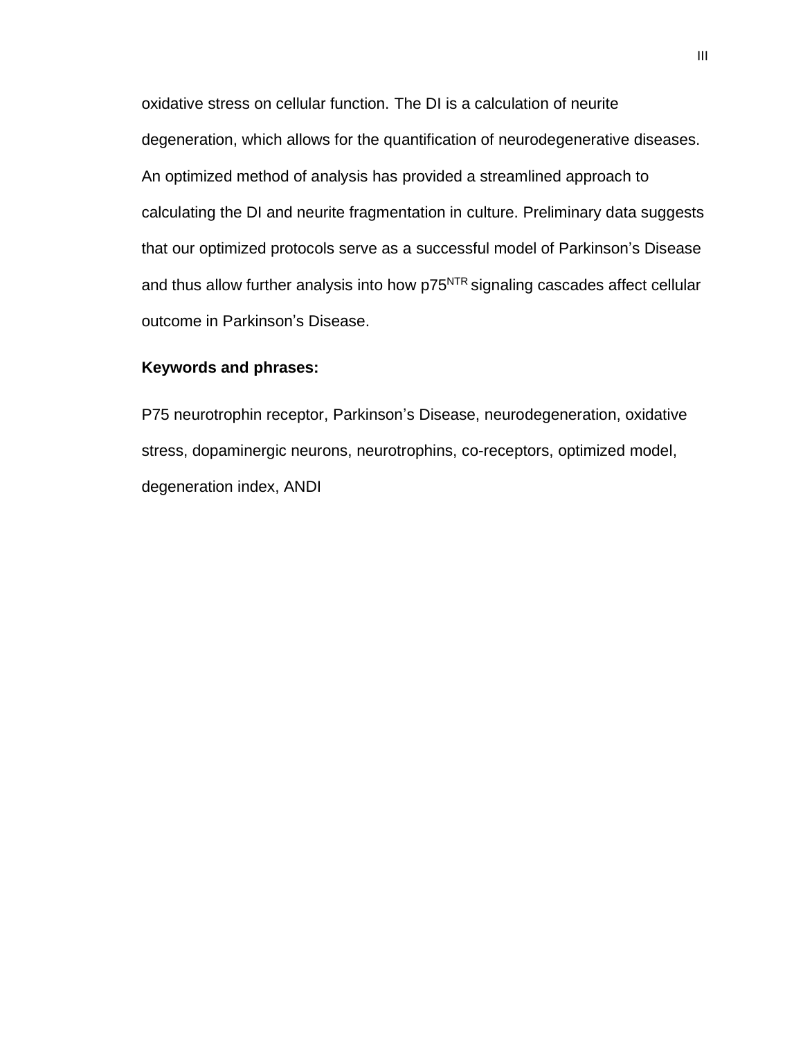oxidative stress on cellular function. The DI is a calculation of neurite degeneration, which allows for the quantification of neurodegenerative diseases. An optimized method of analysis has provided a streamlined approach to calculating the DI and neurite fragmentation in culture. Preliminary data suggests that our optimized protocols serve as a successful model of Parkinson's Disease and thus allow further analysis into how $p75^{NTR}$ signaling cascades affect cellular outcome in Parkinson's Disease.

**Keywords and phrases:**

P75 neurotrophin receptor, Parkinson's Disease, neurodegeneration, oxidative stress, dopaminergic neurons, neurotrophins, co-receptors, optimized model, degeneration index, ANDI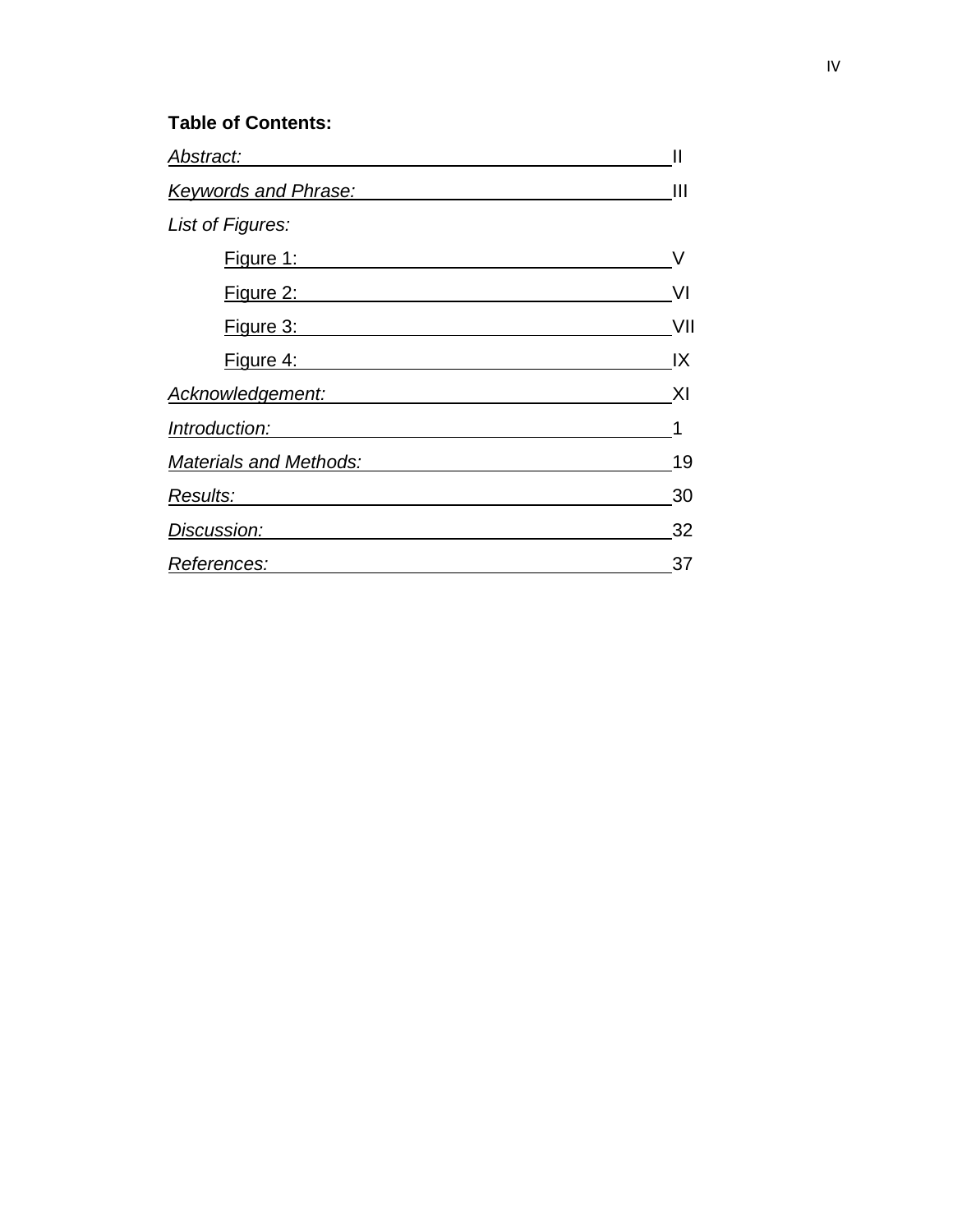**Table of Contents:**

| | |
|---|---|
| *Abstract:* | II |
| *Keywords and Phrase:* | III |
| *List of Figures:* | |
| Figure 1: | V |
| Figure 2: | VI |
| Figure 3: | VII |
| Figure 4: | IX |
| *Acknowledgement:* | XI |
| *Introduction:* | 1 |
| *Materials and Methods:* | 19 |
| *Results:* | 30 |
| *Discussion:* | 32 |
| *References:* | 37 |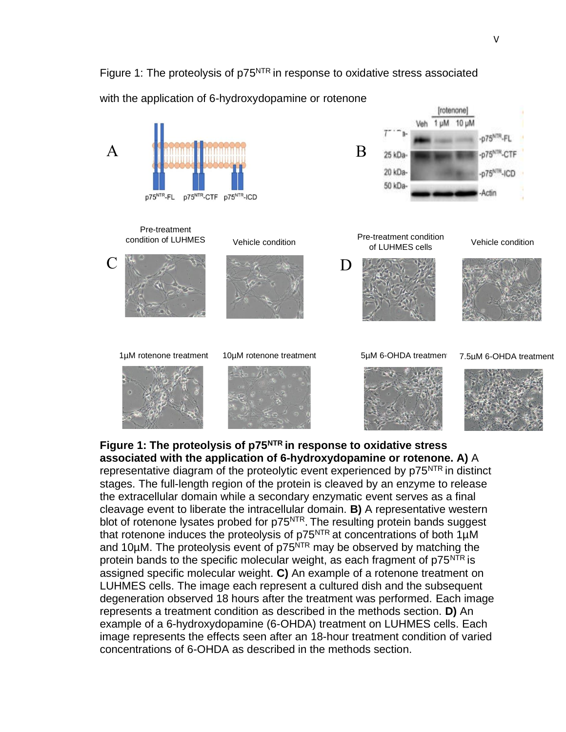Figure 1: The proteolysis of p75$^{NTR}$ in response to oxidative stress associated with the application of 6-hydroxydopamine or rotenone

**Figure 1: The proteolysis of p75$^{NTR}$ in response to oxidative stress associated with the application of 6-hydroxydopamine or rotenone. A)** A representative diagram of the proteolytic event experienced by p75$^{NTR}$ in distinct stages. The full-length region of the protein is cleaved by an enzyme to release the extracellular domain while a secondary enzymatic event serves as a final cleavage event to liberate the intracellular domain. **B)** A representative western blot of rotenone lysates probed for p75$^{NTR}$. The resulting protein bands suggest that rotenone induces the proteolysis of p75$^{NTR}$ at concentrations of both 1µM and 10µM. The proteolysis event of p75$^{NTR}$ may be observed by matching the protein bands to the specific molecular weight, as each fragment of p75$^{NTR}$ is assigned specific molecular weight. **C)** An example of a rotenone treatment on LUHMES cells. The image each represent a cultured dish and the subsequent degeneration observed 18 hours after the treatment was performed. Each image represents a treatment condition as described in the methods section. **D)** An example of a 6-hydroxydopamine (6-OHDA) treatment on LUHMES cells. Each image represents the effects seen after an 18-hour treatment condition of varied concentrations of 6-OHDA as described in the methods section.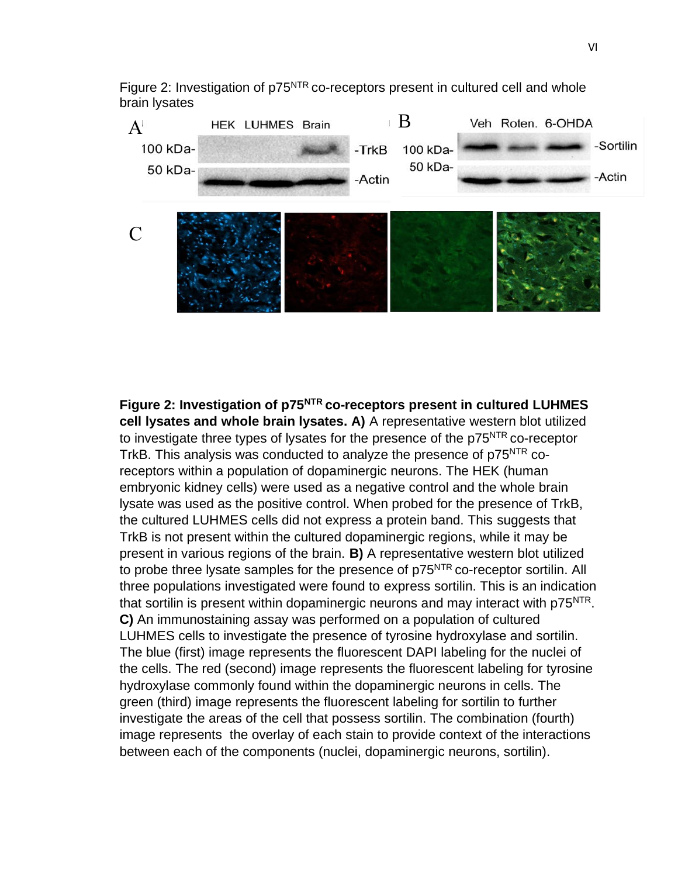Figure 2: Investigation of $p75^{NTR}$ co-receptors present in cultured cell and whole brain lysates

**Figure 2: Investigation of $p75^{NTR}$ co-receptors present in cultured LUHMES cell lysates and whole brain lysates. A)** A representative western blot utilized to investigate three types of lysates for the presence of the $p75^{NTR}$ co-receptor TrkB. This analysis was conducted to analyze the presence of $p75^{NTR}$ co-receptors within a population of dopaminergic neurons. The HEK (human embryonic kidney cells) were used as a negative control and the whole brain lysate was used as the positive control. When probed for the presence of TrkB, the cultured LUHMES cells did not express a protein band. This suggests that TrkB is not present within the cultured dopaminergic regions, while it may be present in various regions of the brain. **B)** A representative western blot utilized to probe three lysate samples for the presence of $p75^{NTR}$ co-receptor sortilin. All three populations investigated were found to express sortilin. This is an indication that sortilin is present within dopaminergic neurons and may interact with $p75^{NTR}$. **C)** An immunostaining assay was performed on a population of cultured LUHMES cells to investigate the presence of tyrosine hydroxylase and sortilin. The blue (first) image represents the fluorescent DAPI labeling for the nuclei of the cells. The red (second) image represents the fluorescent labeling for tyrosine hydroxylase commonly found within the dopaminergic neurons in cells. The green (third) image represents the fluorescent labeling for sortilin to further investigate the areas of the cell that possess sortilin. The combination (fourth) image represents the overlay of each stain to provide context of the interactions between each of the components (nuclei, dopaminergic neurons, sortilin).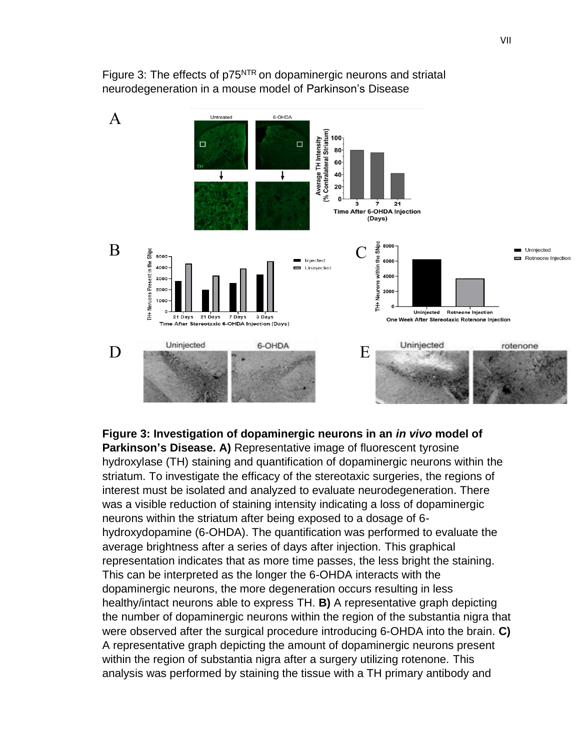Figure 3: The effects of $p75^{NTR}$ on dopaminergic neurons and striatal neurodegeneration in a mouse model of Parkinson's Disease

**Figure 3: Investigation of dopaminergic neurons in an *in vivo* model of Parkinson's Disease. A)** Representative image of fluorescent tyrosine hydroxylase (TH) staining and quantification of dopaminergic neurons within the striatum. To investigate the efficacy of the stereotaxic surgeries, the regions of interest must be isolated and analyzed to evaluate neurodegeneration. There was a visible reduction of staining intensity indicating a loss of dopaminergic neurons within the striatum after being exposed to a dosage of 6-hydroxydopamine (6-OHDA). The quantification was performed to evaluate the average brightness after a series of days after injection. This graphical representation indicates that as more time passes, the less bright the staining. This can be interpreted as the longer the 6-OHDA interacts with the dopaminergic neurons, the more degeneration occurs resulting in less healthy/intact neurons able to express TH. **B)** A representative graph depicting the number of dopaminergic neurons within the region of the substantia nigra that were observed after the surgical procedure introducing 6-OHDA into the brain. **C)** A representative graph depicting the amount of dopaminergic neurons present within the region of substantia nigra after a surgery utilizing rotenone. This analysis was performed by staining the tissue with a TH primary antibody and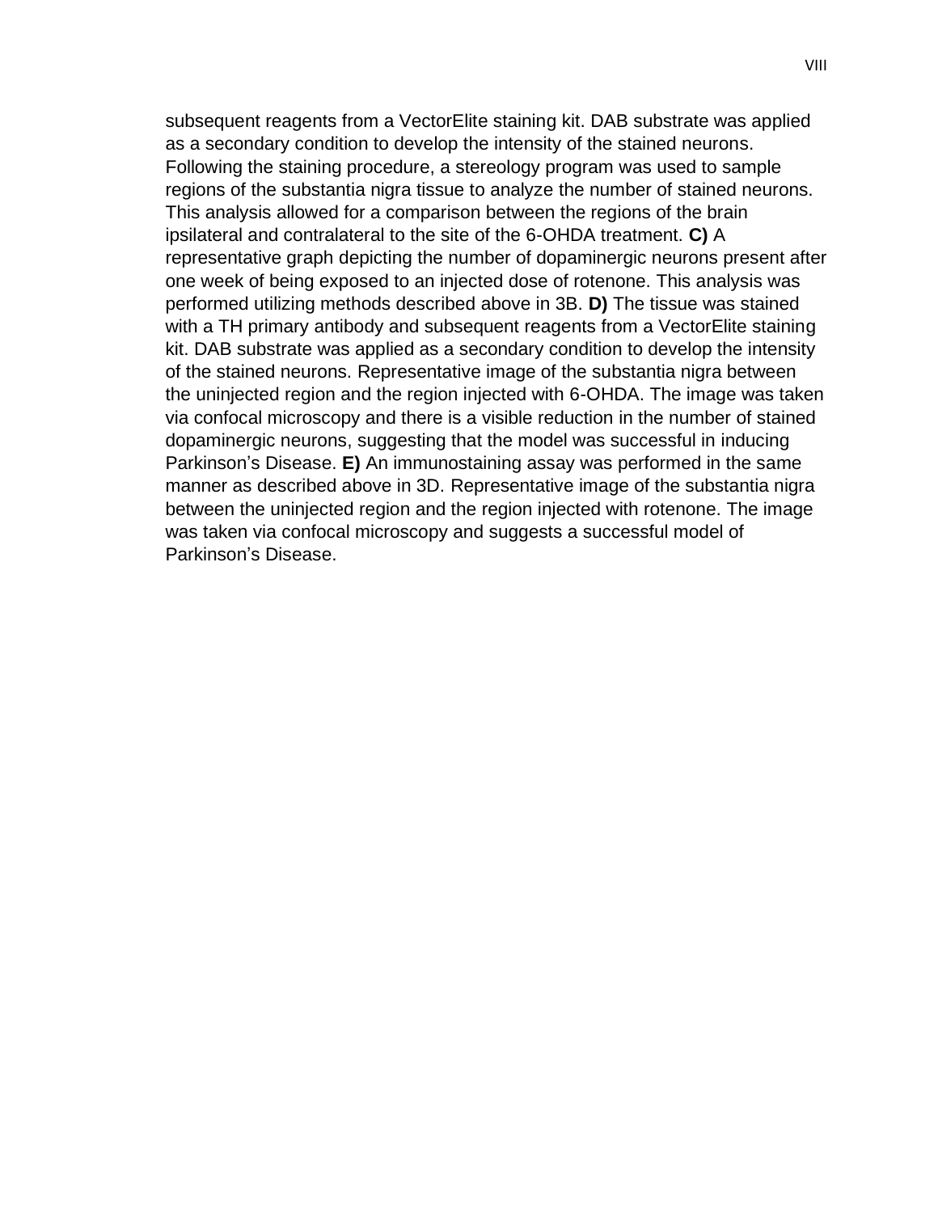subsequent reagents from a VectorElite staining kit. DAB substrate was applied as a secondary condition to develop the intensity of the stained neurons. Following the staining procedure, a stereology program was used to sample regions of the substantia nigra tissue to analyze the number of stained neurons. This analysis allowed for a comparison between the regions of the brain ipsilateral and contralateral to the site of the 6-OHDA treatment. **C)** A representative graph depicting the number of dopaminergic neurons present after one week of being exposed to an injected dose of rotenone. This analysis was performed utilizing methods described above in 3B. **D)** The tissue was stained with a TH primary antibody and subsequent reagents from a VectorElite staining kit. DAB substrate was applied as a secondary condition to develop the intensity of the stained neurons. Representative image of the substantia nigra between the uninjected region and the region injected with 6-OHDA. The image was taken via confocal microscopy and there is a visible reduction in the number of stained dopaminergic neurons, suggesting that the model was successful in inducing Parkinson's Disease. **E)** An immunostaining assay was performed in the same manner as described above in 3D. Representative image of the substantia nigra between the uninjected region and the region injected with rotenone. The image was taken via confocal microscopy and suggests a successful model of Parkinson's Disease.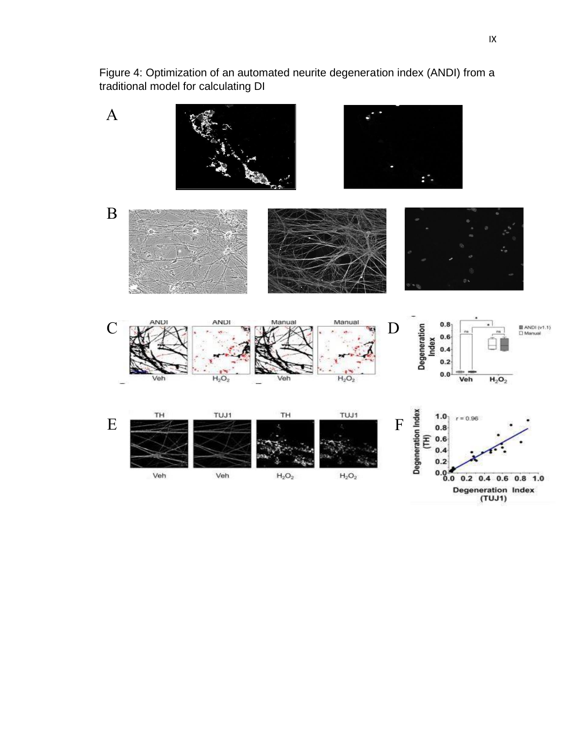Figure 4: Optimization of an automated neurite degeneration index (ANDI) from a traditional model for calculating DI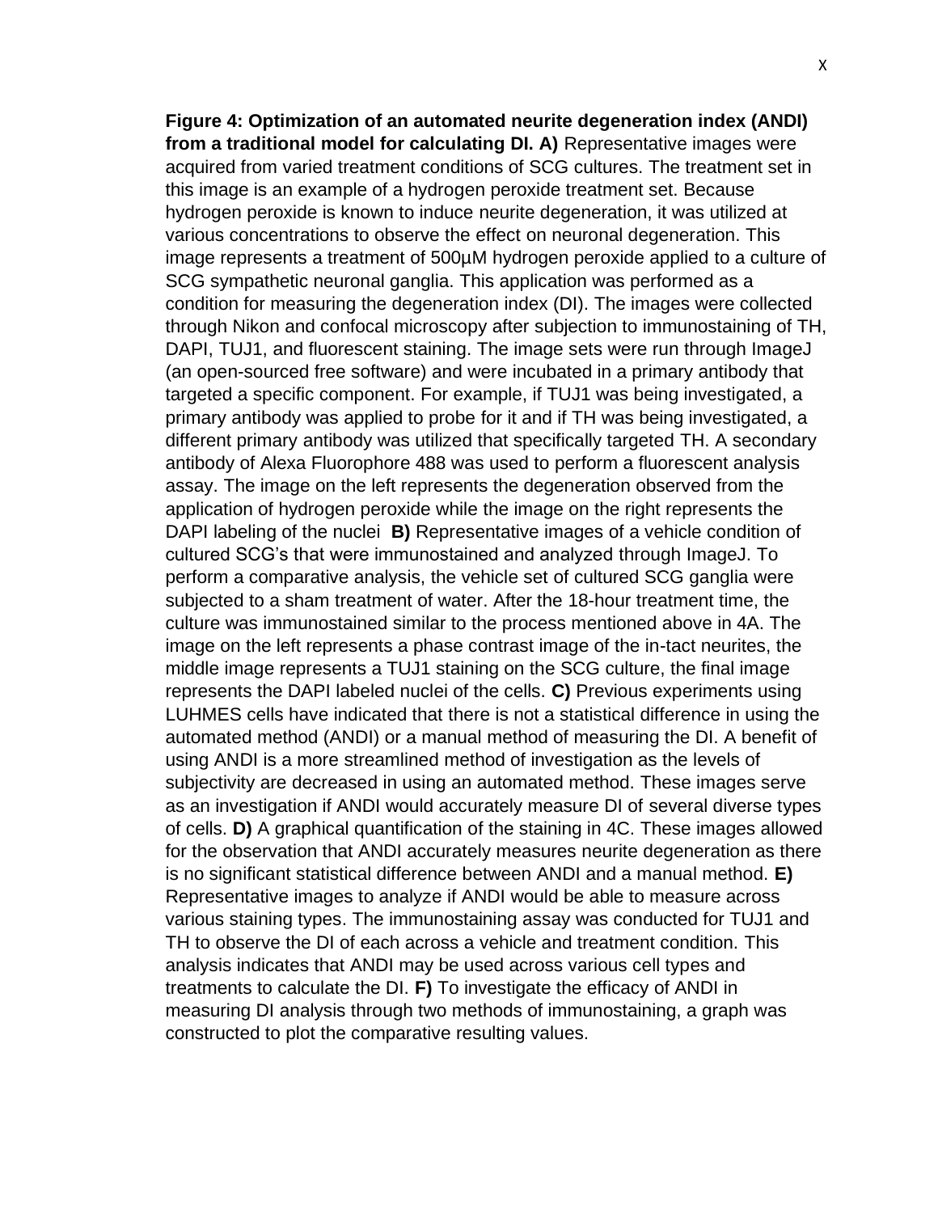**Figure 4: Optimization of an automated neurite degeneration index (ANDI) from a traditional model for calculating DI. A)** Representative images were acquired from varied treatment conditions of SCG cultures. The treatment set in this image is an example of a hydrogen peroxide treatment set. Because hydrogen peroxide is known to induce neurite degeneration, it was utilized at various concentrations to observe the effect on neuronal degeneration. This image represents a treatment of 500µM hydrogen peroxide applied to a culture of SCG sympathetic neuronal ganglia. This application was performed as a condition for measuring the degeneration index (DI). The images were collected through Nikon and confocal microscopy after subjection to immunostaining of TH, DAPI, TUJ1, and fluorescent staining. The image sets were run through ImageJ (an open-sourced free software) and were incubated in a primary antibody that targeted a specific component. For example, if TUJ1 was being investigated, a primary antibody was applied to probe for it and if TH was being investigated, a different primary antibody was utilized that specifically targeted TH. A secondary antibody of Alexa Fluorophore 488 was used to perform a fluorescent analysis assay. The image on the left represents the degeneration observed from the application of hydrogen peroxide while the image on the right represents the DAPI labeling of the nuclei **B)** Representative images of a vehicle condition of cultured SCG's that were immunostained and analyzed through ImageJ. To perform a comparative analysis, the vehicle set of cultured SCG ganglia were subjected to a sham treatment of water. After the 18-hour treatment time, the culture was immunostained similar to the process mentioned above in 4A. The image on the left represents a phase contrast image of the in-tact neurites, the middle image represents a TUJ1 staining on the SCG culture, the final image represents the DAPI labeled nuclei of the cells. **C)** Previous experiments using LUHMES cells have indicated that there is not a statistical difference in using the automated method (ANDI) or a manual method of measuring the DI. A benefit of using ANDI is a more streamlined method of investigation as the levels of subjectivity are decreased in using an automated method. These images serve as an investigation if ANDI would accurately measure DI of several diverse types of cells. **D)** A graphical quantification of the staining in 4C. These images allowed for the observation that ANDI accurately measures neurite degeneration as there is no significant statistical difference between ANDI and a manual method. **E)** Representative images to analyze if ANDI would be able to measure across various staining types. The immunostaining assay was conducted for TUJ1 and TH to observe the DI of each across a vehicle and treatment condition. This analysis indicates that ANDI may be used across various cell types and treatments to calculate the DI. **F)** To investigate the efficacy of ANDI in measuring DI analysis through two methods of immunostaining, a graph was constructed to plot the comparative resulting values.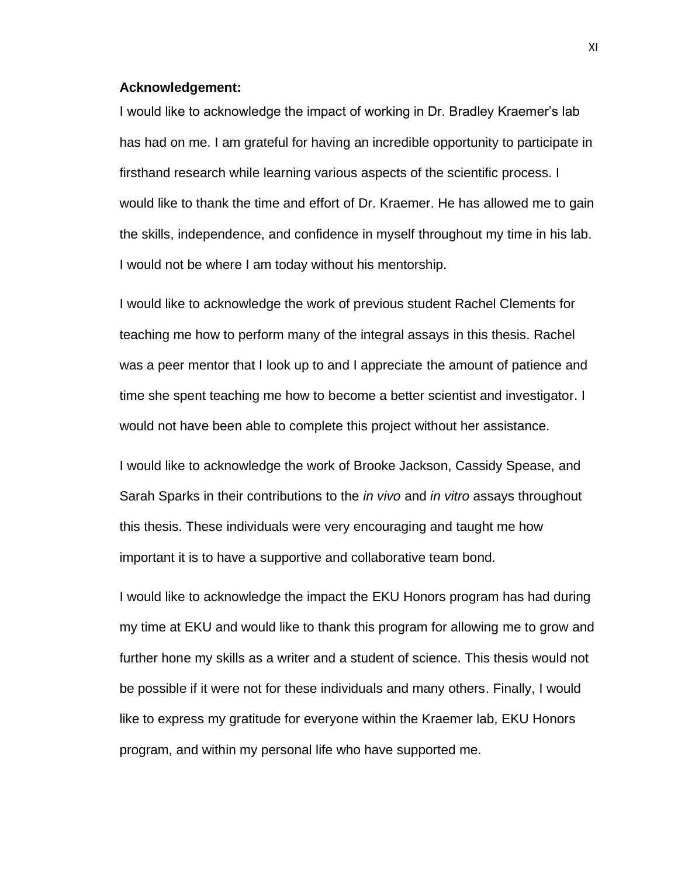**Acknowledgement:**

I would like to acknowledge the impact of working in Dr. Bradley Kraemer's lab has had on me. I am grateful for having an incredible opportunity to participate in firsthand research while learning various aspects of the scientific process. I would like to thank the time and effort of Dr. Kraemer. He has allowed me to gain the skills, independence, and confidence in myself throughout my time in his lab. I would not be where I am today without his mentorship.

I would like to acknowledge the work of previous student Rachel Clements for teaching me how to perform many of the integral assays in this thesis. Rachel was a peer mentor that I look up to and I appreciate the amount of patience and time she spent teaching me how to become a better scientist and investigator. I would not have been able to complete this project without her assistance.

I would like to acknowledge the work of Brooke Jackson, Cassidy Spease, and Sarah Sparks in their contributions to the *in vivo* and *in vitro* assays throughout this thesis. These individuals were very encouraging and taught me how important it is to have a supportive and collaborative team bond.

I would like to acknowledge the impact the EKU Honors program has had during my time at EKU and would like to thank this program for allowing me to grow and further hone my skills as a writer and a student of science. This thesis would not be possible if it were not for these individuals and many others. Finally, I would like to express my gratitude for everyone within the Kraemer lab, EKU Honors program, and within my personal life who have supported me.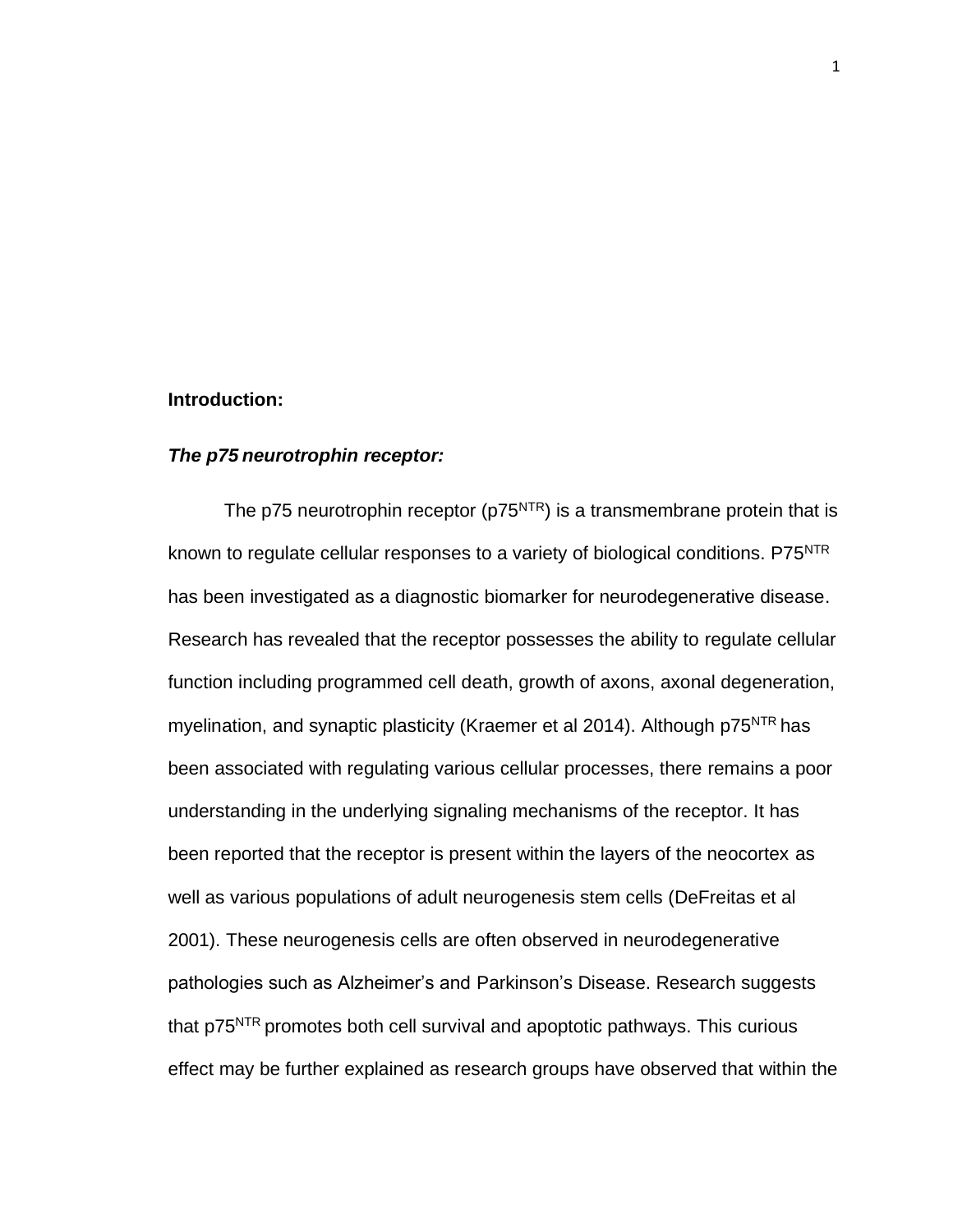**Introduction:**

***The p75 neurotrophin receptor:***

The p75 neurotrophin receptor ($p75^{NTR}$) is a transmembrane protein that is known to regulate cellular responses to a variety of biological conditions. $P75^{NTR}$ has been investigated as a diagnostic biomarker for neurodegenerative disease. Research has revealed that the receptor possesses the ability to regulate cellular function including programmed cell death, growth of axons, axonal degeneration, myelination, and synaptic plasticity (Kraemer et al 2014). Although $p75^{NTR}$ has been associated with regulating various cellular processes, there remains a poor understanding in the underlying signaling mechanisms of the receptor. It has been reported that the receptor is present within the layers of the neocortex as well as various populations of adult neurogenesis stem cells (DeFreitas et al 2001). These neurogenesis cells are often observed in neurodegenerative pathologies such as Alzheimer's and Parkinson's Disease. Research suggests that $p75^{NTR}$ promotes both cell survival and apoptotic pathways. This curious effect may be further explained as research groups have observed that within the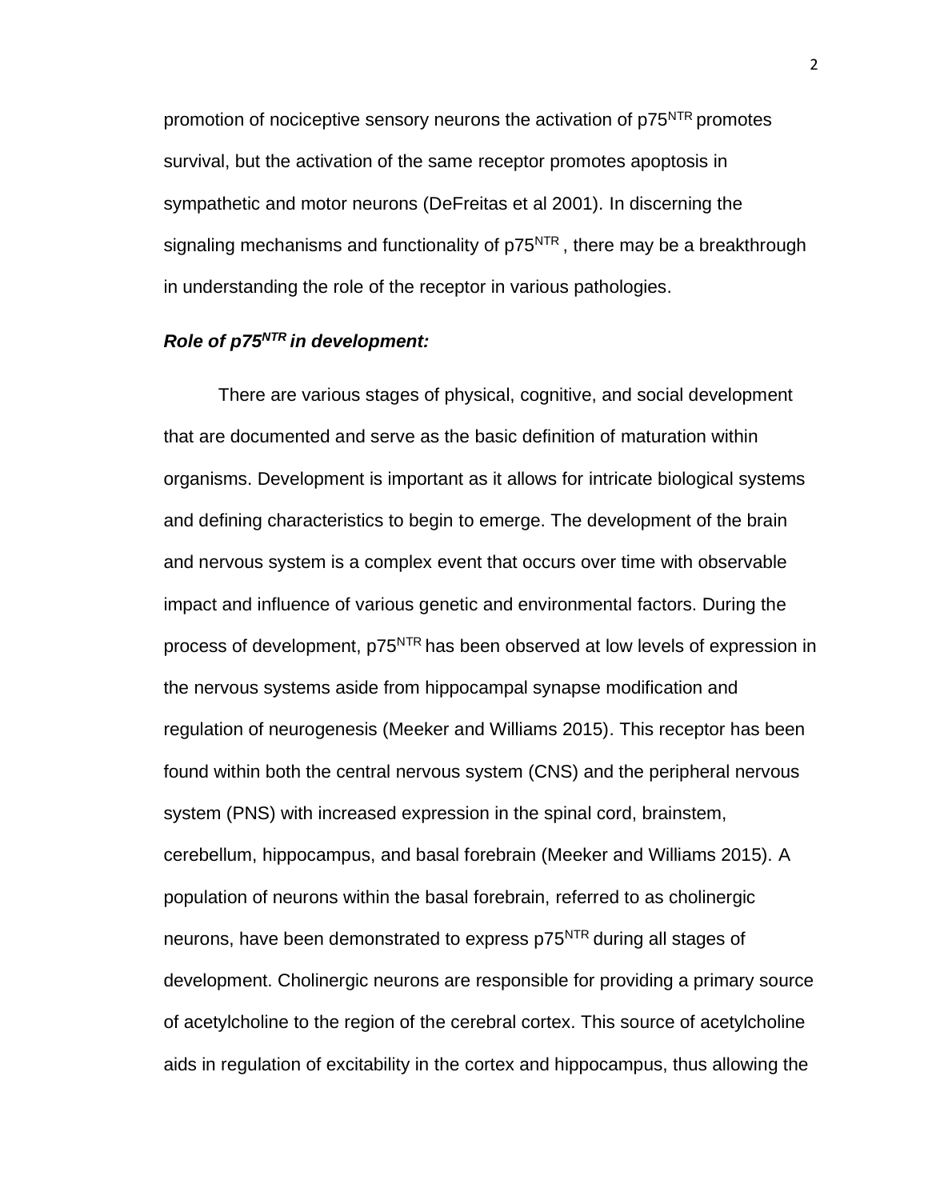promotion of nociceptive sensory neurons the activation of p75$^{NTR}$ promotes survival, but the activation of the same receptor promotes apoptosis in sympathetic and motor neurons (DeFreitas et al 2001). In discerning the signaling mechanisms and functionality of p75$^{NTR}$ , there may be a breakthrough in understanding the role of the receptor in various pathologies.

### *Role of p75$^{NTR}$ in development:*

There are various stages of physical, cognitive, and social development that are documented and serve as the basic definition of maturation within organisms. Development is important as it allows for intricate biological systems and defining characteristics to begin to emerge. The development of the brain and nervous system is a complex event that occurs over time with observable impact and influence of various genetic and environmental factors. During the process of development, p75$^{NTR}$ has been observed at low levels of expression in the nervous systems aside from hippocampal synapse modification and regulation of neurogenesis (Meeker and Williams 2015). This receptor has been found within both the central nervous system (CNS) and the peripheral nervous system (PNS) with increased expression in the spinal cord, brainstem, cerebellum, hippocampus, and basal forebrain (Meeker and Williams 2015). A population of neurons within the basal forebrain, referred to as cholinergic neurons, have been demonstrated to express p75$^{NTR}$ during all stages of development. Cholinergic neurons are responsible for providing a primary source of acetylcholine to the region of the cerebral cortex. This source of acetylcholine aids in regulation of excitability in the cortex and hippocampus, thus allowing the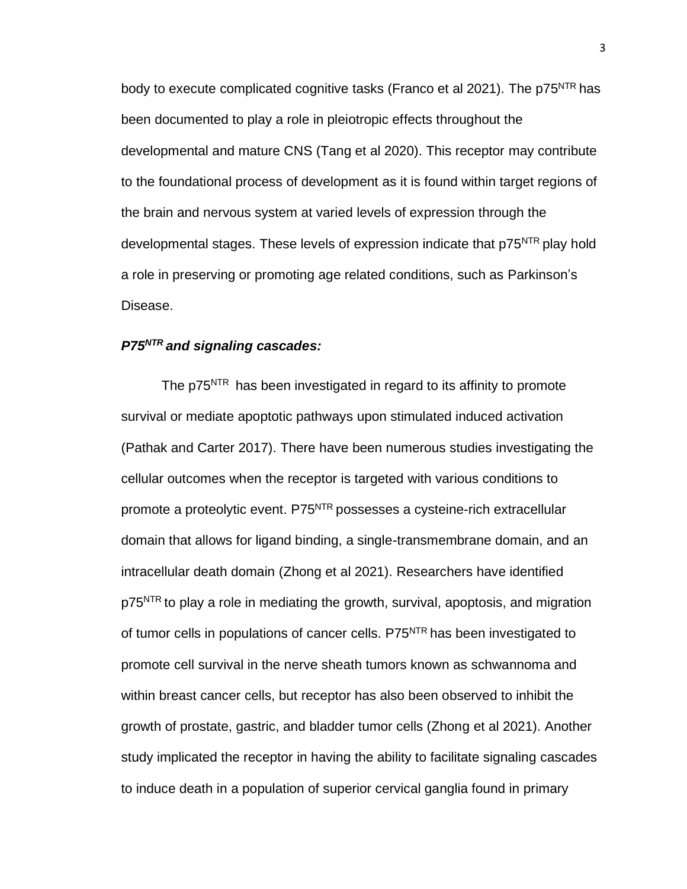body to execute complicated cognitive tasks (Franco et al 2021). The p75$^{NTR}$ has been documented to play a role in pleiotropic effects throughout the developmental and mature CNS (Tang et al 2020). This receptor may contribute to the foundational process of development as it is found within target regions of the brain and nervous system at varied levels of expression through the developmental stages. These levels of expression indicate that p75$^{NTR}$ play hold a role in preserving or promoting age related conditions, such as Parkinson's Disease.

### *P75$^{NTR}$ and signaling cascades:*

The p75$^{NTR}$ has been investigated in regard to its affinity to promote survival or mediate apoptotic pathways upon stimulated induced activation (Pathak and Carter 2017). There have been numerous studies investigating the cellular outcomes when the receptor is targeted with various conditions to promote a proteolytic event. P75$^{NTR}$ possesses a cysteine-rich extracellular domain that allows for ligand binding, a single-transmembrane domain, and an intracellular death domain (Zhong et al 2021). Researchers have identified p75$^{NTR}$ to play a role in mediating the growth, survival, apoptosis, and migration of tumor cells in populations of cancer cells. P75$^{NTR}$ has been investigated to promote cell survival in the nerve sheath tumors known as schwannoma and within breast cancer cells, but receptor has also been observed to inhibit the growth of prostate, gastric, and bladder tumor cells (Zhong et al 2021). Another study implicated the receptor in having the ability to facilitate signaling cascades to induce death in a population of superior cervical ganglia found in primary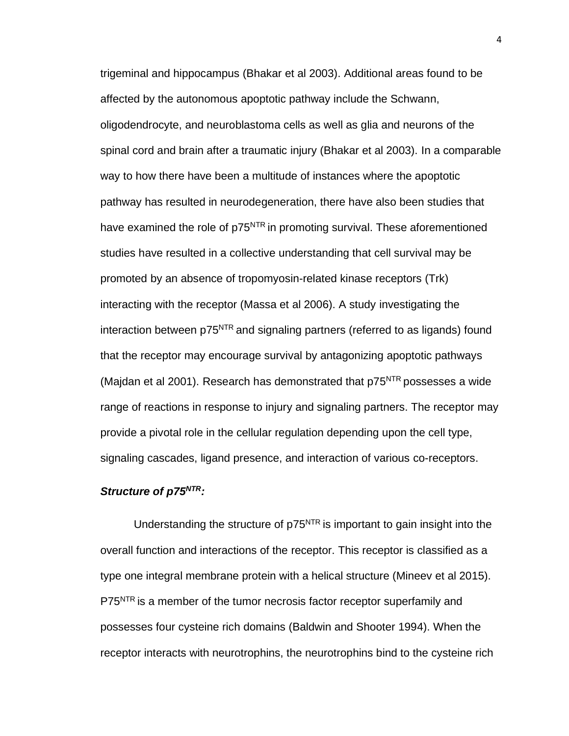trigeminal and hippocampus (Bhakar et al 2003). Additional areas found to be affected by the autonomous apoptotic pathway include the Schwann, oligodendrocyte, and neuroblastoma cells as well as glia and neurons of the spinal cord and brain after a traumatic injury (Bhakar et al 2003). In a comparable way to how there have been a multitude of instances where the apoptotic pathway has resulted in neurodegeneration, there have also been studies that have examined the role of p75$^{NTR}$ in promoting survival. These aforementioned studies have resulted in a collective understanding that cell survival may be promoted by an absence of tropomyosin-related kinase receptors (Trk) interacting with the receptor (Massa et al 2006). A study investigating the interaction between p75$^{NTR}$ and signaling partners (referred to as ligands) found that the receptor may encourage survival by antagonizing apoptotic pathways (Majdan et al 2001). Research has demonstrated that p75$^{NTR}$ possesses a wide range of reactions in response to injury and signaling partners. The receptor may provide a pivotal role in the cellular regulation depending upon the cell type, signaling cascades, ligand presence, and interaction of various co-receptors.

***Structure of p75$^{NTR}$:***

Understanding the structure of p75$^{NTR}$ is important to gain insight into the overall function and interactions of the receptor. This receptor is classified as a type one integral membrane protein with a helical structure (Mineev et al 2015). P75$^{NTR}$ is a member of the tumor necrosis factor receptor superfamily and possesses four cysteine rich domains (Baldwin and Shooter 1994). When the receptor interacts with neurotrophins, the neurotrophins bind to the cysteine rich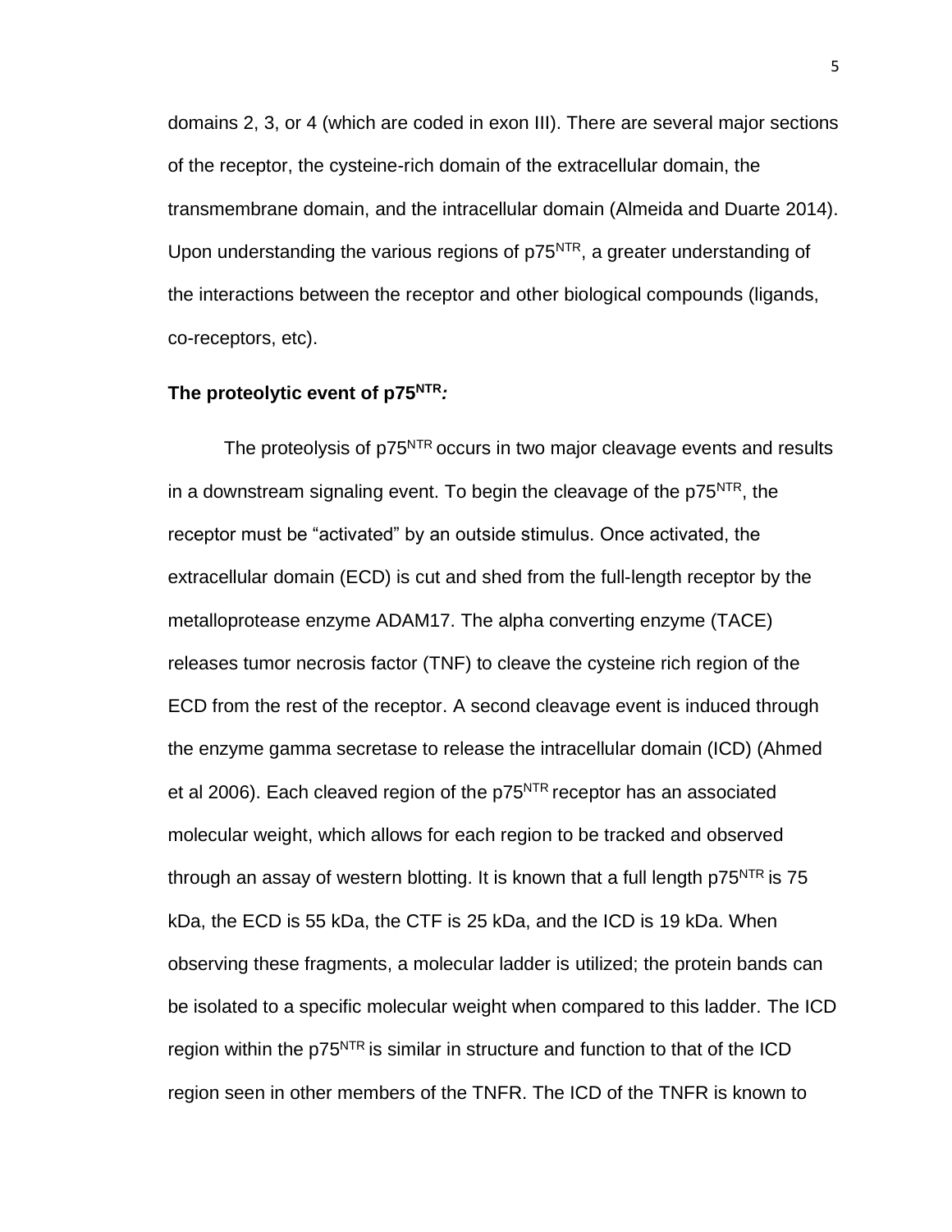domains 2, 3, or 4 (which are coded in exon III). There are several major sections of the receptor, the cysteine-rich domain of the extracellular domain, the transmembrane domain, and the intracellular domain (Almeida and Duarte 2014). Upon understanding the various regions of p75$^{NTR}$, a greater understanding of the interactions between the receptor and other biological compounds (ligands, co-receptors, etc).

### **The proteolytic event of p75$^{NTR}$*:***

The proteolysis of p75$^{NTR}$ occurs in two major cleavage events and results in a downstream signaling event. To begin the cleavage of the p75$^{NTR}$, the receptor must be "activated" by an outside stimulus. Once activated, the extracellular domain (ECD) is cut and shed from the full-length receptor by the metalloprotease enzyme ADAM17. The alpha converting enzyme (TACE) releases tumor necrosis factor (TNF) to cleave the cysteine rich region of the ECD from the rest of the receptor. A second cleavage event is induced through the enzyme gamma secretase to release the intracellular domain (ICD) (Ahmed et al 2006). Each cleaved region of the p75$^{NTR}$ receptor has an associated molecular weight, which allows for each region to be tracked and observed through an assay of western blotting. It is known that a full length p75$^{NTR}$ is 75 kDa, the ECD is 55 kDa, the CTF is 25 kDa, and the ICD is 19 kDa. When observing these fragments, a molecular ladder is utilized; the protein bands can be isolated to a specific molecular weight when compared to this ladder. The ICD region within the p75$^{NTR}$ is similar in structure and function to that of the ICD region seen in other members of the TNFR. The ICD of the TNFR is known to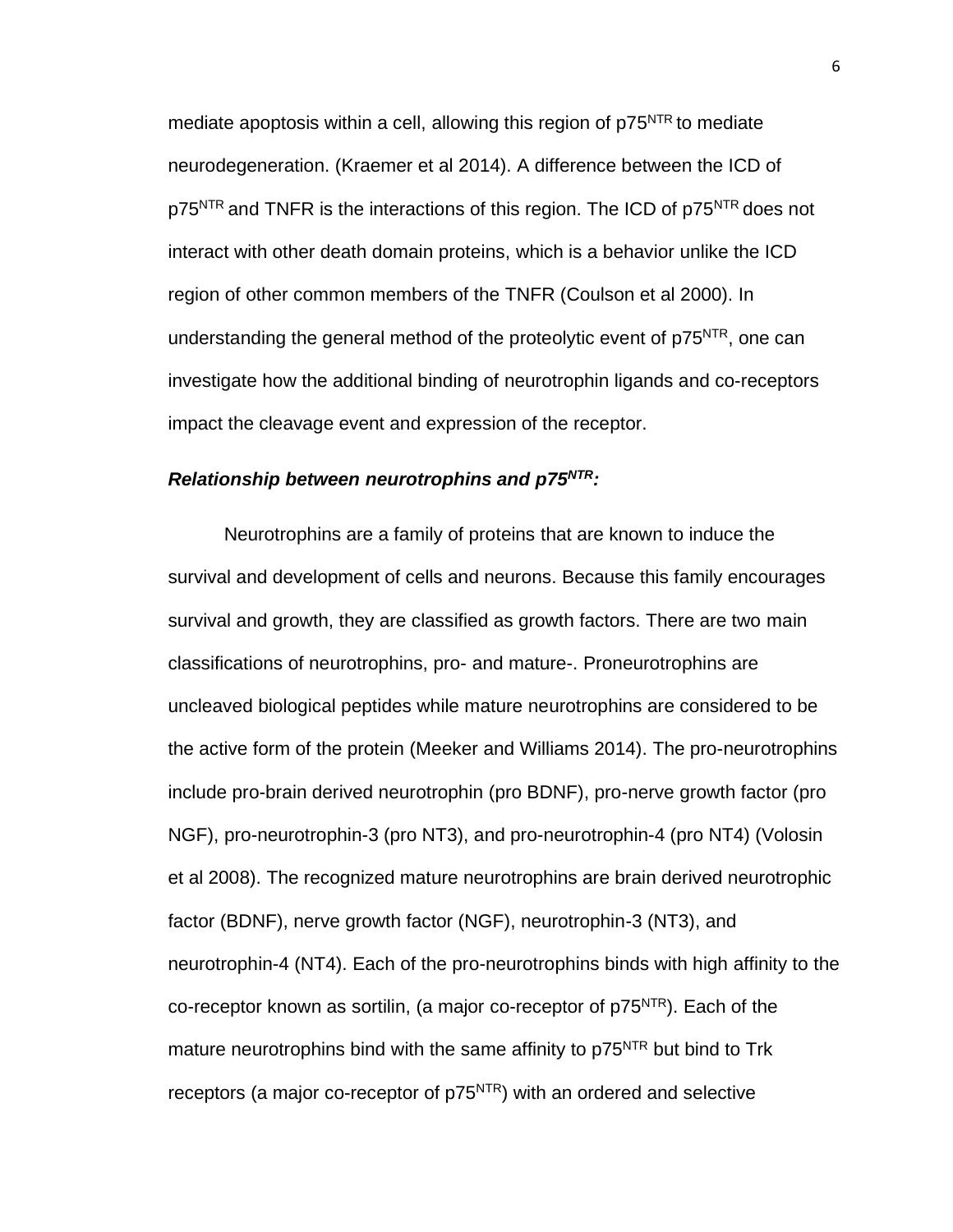mediate apoptosis within a cell, allowing this region of $p75^{NTR}$ to mediate neurodegeneration. (Kraemer et al 2014). A difference between the ICD of $p75^{NTR}$ and TNFR is the interactions of this region. The ICD of $p75^{NTR}$ does not interact with other death domain proteins, which is a behavior unlike the ICD region of other common members of the TNFR (Coulson et al 2000). In understanding the general method of the proteolytic event of $p75^{NTR}$, one can investigate how the additional binding of neurotrophin ligands and co-receptors impact the cleavage event and expression of the receptor.

### ***Relationship between neurotrophins and $p75^{NTR}$:***

Neurotrophins are a family of proteins that are known to induce the survival and development of cells and neurons. Because this family encourages survival and growth, they are classified as growth factors. There are two main classifications of neurotrophins, pro- and mature-. Proneurotrophins are uncleaved biological peptides while mature neurotrophins are considered to be the active form of the protein (Meeker and Williams 2014). The pro-neurotrophins include pro-brain derived neurotrophin (pro BDNF), pro-nerve growth factor (pro NGF), pro-neurotrophin-3 (pro NT3), and pro-neurotrophin-4 (pro NT4) (Volosin et al 2008). The recognized mature neurotrophins are brain derived neurotrophic factor (BDNF), nerve growth factor (NGF), neurotrophin-3 (NT3), and neurotrophin-4 (NT4). Each of the pro-neurotrophins binds with high affinity to the co-receptor known as sortilin, (a major co-receptor of $p75^{NTR}$). Each of the mature neurotrophins bind with the same affinity to $p75^{NTR}$ but bind to Trk receptors (a major co-receptor of $p75^{NTR}$) with an ordered and selective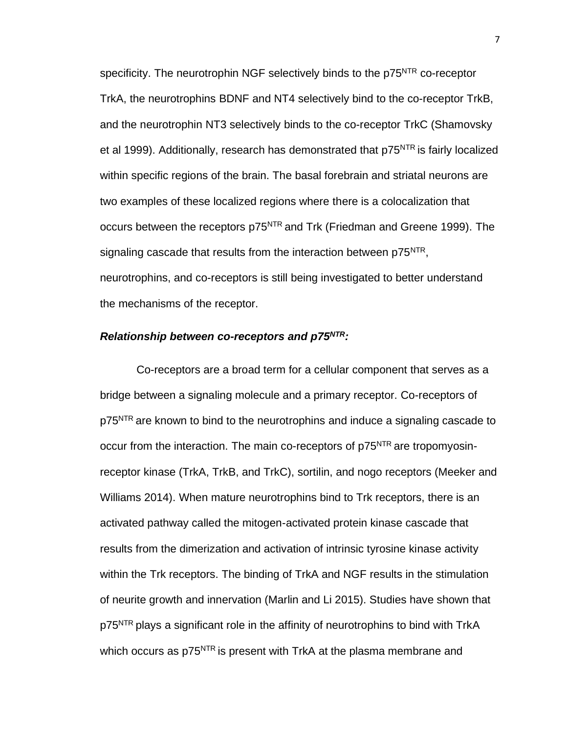specificity. The neurotrophin NGF selectively binds to the p75$^{NTR}$ co-receptor TrkA, the neurotrophins BDNF and NT4 selectively bind to the co-receptor TrkB, and the neurotrophin NT3 selectively binds to the co-receptor TrkC (Shamovsky et al 1999). Additionally, research has demonstrated that p75$^{NTR}$ is fairly localized within specific regions of the brain. The basal forebrain and striatal neurons are two examples of these localized regions where there is a colocalization that occurs between the receptors p75$^{NTR}$ and Trk (Friedman and Greene 1999). The signaling cascade that results from the interaction between p75$^{NTR}$, neurotrophins, and co-receptors is still being investigated to better understand the mechanisms of the receptor.

***Relationship between co-receptors and p75$^{NTR}$:***

Co-receptors are a broad term for a cellular component that serves as a bridge between a signaling molecule and a primary receptor. Co-receptors of p75$^{NTR}$ are known to bind to the neurotrophins and induce a signaling cascade to occur from the interaction. The main co-receptors of p75$^{NTR}$ are tropomyosin-receptor kinase (TrkA, TrkB, and TrkC), sortilin, and nogo receptors (Meeker and Williams 2014). When mature neurotrophins bind to Trk receptors, there is an activated pathway called the mitogen-activated protein kinase cascade that results from the dimerization and activation of intrinsic tyrosine kinase activity within the Trk receptors. The binding of TrkA and NGF results in the stimulation of neurite growth and innervation (Marlin and Li 2015). Studies have shown that p75$^{NTR}$ plays a significant role in the affinity of neurotrophins to bind with TrkA which occurs as p75$^{NTR}$ is present with TrkA at the plasma membrane and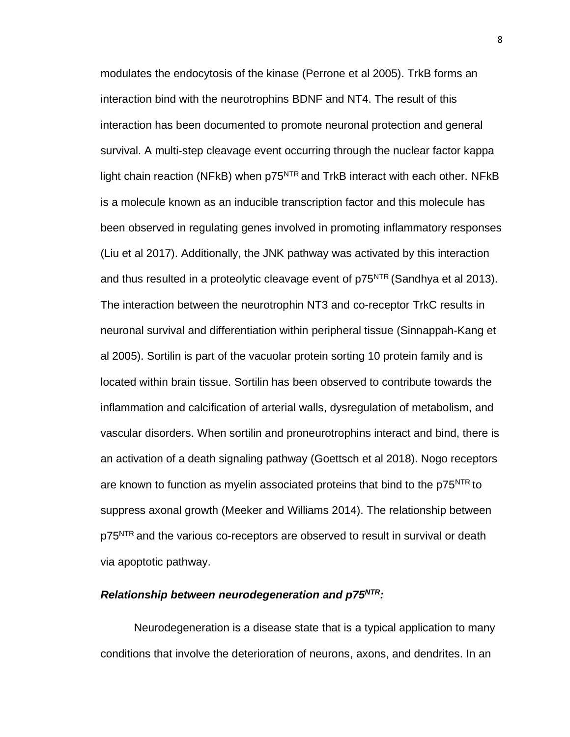modulates the endocytosis of the kinase (Perrone et al 2005). TrkB forms an interaction bind with the neurotrophins BDNF and NT4. The result of this interaction has been documented to promote neuronal protection and general survival. A multi-step cleavage event occurring through the nuclear factor kappa light chain reaction (NFkB) when $p75^{NTR}$ and TrkB interact with each other. NFkB is a molecule known as an inducible transcription factor and this molecule has been observed in regulating genes involved in promoting inflammatory responses (Liu et al 2017). Additionally, the JNK pathway was activated by this interaction and thus resulted in a proteolytic cleavage event of $p75^{NTR}$ (Sandhya et al 2013). The interaction between the neurotrophin NT3 and co-receptor TrkC results in neuronal survival and differentiation within peripheral tissue (Sinnappah-Kang et al 2005). Sortilin is part of the vacuolar protein sorting 10 protein family and is located within brain tissue. Sortilin has been observed to contribute towards the inflammation and calcification of arterial walls, dysregulation of metabolism, and vascular disorders. When sortilin and proneurotrophins interact and bind, there is an activation of a death signaling pathway (Goettsch et al 2018). Nogo receptors are known to function as myelin associated proteins that bind to the $p75^{NTR}$ to suppress axonal growth (Meeker and Williams 2014). The relationship between $p75^{NTR}$ and the various co-receptors are observed to result in survival or death via apoptotic pathway.

### ***Relationship between neurodegeneration and $p75^{NTR}$:***

Neurodegeneration is a disease state that is a typical application to many conditions that involve the deterioration of neurons, axons, and dendrites. In an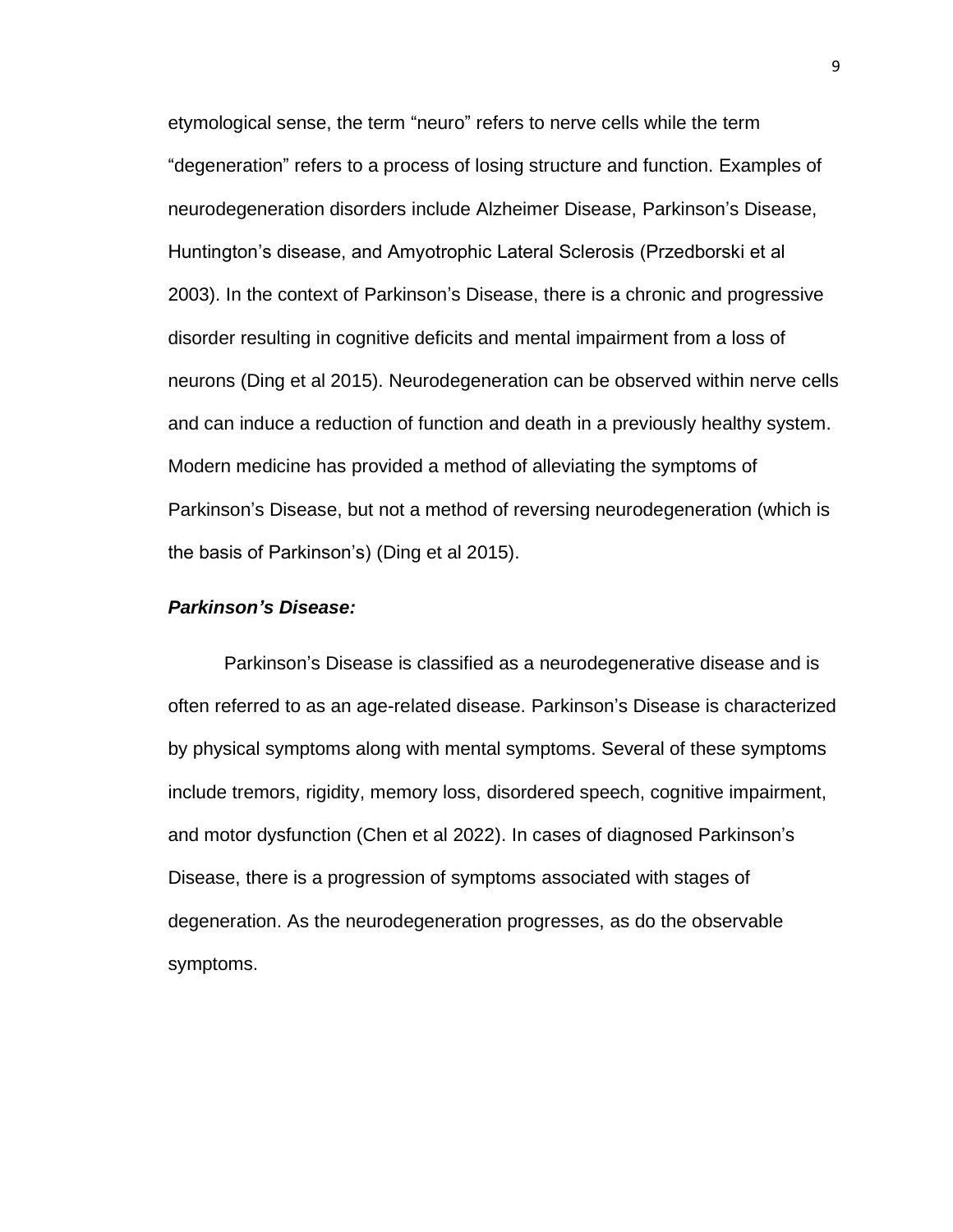etymological sense, the term “neuro” refers to nerve cells while the term “degeneration” refers to a process of losing structure and function. Examples of neurodegeneration disorders include Alzheimer Disease, Parkinson’s Disease, Huntington’s disease, and Amyotrophic Lateral Sclerosis (Przedborski et al 2003). In the context of Parkinson’s Disease, there is a chronic and progressive disorder resulting in cognitive deficits and mental impairment from a loss of neurons (Ding et al 2015). Neurodegeneration can be observed within nerve cells and can induce a reduction of function and death in a previously healthy system. Modern medicine has provided a method of alleviating the symptoms of Parkinson’s Disease, but not a method of reversing neurodegeneration (which is the basis of Parkinson’s) (Ding et al 2015).

***Parkinson’s Disease:***

Parkinson’s Disease is classified as a neurodegenerative disease and is often referred to as an age-related disease. Parkinson’s Disease is characterized by physical symptoms along with mental symptoms. Several of these symptoms include tremors, rigidity, memory loss, disordered speech, cognitive impairment, and motor dysfunction (Chen et al 2022). In cases of diagnosed Parkinson’s Disease, there is a progression of symptoms associated with stages of degeneration. As the neurodegeneration progresses, as do the observable symptoms.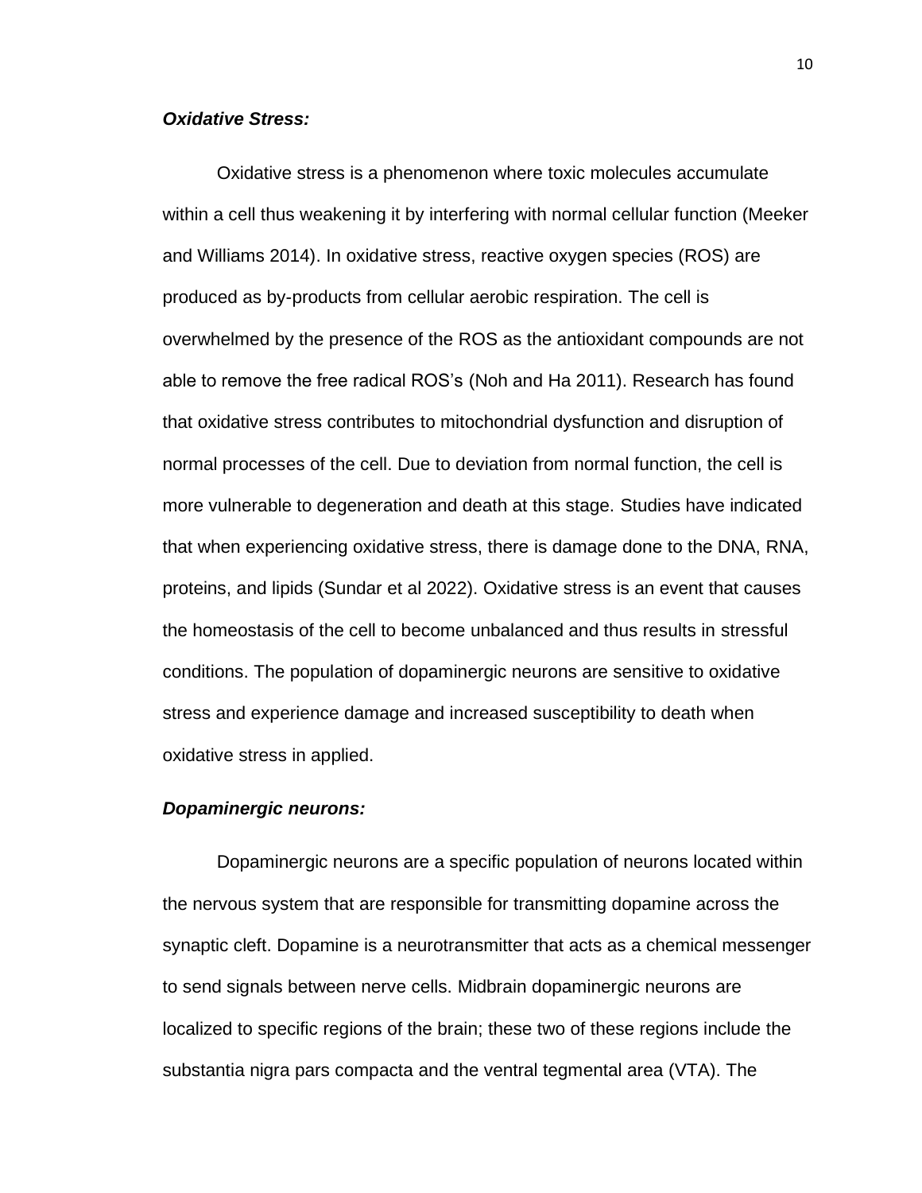***Oxidative Stress:***

Oxidative stress is a phenomenon where toxic molecules accumulate within a cell thus weakening it by interfering with normal cellular function (Meeker and Williams 2014). In oxidative stress, reactive oxygen species (ROS) are produced as by-products from cellular aerobic respiration. The cell is overwhelmed by the presence of the ROS as the antioxidant compounds are not able to remove the free radical ROS's (Noh and Ha 2011). Research has found that oxidative stress contributes to mitochondrial dysfunction and disruption of normal processes of the cell. Due to deviation from normal function, the cell is more vulnerable to degeneration and death at this stage. Studies have indicated that when experiencing oxidative stress, there is damage done to the DNA, RNA, proteins, and lipids (Sundar et al 2022). Oxidative stress is an event that causes the homeostasis of the cell to become unbalanced and thus results in stressful conditions. The population of dopaminergic neurons are sensitive to oxidative stress and experience damage and increased susceptibility to death when oxidative stress in applied.

***Dopaminergic neurons:***

Dopaminergic neurons are a specific population of neurons located within the nervous system that are responsible for transmitting dopamine across the synaptic cleft. Dopamine is a neurotransmitter that acts as a chemical messenger to send signals between nerve cells. Midbrain dopaminergic neurons are localized to specific regions of the brain; these two of these regions include the substantia nigra pars compacta and the ventral tegmental area (VTA). The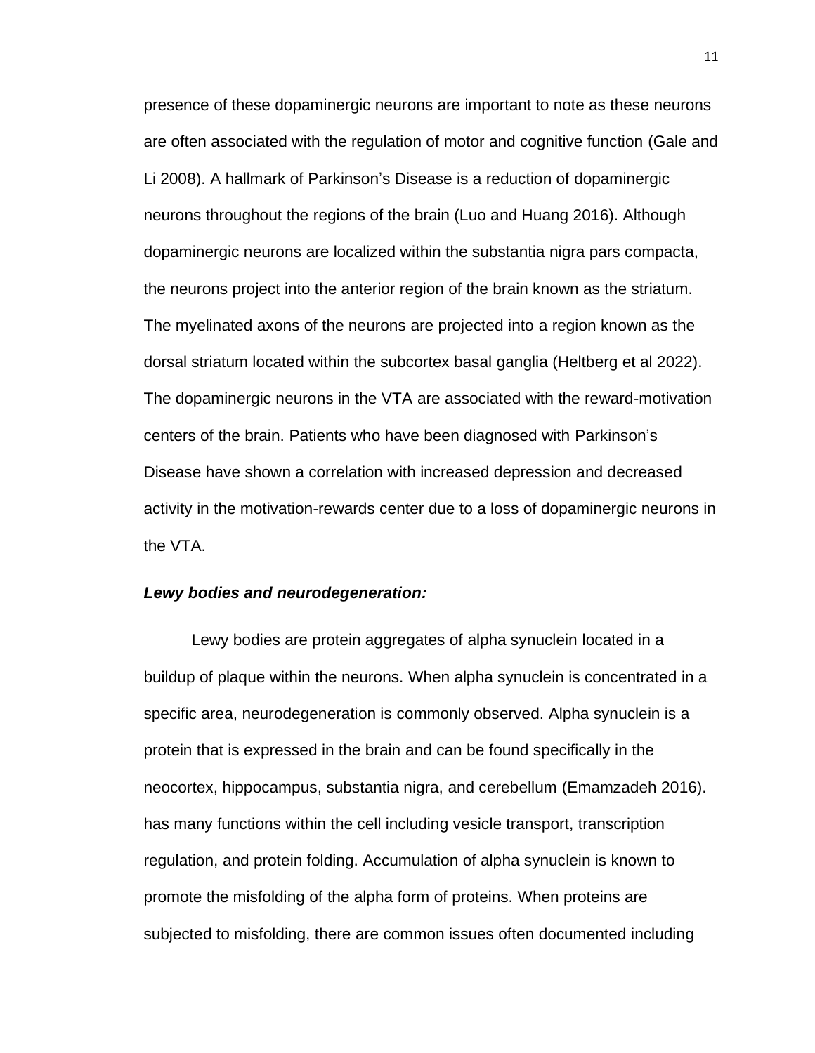presence of these dopaminergic neurons are important to note as these neurons are often associated with the regulation of motor and cognitive function (Gale and Li 2008). A hallmark of Parkinson's Disease is a reduction of dopaminergic neurons throughout the regions of the brain (Luo and Huang 2016). Although dopaminergic neurons are localized within the substantia nigra pars compacta, the neurons project into the anterior region of the brain known as the striatum. The myelinated axons of the neurons are projected into a region known as the dorsal striatum located within the subcortex basal ganglia (Heltberg et al 2022). The dopaminergic neurons in the VTA are associated with the reward-motivation centers of the brain. Patients who have been diagnosed with Parkinson's Disease have shown a correlation with increased depression and decreased activity in the motivation-rewards center due to a loss of dopaminergic neurons in the VTA.

***Lewy bodies and neurodegeneration:***

Lewy bodies are protein aggregates of alpha synuclein located in a buildup of plaque within the neurons. When alpha synuclein is concentrated in a specific area, neurodegeneration is commonly observed. Alpha synuclein is a protein that is expressed in the brain and can be found specifically in the neocortex, hippocampus, substantia nigra, and cerebellum (Emamzadeh 2016). has many functions within the cell including vesicle transport, transcription regulation, and protein folding. Accumulation of alpha synuclein is known to promote the misfolding of the alpha form of proteins. When proteins are subjected to misfolding, there are common issues often documented including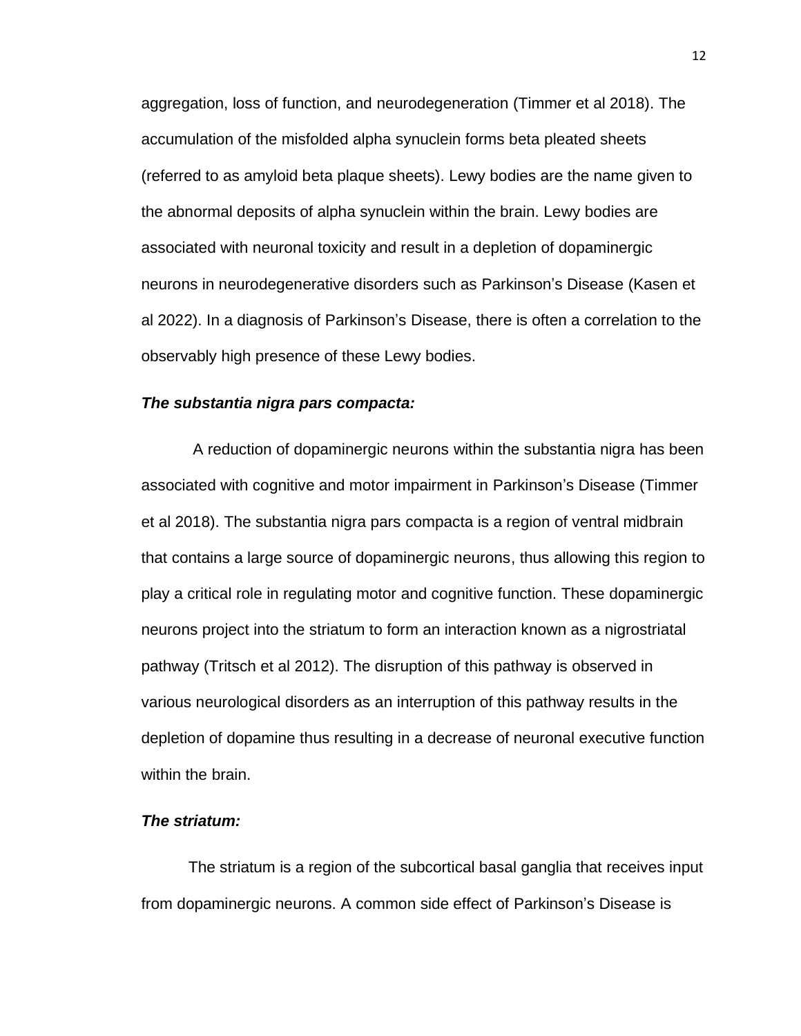aggregation, loss of function, and neurodegeneration (Timmer et al 2018). The accumulation of the misfolded alpha synuclein forms beta pleated sheets (referred to as amyloid beta plaque sheets). Lewy bodies are the name given to the abnormal deposits of alpha synuclein within the brain. Lewy bodies are associated with neuronal toxicity and result in a depletion of dopaminergic neurons in neurodegenerative disorders such as Parkinson's Disease (Kasen et al 2022). In a diagnosis of Parkinson's Disease, there is often a correlation to the observably high presence of these Lewy bodies.

***The substantia nigra pars compacta:***

A reduction of dopaminergic neurons within the substantia nigra has been associated with cognitive and motor impairment in Parkinson's Disease (Timmer et al 2018). The substantia nigra pars compacta is a region of ventral midbrain that contains a large source of dopaminergic neurons, thus allowing this region to play a critical role in regulating motor and cognitive function. These dopaminergic neurons project into the striatum to form an interaction known as a nigrostriatal pathway (Tritsch et al 2012). The disruption of this pathway is observed in various neurological disorders as an interruption of this pathway results in the depletion of dopamine thus resulting in a decrease of neuronal executive function within the brain.

***The striatum:***

The striatum is a region of the subcortical basal ganglia that receives input from dopaminergic neurons. A common side effect of Parkinson's Disease is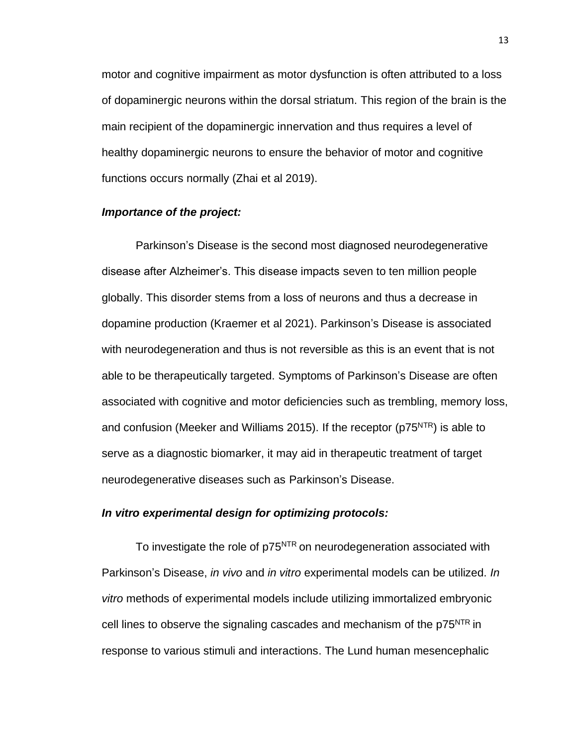motor and cognitive impairment as motor dysfunction is often attributed to a loss of dopaminergic neurons within the dorsal striatum. This region of the brain is the main recipient of the dopaminergic innervation and thus requires a level of healthy dopaminergic neurons to ensure the behavior of motor and cognitive functions occurs normally (Zhai et al 2019).

***Importance of the project:***

Parkinson's Disease is the second most diagnosed neurodegenerative disease after Alzheimer's. This disease impacts seven to ten million people globally. This disorder stems from a loss of neurons and thus a decrease in dopamine production (Kraemer et al 2021). Parkinson's Disease is associated with neurodegeneration and thus is not reversible as this is an event that is not able to be therapeutically targeted. Symptoms of Parkinson's Disease are often associated with cognitive and motor deficiencies such as trembling, memory loss, and confusion (Meeker and Williams 2015). If the receptor ($p75^{NTR}$) is able to serve as a diagnostic biomarker, it may aid in therapeutic treatment of target neurodegenerative diseases such as Parkinson's Disease.

***In vitro experimental design for optimizing protocols:***

To investigate the role of $p75^{NTR}$ on neurodegeneration associated with Parkinson's Disease, *in vivo* and *in vitro* experimental models can be utilized. *In vitro* methods of experimental models include utilizing immortalized embryonic cell lines to observe the signaling cascades and mechanism of the $p75^{NTR}$ in response to various stimuli and interactions. The Lund human mesencephalic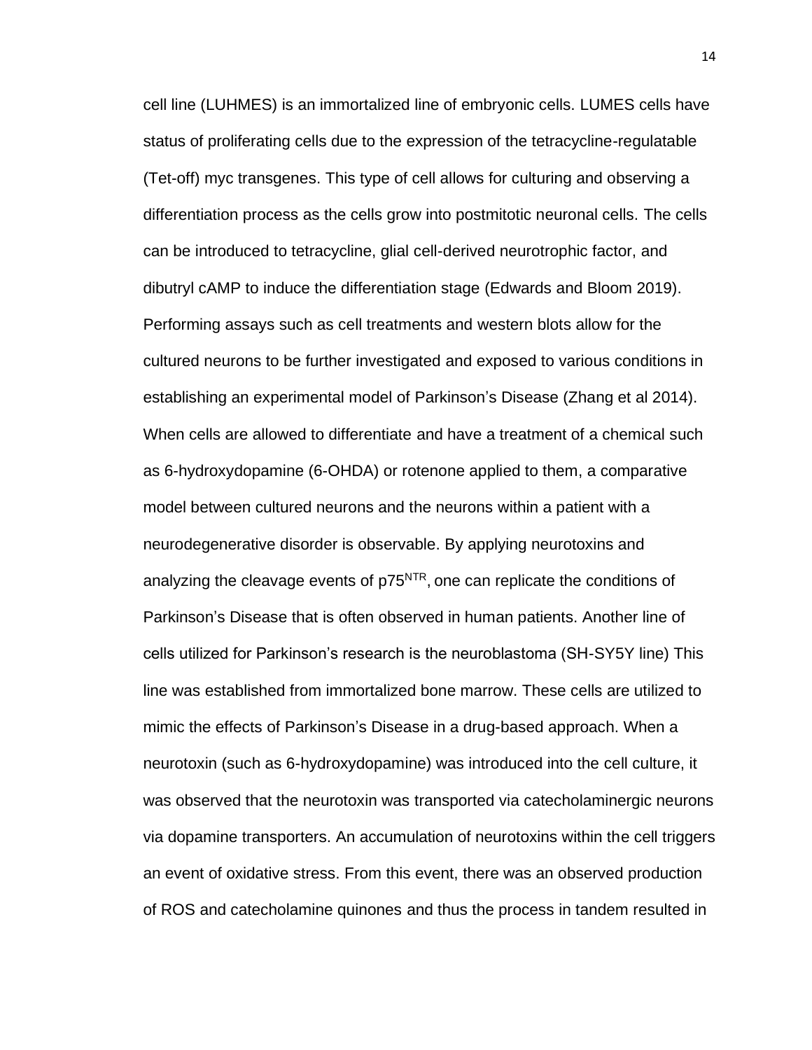cell line (LUHMES) is an immortalized line of embryonic cells. LUMES cells have status of proliferating cells due to the expression of the tetracycline-regulatable (Tet-off) myc transgenes. This type of cell allows for culturing and observing a differentiation process as the cells grow into postmitotic neuronal cells. The cells can be introduced to tetracycline, glial cell-derived neurotrophic factor, and dibutryl cAMP to induce the differentiation stage (Edwards and Bloom 2019). Performing assays such as cell treatments and western blots allow for the cultured neurons to be further investigated and exposed to various conditions in establishing an experimental model of Parkinson's Disease (Zhang et al 2014). When cells are allowed to differentiate and have a treatment of a chemical such as 6-hydroxydopamine (6-OHDA) or rotenone applied to them, a comparative model between cultured neurons and the neurons within a patient with a neurodegenerative disorder is observable. By applying neurotoxins and analyzing the cleavage events of $p75^{NTR}$, one can replicate the conditions of Parkinson's Disease that is often observed in human patients. Another line of cells utilized for Parkinson's research is the neuroblastoma (SH-SY5Y line) This line was established from immortalized bone marrow. These cells are utilized to mimic the effects of Parkinson's Disease in a drug-based approach. When a neurotoxin (such as 6-hydroxydopamine) was introduced into the cell culture, it was observed that the neurotoxin was transported via catecholaminergic neurons via dopamine transporters. An accumulation of neurotoxins within the cell triggers an event of oxidative stress. From this event, there was an observed production of ROS and catecholamine quinones and thus the process in tandem resulted in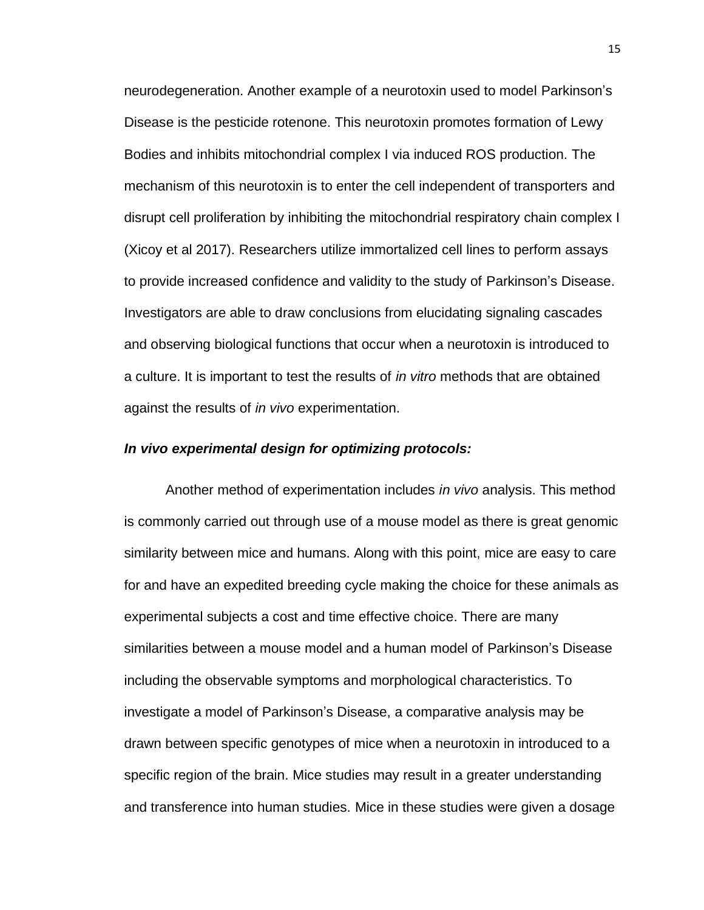neurodegeneration. Another example of a neurotoxin used to model Parkinson's Disease is the pesticide rotenone. This neurotoxin promotes formation of Lewy Bodies and inhibits mitochondrial complex I via induced ROS production. The mechanism of this neurotoxin is to enter the cell independent of transporters and disrupt cell proliferation by inhibiting the mitochondrial respiratory chain complex I (Xicoy et al 2017). Researchers utilize immortalized cell lines to perform assays to provide increased confidence and validity to the study of Parkinson's Disease. Investigators are able to draw conclusions from elucidating signaling cascades and observing biological functions that occur when a neurotoxin is introduced to a culture. It is important to test the results of *in vitro* methods that are obtained against the results of *in vivo* experimentation.

***In vivo* experimental design for optimizing protocols:**

Another method of experimentation includes *in vivo* analysis. This method is commonly carried out through use of a mouse model as there is great genomic similarity between mice and humans. Along with this point, mice are easy to care for and have an expedited breeding cycle making the choice for these animals as experimental subjects a cost and time effective choice. There are many similarities between a mouse model and a human model of Parkinson's Disease including the observable symptoms and morphological characteristics. To investigate a model of Parkinson's Disease, a comparative analysis may be drawn between specific genotypes of mice when a neurotoxin in introduced to a specific region of the brain. Mice studies may result in a greater understanding and transference into human studies. Mice in these studies were given a dosage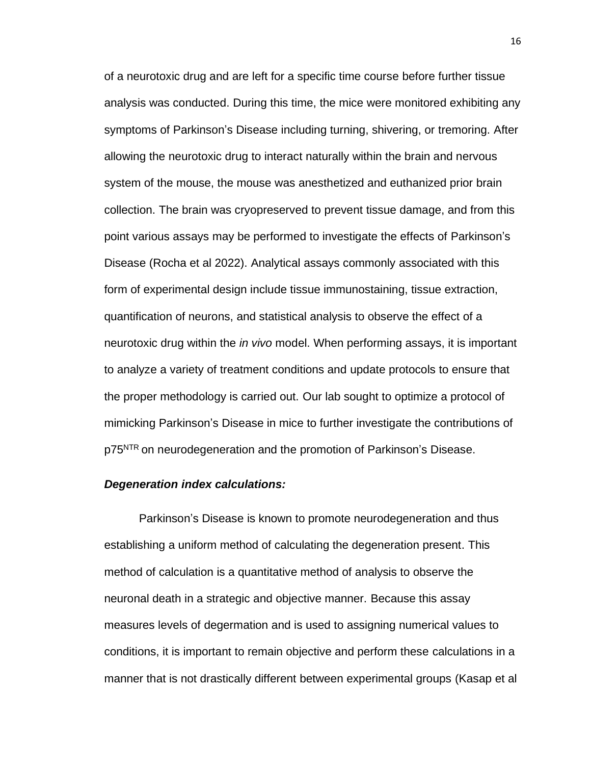of a neurotoxic drug and are left for a specific time course before further tissue analysis was conducted. During this time, the mice were monitored exhibiting any symptoms of Parkinson's Disease including turning, shivering, or tremoring. After allowing the neurotoxic drug to interact naturally within the brain and nervous system of the mouse, the mouse was anesthetized and euthanized prior brain collection. The brain was cryopreserved to prevent tissue damage, and from this point various assays may be performed to investigate the effects of Parkinson's Disease (Rocha et al 2022). Analytical assays commonly associated with this form of experimental design include tissue immunostaining, tissue extraction, quantification of neurons, and statistical analysis to observe the effect of a neurotoxic drug within the *in vivo* model. When performing assays, it is important to analyze a variety of treatment conditions and update protocols to ensure that the proper methodology is carried out. Our lab sought to optimize a protocol of mimicking Parkinson's Disease in mice to further investigate the contributions of $p75^{NTR}$ on neurodegeneration and the promotion of Parkinson's Disease.

***Degeneration index calculations:***

Parkinson's Disease is known to promote neurodegeneration and thus establishing a uniform method of calculating the degeneration present. This method of calculation is a quantitative method of analysis to observe the neuronal death in a strategic and objective manner. Because this assay measures levels of degermation and is used to assigning numerical values to conditions, it is important to remain objective and perform these calculations in a manner that is not drastically different between experimental groups (Kasap et al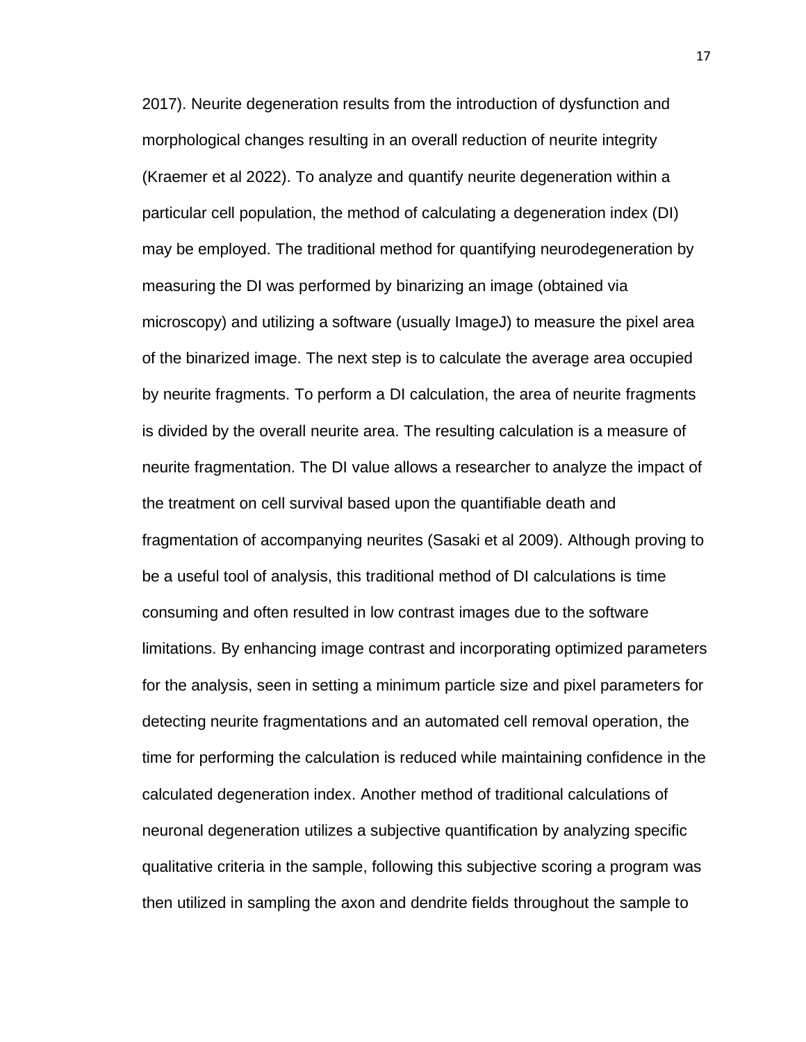2017). Neurite degeneration results from the introduction of dysfunction and morphological changes resulting in an overall reduction of neurite integrity (Kraemer et al 2022). To analyze and quantify neurite degeneration within a particular cell population, the method of calculating a degeneration index (DI) may be employed. The traditional method for quantifying neurodegeneration by measuring the DI was performed by binarizing an image (obtained via microscopy) and utilizing a software (usually ImageJ) to measure the pixel area of the binarized image. The next step is to calculate the average area occupied by neurite fragments. To perform a DI calculation, the area of neurite fragments is divided by the overall neurite area. The resulting calculation is a measure of neurite fragmentation. The DI value allows a researcher to analyze the impact of the treatment on cell survival based upon the quantifiable death and fragmentation of accompanying neurites (Sasaki et al 2009). Although proving to be a useful tool of analysis, this traditional method of DI calculations is time consuming and often resulted in low contrast images due to the software limitations. By enhancing image contrast and incorporating optimized parameters for the analysis, seen in setting a minimum particle size and pixel parameters for detecting neurite fragmentations and an automated cell removal operation, the time for performing the calculation is reduced while maintaining confidence in the calculated degeneration index. Another method of traditional calculations of neuronal degeneration utilizes a subjective quantification by analyzing specific qualitative criteria in the sample, following this subjective scoring a program was then utilized in sampling the axon and dendrite fields throughout the sample to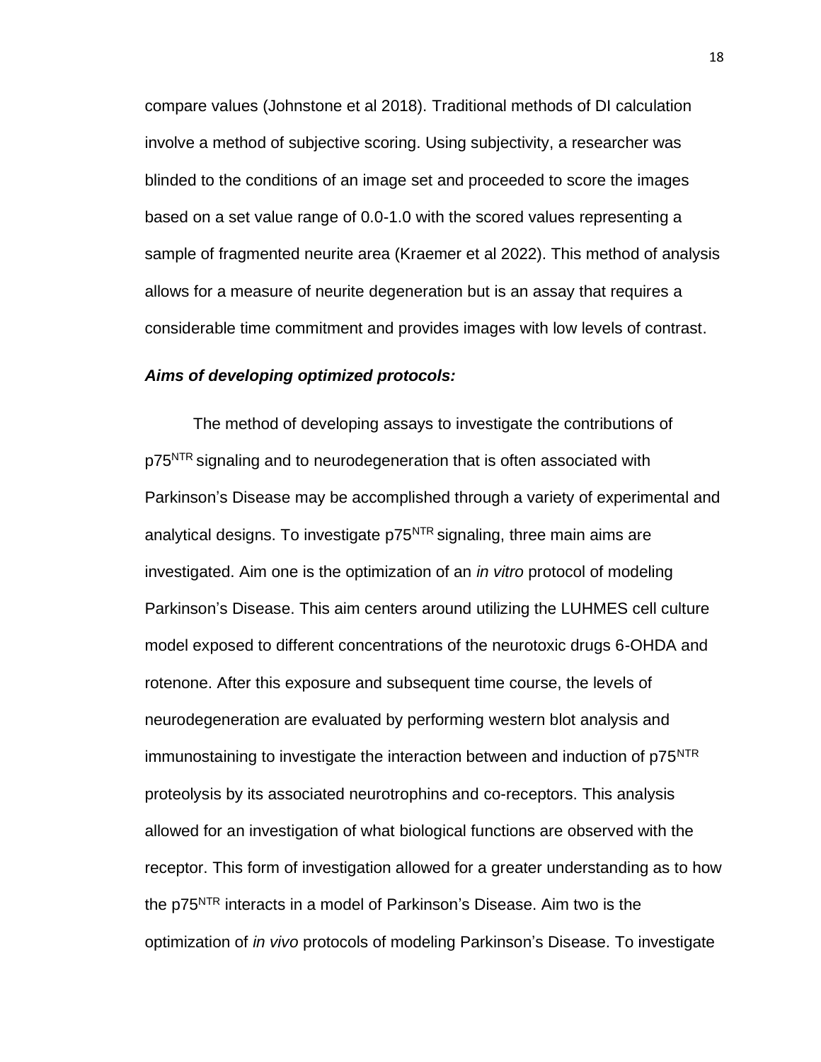compare values (Johnstone et al 2018). Traditional methods of DI calculation involve a method of subjective scoring. Using subjectivity, a researcher was blinded to the conditions of an image set and proceeded to score the images based on a set value range of 0.0-1.0 with the scored values representing a sample of fragmented neurite area (Kraemer et al 2022). This method of analysis allows for a measure of neurite degeneration but is an assay that requires a considerable time commitment and provides images with low levels of contrast.

***Aims of developing optimized protocols:***

The method of developing assays to investigate the contributions of $p75^{NTR}$ signaling and to neurodegeneration that is often associated with Parkinson's Disease may be accomplished through a variety of experimental and analytical designs. To investigate $p75^{NTR}$ signaling, three main aims are investigated. Aim one is the optimization of an *in vitro* protocol of modeling Parkinson's Disease. This aim centers around utilizing the LUHMES cell culture model exposed to different concentrations of the neurotoxic drugs 6-OHDA and rotenone. After this exposure and subsequent time course, the levels of neurodegeneration are evaluated by performing western blot analysis and immunostaining to investigate the interaction between and induction of $p75^{NTR}$ proteolysis by its associated neurotrophins and co-receptors. This analysis allowed for an investigation of what biological functions are observed with the receptor. This form of investigation allowed for a greater understanding as to how the $p75^{NTR}$ interacts in a model of Parkinson's Disease. Aim two is the optimization of *in vivo* protocols of modeling Parkinson's Disease. To investigate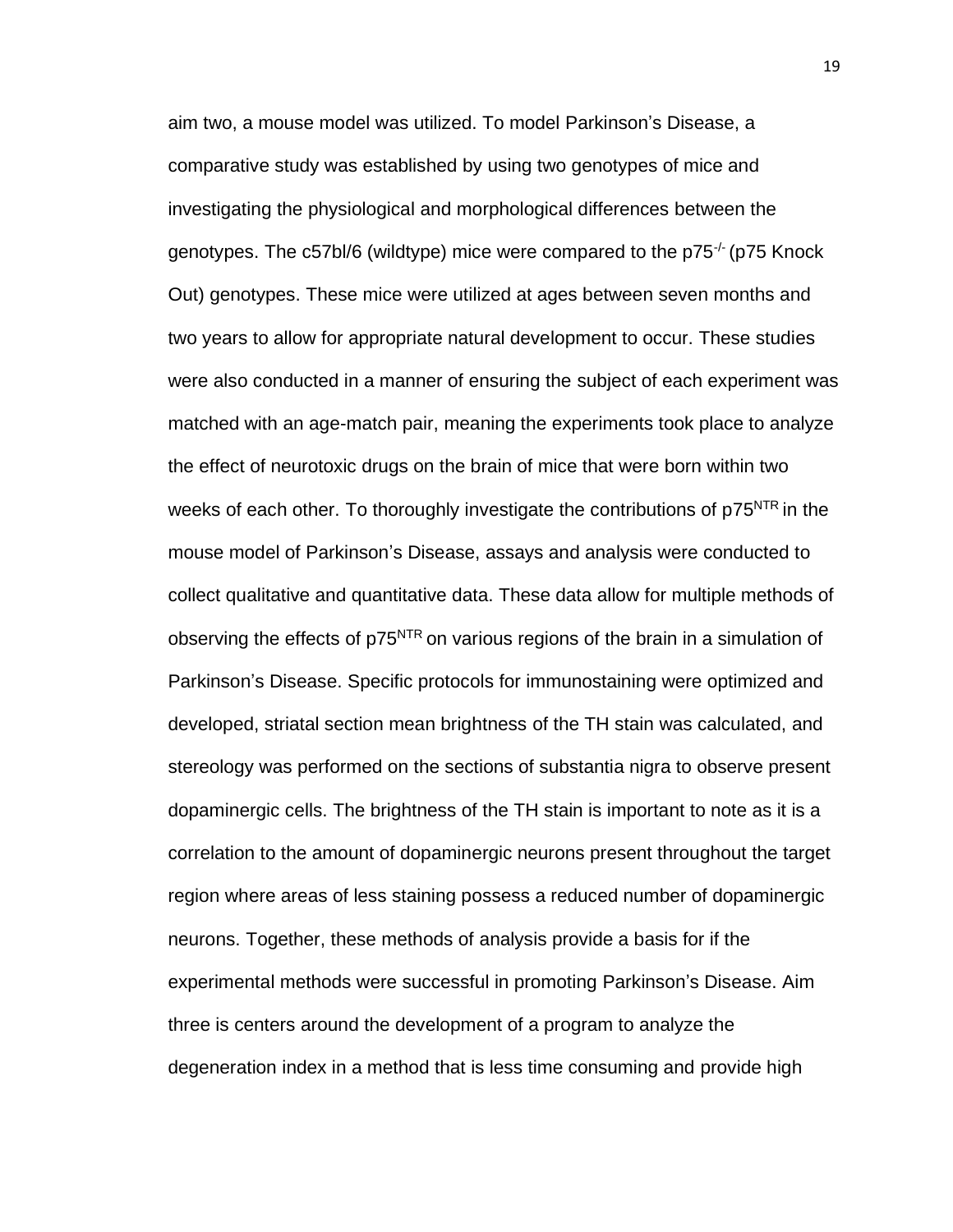aim two, a mouse model was utilized. To model Parkinson's Disease, a comparative study was established by using two genotypes of mice and investigating the physiological and morphological differences between the genotypes. The c57bl/6 (wildtype) mice were compared to the $p75^{-/-}$ (p75 Knock Out) genotypes. These mice were utilized at ages between seven months and two years to allow for appropriate natural development to occur. These studies were also conducted in a manner of ensuring the subject of each experiment was matched with an age-match pair, meaning the experiments took place to analyze the effect of neurotoxic drugs on the brain of mice that were born within two weeks of each other. To thoroughly investigate the contributions of $p75^{NTR}$ in the mouse model of Parkinson's Disease, assays and analysis were conducted to collect qualitative and quantitative data. These data allow for multiple methods of observing the effects of $p75^{NTR}$ on various regions of the brain in a simulation of Parkinson's Disease. Specific protocols for immunostaining were optimized and developed, striatal section mean brightness of the TH stain was calculated, and stereology was performed on the sections of substantia nigra to observe present dopaminergic cells. The brightness of the TH stain is important to note as it is a correlation to the amount of dopaminergic neurons present throughout the target region where areas of less staining possess a reduced number of dopaminergic neurons. Together, these methods of analysis provide a basis for if the experimental methods were successful in promoting Parkinson's Disease. Aim three is centers around the development of a program to analyze the degeneration index in a method that is less time consuming and provide high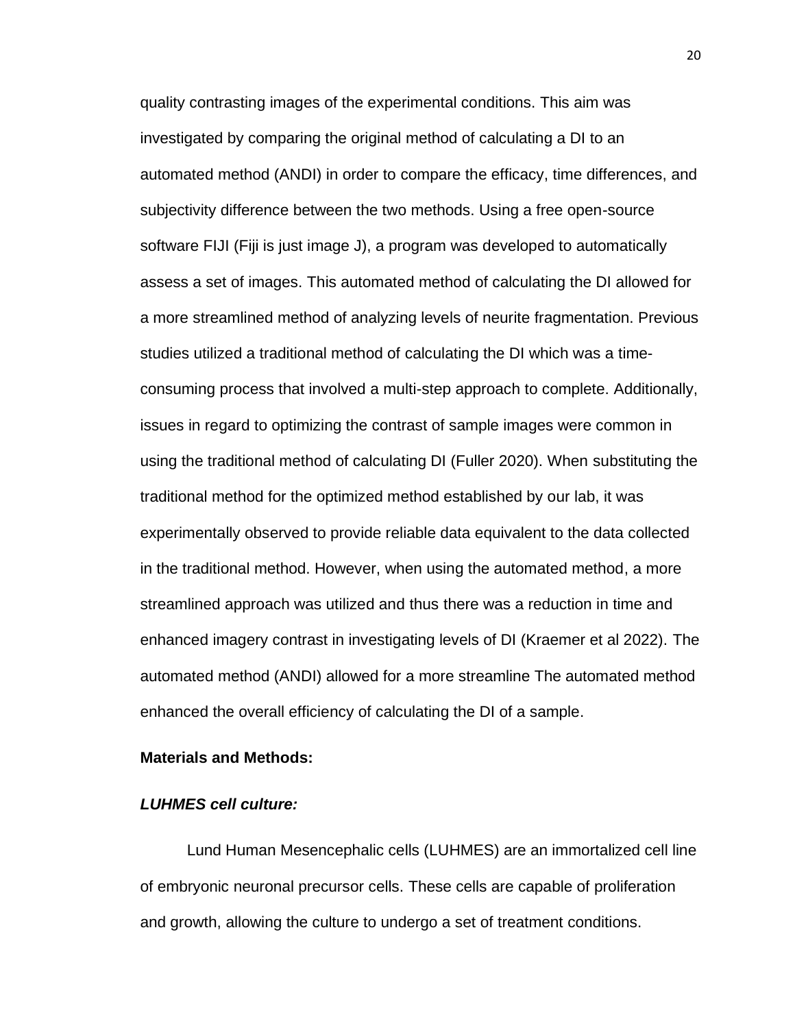quality contrasting images of the experimental conditions. This aim was investigated by comparing the original method of calculating a DI to an automated method (ANDI) in order to compare the efficacy, time differences, and subjectivity difference between the two methods. Using a free open-source software FIJI (Fiji is just image J), a program was developed to automatically assess a set of images. This automated method of calculating the DI allowed for a more streamlined method of analyzing levels of neurite fragmentation. Previous studies utilized a traditional method of calculating the DI which was a time-consuming process that involved a multi-step approach to complete. Additionally, issues in regard to optimizing the contrast of sample images were common in using the traditional method of calculating DI (Fuller 2020). When substituting the traditional method for the optimized method established by our lab, it was experimentally observed to provide reliable data equivalent to the data collected in the traditional method. However, when using the automated method, a more streamlined approach was utilized and thus there was a reduction in time and enhanced imagery contrast in investigating levels of DI (Kraemer et al 2022). The automated method (ANDI) allowed for a more streamline The automated method enhanced the overall efficiency of calculating the DI of a sample.

**Materials and Methods:**

***LUHMES cell culture:***

Lund Human Mesencephalic cells (LUHMES) are an immortalized cell line of embryonic neuronal precursor cells. These cells are capable of proliferation and growth, allowing the culture to undergo a set of treatment conditions.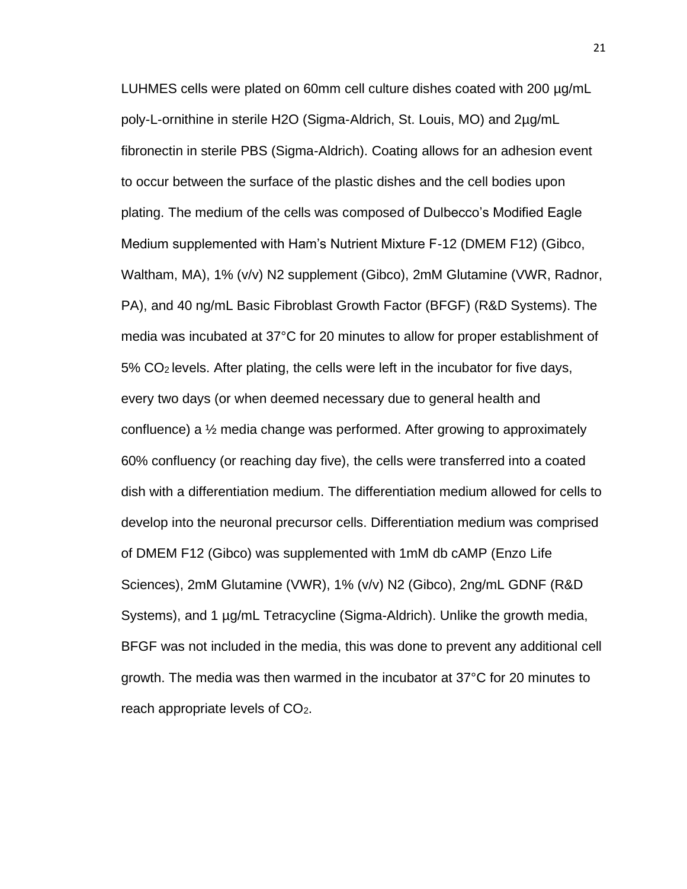LUHMES cells were plated on 60mm cell culture dishes coated with 200 µg/mL poly-L-ornithine in sterile $H_2O$ (Sigma-Aldrich, St. Louis, MO) and 2µg/mL fibronectin in sterile PBS (Sigma-Aldrich). Coating allows for an adhesion event to occur between the surface of the plastic dishes and the cell bodies upon plating. The medium of the cells was composed of Dulbecco's Modified Eagle Medium supplemented with Ham's Nutrient Mixture F-12 (DMEM F12) (Gibco, Waltham, MA), 1% (v/v) N2 supplement (Gibco), 2mM Glutamine (VWR, Radnor, PA), and 40 ng/mL Basic Fibroblast Growth Factor (BFGF) (R&D Systems). The media was incubated at 37°C for 20 minutes to allow for proper establishment of 5% $CO_2$ levels. After plating, the cells were left in the incubator for five days, every two days (or when deemed necessary due to general health and confluence) a ½ media change was performed. After growing to approximately 60% confluency (or reaching day five), the cells were transferred into a coated dish with a differentiation medium. The differentiation medium allowed for cells to develop into the neuronal precursor cells. Differentiation medium was comprised of DMEM F12 (Gibco) was supplemented with 1mM db cAMP (Enzo Life Sciences), 2mM Glutamine (VWR), 1% (v/v) N2 (Gibco), 2ng/mL GDNF (R&D Systems), and 1 µg/mL Tetracycline (Sigma-Aldrich). Unlike the growth media, BFGF was not included in the media, this was done to prevent any additional cell growth. The media was then warmed in the incubator at 37°C for 20 minutes to reach appropriate levels of $CO_2$.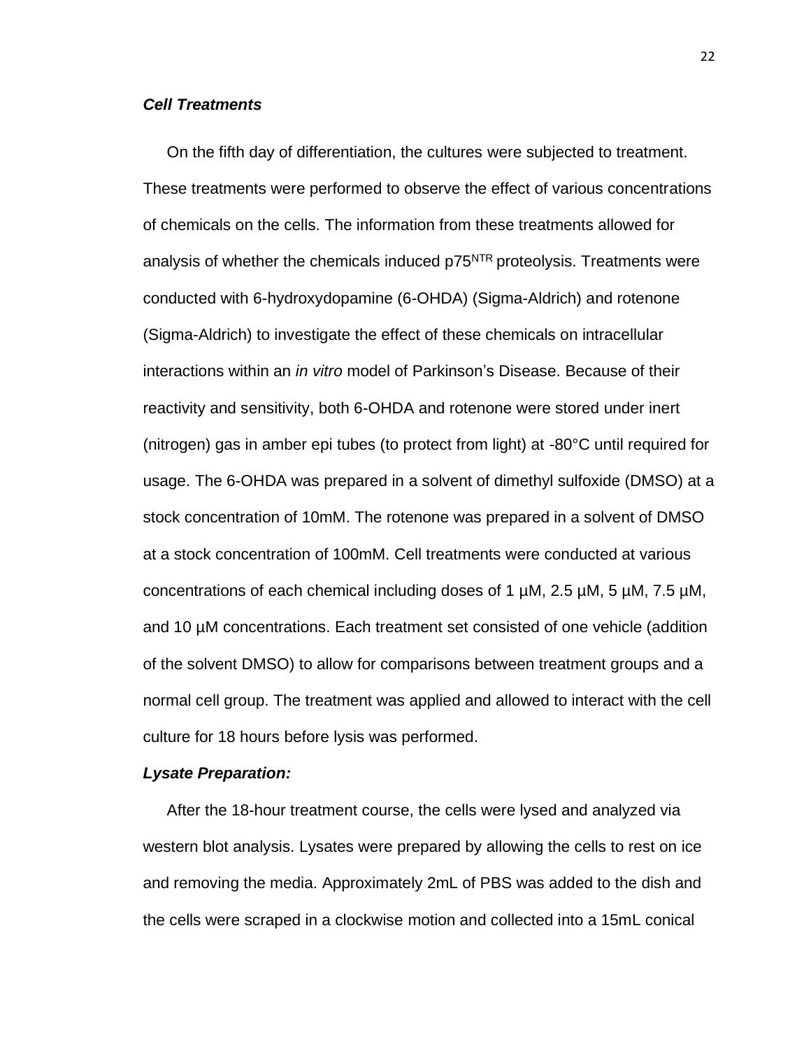### ***Cell Treatments***

On the fifth day of differentiation, the cultures were subjected to treatment. These treatments were performed to observe the effect of various concentrations of chemicals on the cells. The information from these treatments allowed for analysis of whether the chemicals induced $p75^{NTR}$ proteolysis. Treatments were conducted with 6-hydroxydopamine (6-OHDA) (Sigma-Aldrich) and rotenone (Sigma-Aldrich) to investigate the effect of these chemicals on intracellular interactions within an *in vitro* model of Parkinson's Disease. Because of their reactivity and sensitivity, both 6-OHDA and rotenone were stored under inert (nitrogen) gas in amber epi tubes (to protect from light) at -80°C until required for usage. The 6-OHDA was prepared in a solvent of dimethyl sulfoxide (DMSO) at a stock concentration of 10mM. The rotenone was prepared in a solvent of DMSO at a stock concentration of 100mM. Cell treatments were conducted at various concentrations of each chemical including doses of 1 µM, 2.5 µM, 5 µM, 7.5 µM, and 10 µM concentrations. Each treatment set consisted of one vehicle (addition of the solvent DMSO) to allow for comparisons between treatment groups and a normal cell group. The treatment was applied and allowed to interact with the cell culture for 18 hours before lysis was performed.

### ***Lysate Preparation:***

After the 18-hour treatment course, the cells were lysed and analyzed via western blot analysis. Lysates were prepared by allowing the cells to rest on ice and removing the media. Approximately 2mL of PBS was added to the dish and the cells were scraped in a clockwise motion and collected into a 15mL conical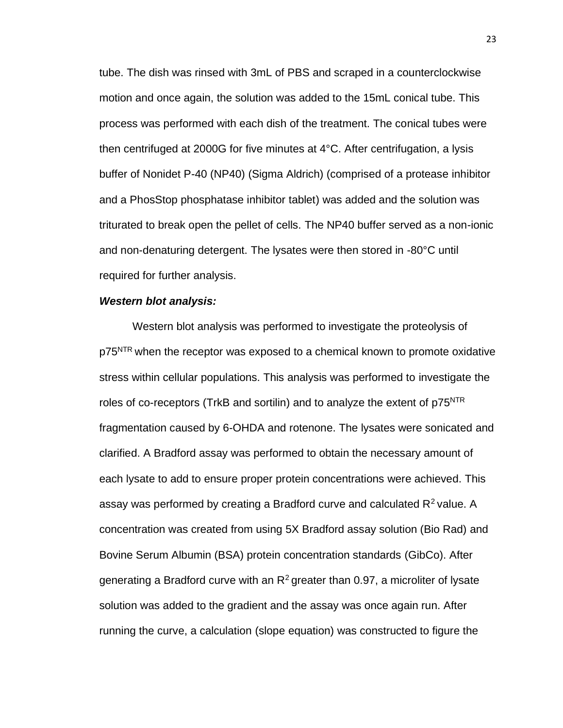tube. The dish was rinsed with 3mL of PBS and scraped in a counterclockwise motion and once again, the solution was added to the 15mL conical tube. This process was performed with each dish of the treatment. The conical tubes were then centrifuged at 2000G for five minutes at 4°C. After centrifugation, a lysis buffer of Nonidet P-40 (NP40) (Sigma Aldrich) (comprised of a protease inhibitor and a PhosStop phosphatase inhibitor tablet) was added and the solution was triturated to break open the pellet of cells. The NP40 buffer served as a non-ionic and non-denaturing detergent. The lysates were then stored in -80°C until required for further analysis.

***Western blot analysis:***

Western blot analysis was performed to investigate the proteolysis of $p75^{NTR}$ when the receptor was exposed to a chemical known to promote oxidative stress within cellular populations. This analysis was performed to investigate the roles of co-receptors (TrkB and sortilin) and to analyze the extent of $p75^{NTR}$ fragmentation caused by 6-OHDA and rotenone. The lysates were sonicated and clarified. A Bradford assay was performed to obtain the necessary amount of each lysate to add to ensure proper protein concentrations were achieved. This assay was performed by creating a Bradford curve and calculated $R^2$ value. A concentration was created from using 5X Bradford assay solution (Bio Rad) and Bovine Serum Albumin (BSA) protein concentration standards (GibCo). After generating a Bradford curve with an $R^2$ greater than 0.97, a microliter of lysate solution was added to the gradient and the assay was once again run. After running the curve, a calculation (slope equation) was constructed to figure the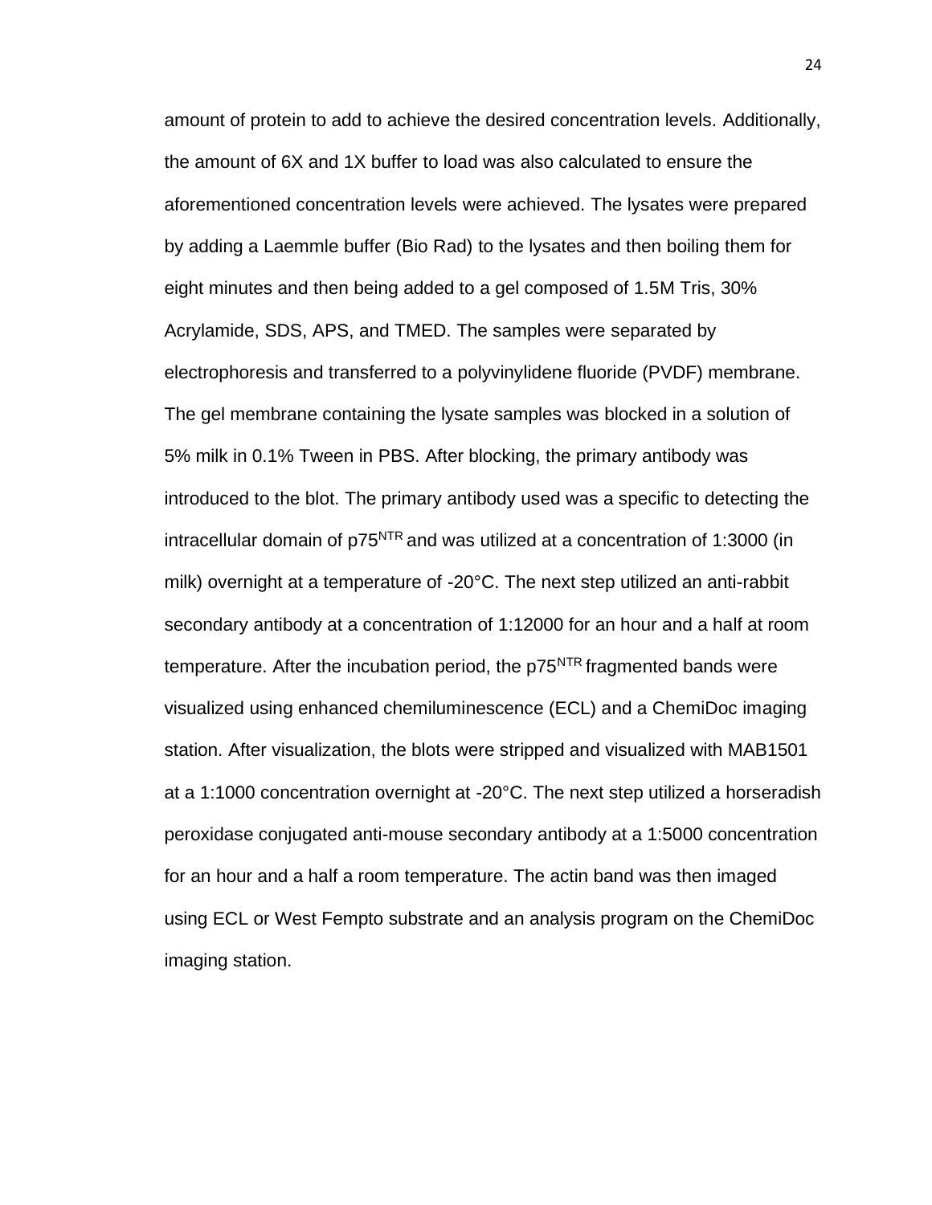amount of protein to add to achieve the desired concentration levels. Additionally, the amount of 6X and 1X buffer to load was also calculated to ensure the aforementioned concentration levels were achieved. The lysates were prepared by adding a Laemmle buffer (Bio Rad) to the lysates and then boiling them for eight minutes and then being added to a gel composed of 1.5M Tris, 30% Acrylamide, SDS, APS, and TMED. The samples were separated by electrophoresis and transferred to a polyvinylidene fluoride (PVDF) membrane. The gel membrane containing the lysate samples was blocked in a solution of 5% milk in 0.1% Tween in PBS. After blocking, the primary antibody was introduced to the blot. The primary antibody used was a specific to detecting the intracellular domain of $p75^{NTR}$ and was utilized at a concentration of 1:3000 (in milk) overnight at a temperature of -20°C. The next step utilized an anti-rabbit secondary antibody at a concentration of 1:12000 for an hour and a half at room temperature. After the incubation period, the $p75^{NTR}$ fragmented bands were visualized using enhanced chemiluminescence (ECL) and a ChemiDoc imaging station. After visualization, the blots were stripped and visualized with MAB1501 at a 1:1000 concentration overnight at -20°C. The next step utilized a horseradish peroxidase conjugated anti-mouse secondary antibody at a 1:5000 concentration for an hour and a half a room temperature. The actin band was then imaged using ECL or West Fempto substrate and an analysis program on the ChemiDoc imaging station.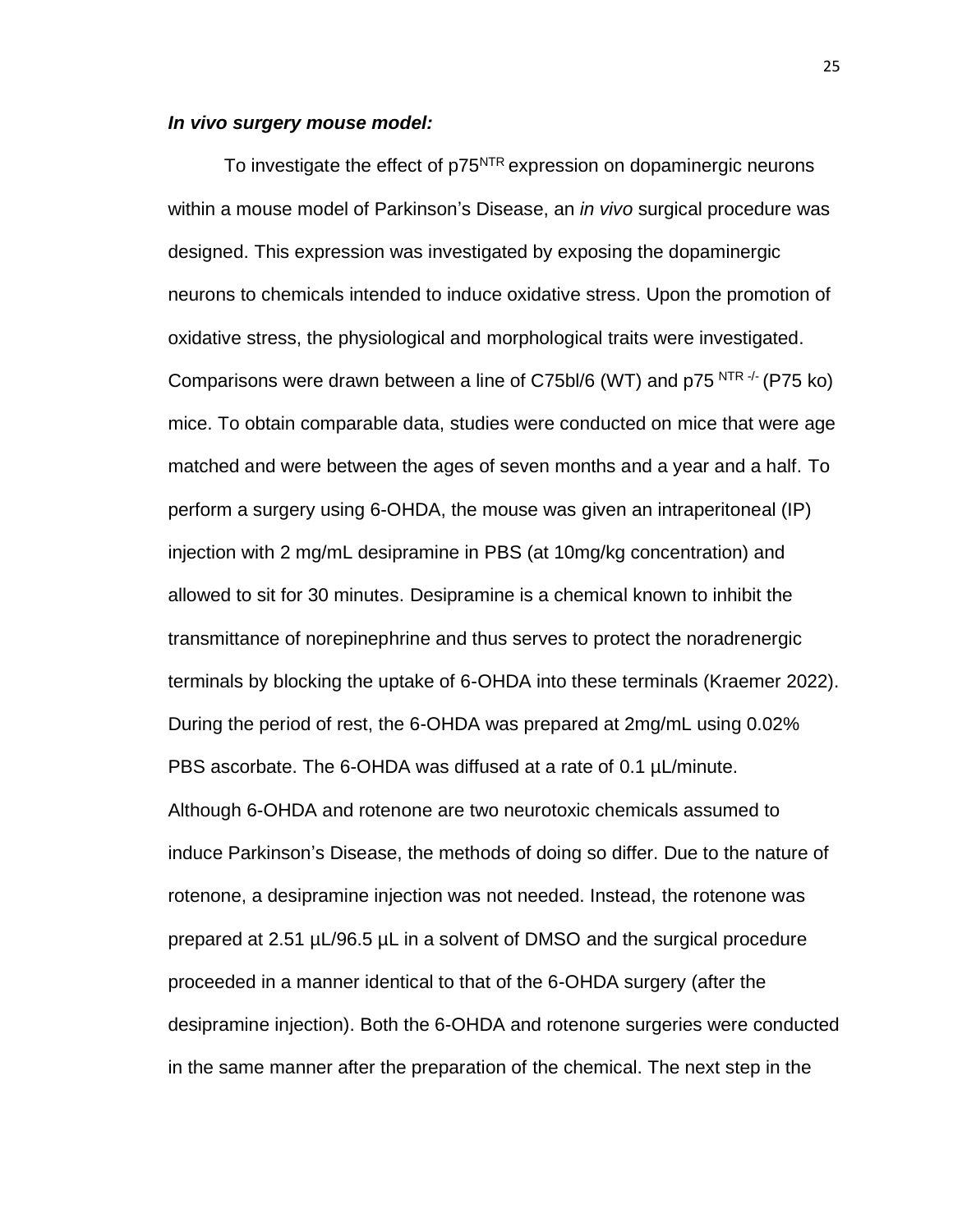***In vivo surgery mouse model:***

To investigate the effect of $p75^{NTR}$ expression on dopaminergic neurons within a mouse model of Parkinson's Disease, an *in vivo* surgical procedure was designed. This expression was investigated by exposing the dopaminergic neurons to chemicals intended to induce oxidative stress. Upon the promotion of oxidative stress, the physiological and morphological traits were investigated. Comparisons were drawn between a line of C75bl/6 (WT) and $p75^{NTR\,-/-}$ (P75 ko) mice. To obtain comparable data, studies were conducted on mice that were age matched and were between the ages of seven months and a year and a half. To perform a surgery using 6-OHDA, the mouse was given an intraperitoneal (IP) injection with 2 mg/mL desipramine in PBS (at 10mg/kg concentration) and allowed to sit for 30 minutes. Desipramine is a chemical known to inhibit the transmittance of norepinephrine and thus serves to protect the noradrenergic terminals by blocking the uptake of 6-OHDA into these terminals (Kraemer 2022). During the period of rest, the 6-OHDA was prepared at 2mg/mL using 0.02% PBS ascorbate. The 6-OHDA was diffused at a rate of 0.1 µL/minute. Although 6-OHDA and rotenone are two neurotoxic chemicals assumed to induce Parkinson's Disease, the methods of doing so differ. Due to the nature of rotenone, a desipramine injection was not needed. Instead, the rotenone was prepared at 2.51 µL/96.5 µL in a solvent of DMSO and the surgical procedure proceeded in a manner identical to that of the 6-OHDA surgery (after the desipramine injection). Both the 6-OHDA and rotenone surgeries were conducted in the same manner after the preparation of the chemical. The next step in the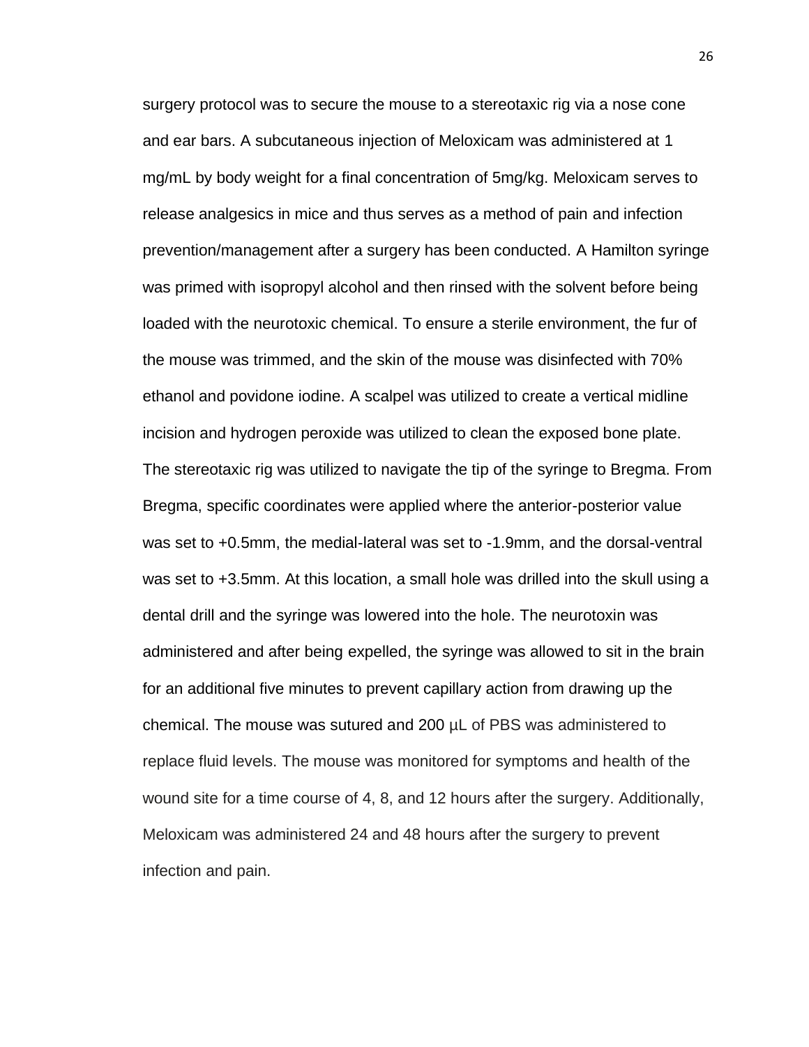surgery protocol was to secure the mouse to a stereotaxic rig via a nose cone and ear bars. A subcutaneous injection of Meloxicam was administered at 1 mg/mL by body weight for a final concentration of 5mg/kg. Meloxicam serves to release analgesics in mice and thus serves as a method of pain and infection prevention/management after a surgery has been conducted. A Hamilton syringe was primed with isopropyl alcohol and then rinsed with the solvent before being loaded with the neurotoxic chemical. To ensure a sterile environment, the fur of the mouse was trimmed, and the skin of the mouse was disinfected with 70% ethanol and povidone iodine. A scalpel was utilized to create a vertical midline incision and hydrogen peroxide was utilized to clean the exposed bone plate. The stereotaxic rig was utilized to navigate the tip of the syringe to Bregma. From Bregma, specific coordinates were applied where the anterior-posterior value was set to +0.5mm, the medial-lateral was set to -1.9mm, and the dorsal-ventral was set to +3.5mm. At this location, a small hole was drilled into the skull using a dental drill and the syringe was lowered into the hole. The neurotoxin was administered and after being expelled, the syringe was allowed to sit in the brain for an additional five minutes to prevent capillary action from drawing up the chemical. The mouse was sutured and 200 µL of PBS was administered to replace fluid levels. The mouse was monitored for symptoms and health of the wound site for a time course of 4, 8, and 12 hours after the surgery. Additionally, Meloxicam was administered 24 and 48 hours after the surgery to prevent infection and pain.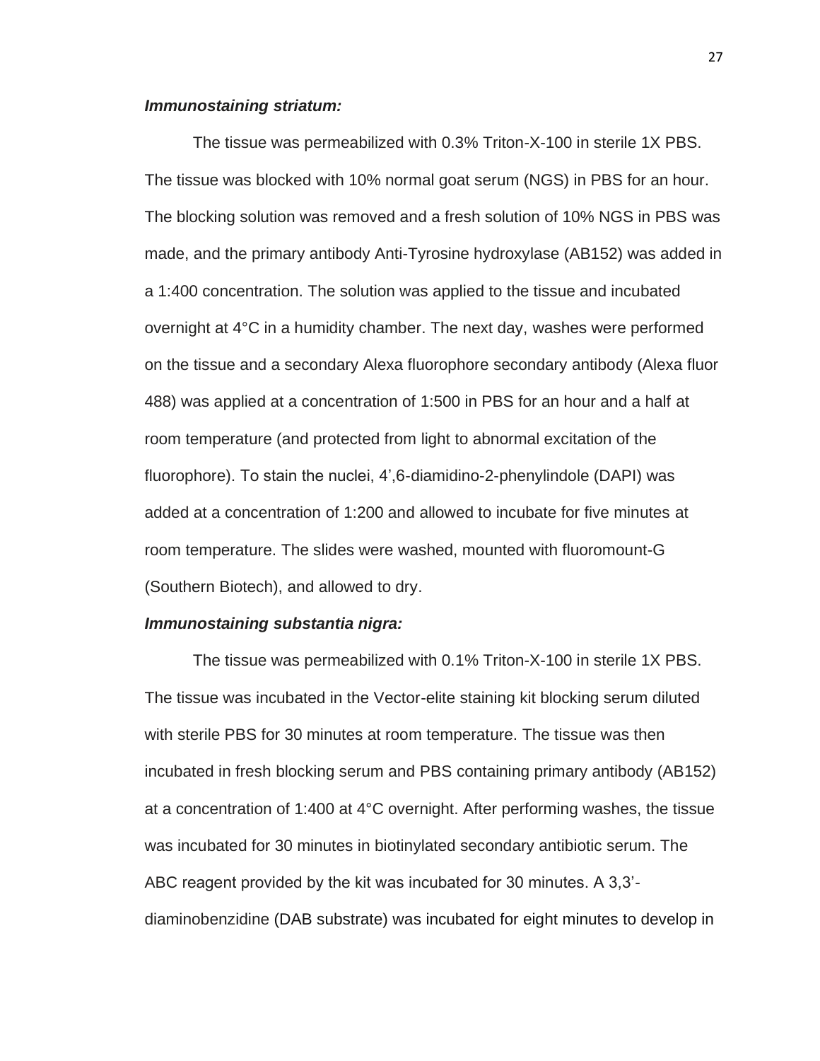***Immunostaining striatum:***

The tissue was permeabilized with 0.3% Triton-X-100 in sterile 1X PBS. The tissue was blocked with 10% normal goat serum (NGS) in PBS for an hour. The blocking solution was removed and a fresh solution of 10% NGS in PBS was made, and the primary antibody Anti-Tyrosine hydroxylase (AB152) was added in a 1:400 concentration. The solution was applied to the tissue and incubated overnight at 4°C in a humidity chamber. The next day, washes were performed on the tissue and a secondary Alexa fluorophore secondary antibody (Alexa fluor 488) was applied at a concentration of 1:500 in PBS for an hour and a half at room temperature (and protected from light to abnormal excitation of the fluorophore). To stain the nuclei, 4',6-diamidino-2-phenylindole (DAPI) was added at a concentration of 1:200 and allowed to incubate for five minutes at room temperature. The slides were washed, mounted with fluoromount-G (Southern Biotech), and allowed to dry.

***Immunostaining substantia nigra:***

The tissue was permeabilized with 0.1% Triton-X-100 in sterile 1X PBS. The tissue was incubated in the Vector-elite staining kit blocking serum diluted with sterile PBS for 30 minutes at room temperature. The tissue was then incubated in fresh blocking serum and PBS containing primary antibody (AB152) at a concentration of 1:400 at 4°C overnight. After performing washes, the tissue was incubated for 30 minutes in biotinylated secondary antibiotic serum. The ABC reagent provided by the kit was incubated for 30 minutes. A 3,3'-diaminobenzidine (DAB substrate) was incubated for eight minutes to develop in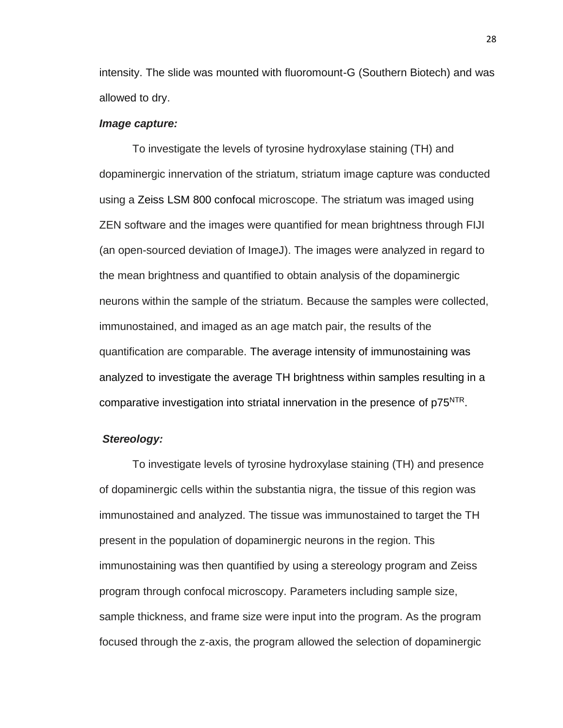intensity. The slide was mounted with fluoromount-G (Southern Biotech) and was allowed to dry.

***Image capture:***

To investigate the levels of tyrosine hydroxylase staining (TH) and dopaminergic innervation of the striatum, striatum image capture was conducted using a Zeiss LSM 800 confocal microscope. The striatum was imaged using ZEN software and the images were quantified for mean brightness through FIJI (an open-sourced deviation of ImageJ). The images were analyzed in regard to the mean brightness and quantified to obtain analysis of the dopaminergic neurons within the sample of the striatum. Because the samples were collected, immunostained, and imaged as an age match pair, the results of the quantification are comparable. The average intensity of immunostaining was analyzed to investigate the average TH brightness within samples resulting in a comparative investigation into striatal innervation in the presence of $p75^{NTR}$.

***Stereology:***

To investigate levels of tyrosine hydroxylase staining (TH) and presence of dopaminergic cells within the substantia nigra, the tissue of this region was immunostained and analyzed. The tissue was immunostained to target the TH present in the population of dopaminergic neurons in the region. This immunostaining was then quantified by using a stereology program and Zeiss program through confocal microscopy. Parameters including sample size, sample thickness, and frame size were input into the program. As the program focused through the z-axis, the program allowed the selection of dopaminergic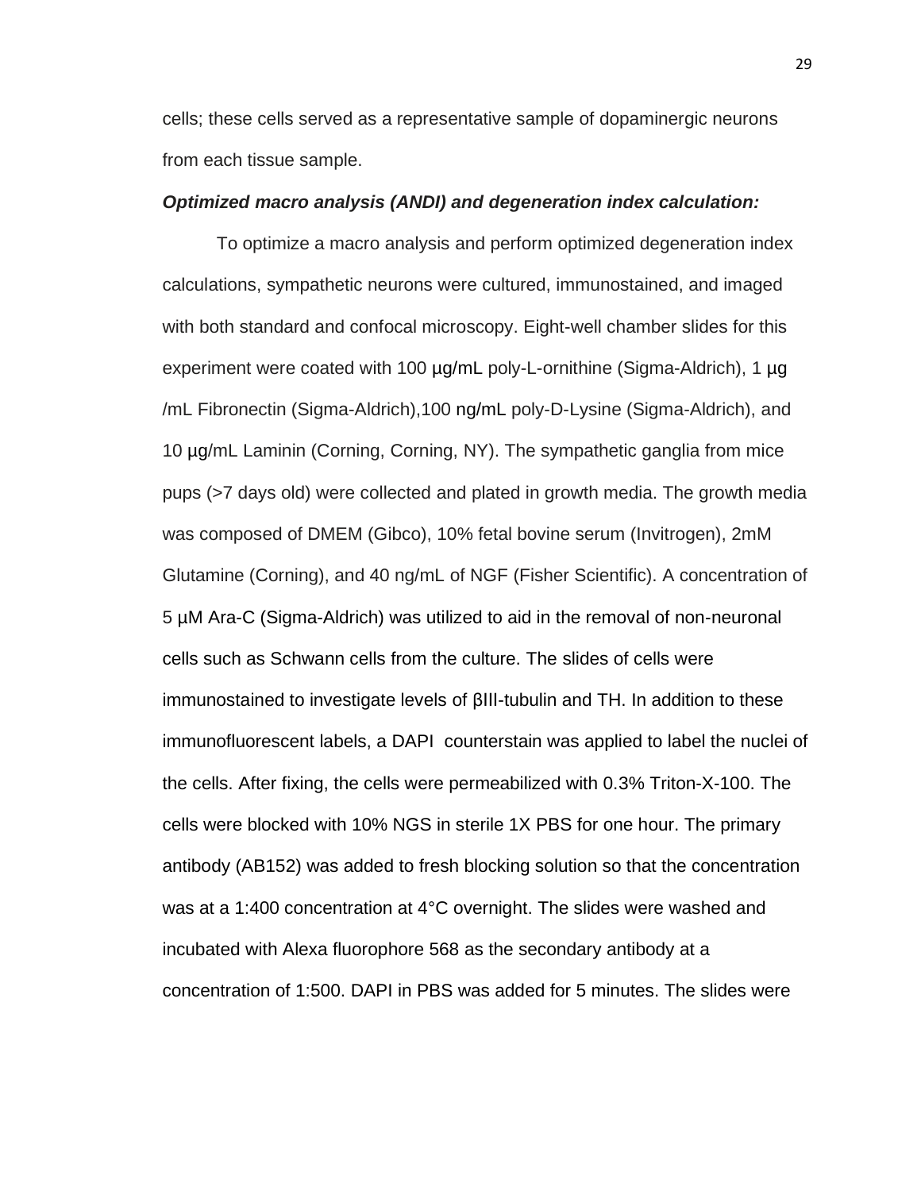cells; these cells served as a representative sample of dopaminergic neurons from each tissue sample.

***Optimized macro analysis (ANDI) and degeneration index calculation:***

To optimize a macro analysis and perform optimized degeneration index calculations, sympathetic neurons were cultured, immunostained, and imaged with both standard and confocal microscopy. Eight-well chamber slides for this experiment were coated with 100 µg/mL poly-L-ornithine (Sigma-Aldrich), 1 µg /mL Fibronectin (Sigma-Aldrich),100 ng/mL poly-D-Lysine (Sigma-Aldrich), and 10 µg/mL Laminin (Corning, Corning, NY). The sympathetic ganglia from mice pups (>7 days old) were collected and plated in growth media. The growth media was composed of DMEM (Gibco), 10% fetal bovine serum (Invitrogen), 2mM Glutamine (Corning), and 40 ng/mL of NGF (Fisher Scientific). A concentration of 5 µM Ara-C (Sigma-Aldrich) was utilized to aid in the removal of non-neuronal cells such as Schwann cells from the culture. The slides of cells were immunostained to investigate levels of βIII-tubulin and TH. In addition to these immunofluorescent labels, a DAPI counterstain was applied to label the nuclei of the cells. After fixing, the cells were permeabilized with 0.3% Triton-X-100. The cells were blocked with 10% NGS in sterile 1X PBS for one hour. The primary antibody (AB152) was added to fresh blocking solution so that the concentration was at a 1:400 concentration at 4°C overnight. The slides were washed and incubated with Alexa fluorophore 568 as the secondary antibody at a concentration of 1:500. DAPI in PBS was added for 5 minutes. The slides were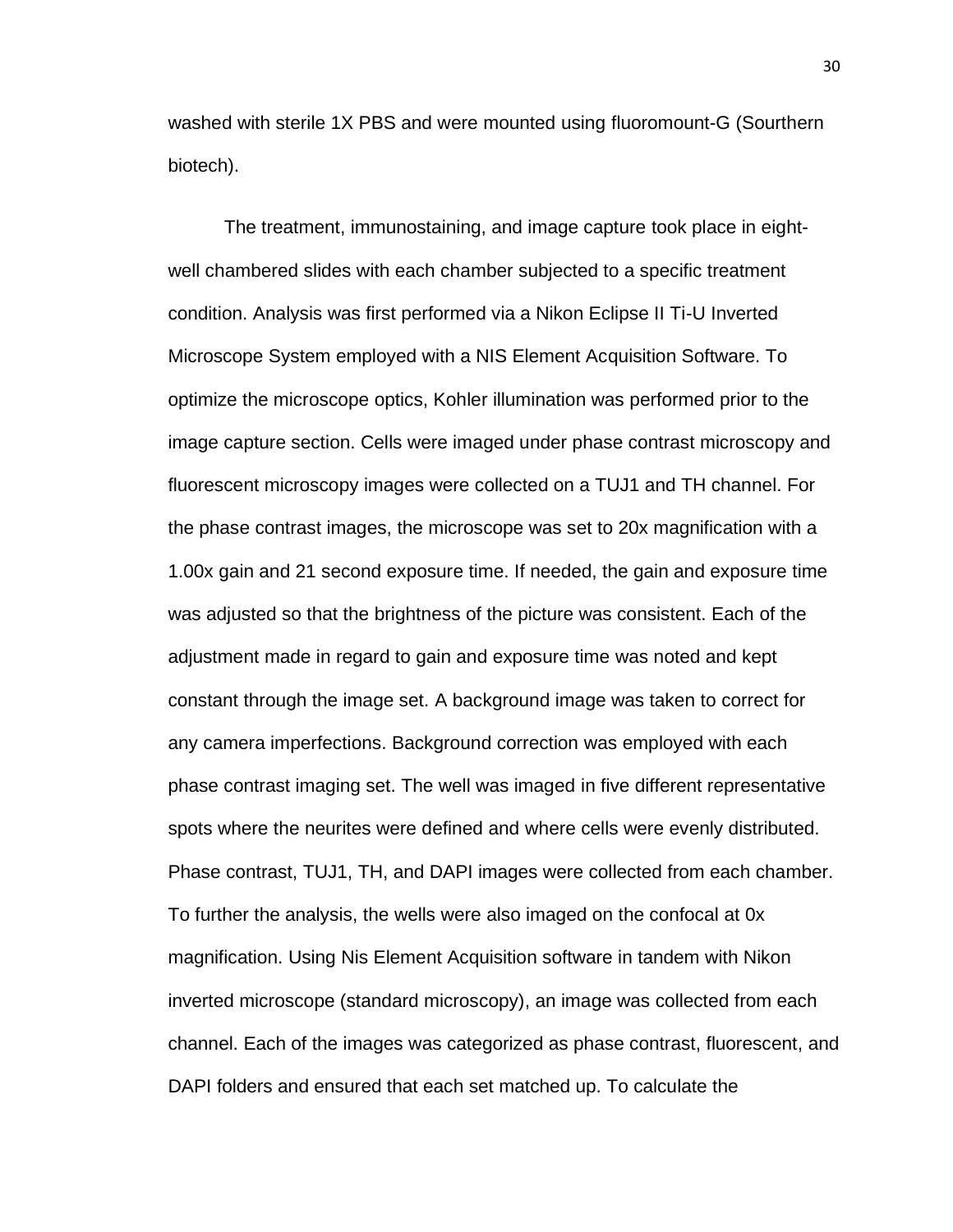washed with sterile 1X PBS and were mounted using fluoromount-G (Sourthern biotech).

The treatment, immunostaining, and image capture took place in eight-well chambered slides with each chamber subjected to a specific treatment condition. Analysis was first performed via a Nikon Eclipse II Ti-U Inverted Microscope System employed with a NIS Element Acquisition Software. To optimize the microscope optics, Kohler illumination was performed prior to the image capture section. Cells were imaged under phase contrast microscopy and fluorescent microscopy images were collected on a TUJ1 and TH channel. For the phase contrast images, the microscope was set to 20x magnification with a 1.00x gain and 21 second exposure time. If needed, the gain and exposure time was adjusted so that the brightness of the picture was consistent. Each of the adjustment made in regard to gain and exposure time was noted and kept constant through the image set. A background image was taken to correct for any camera imperfections. Background correction was employed with each phase contrast imaging set. The well was imaged in five different representative spots where the neurites were defined and where cells were evenly distributed. Phase contrast, TUJ1, TH, and DAPI images were collected from each chamber. To further the analysis, the wells were also imaged on the confocal at 0x magnification. Using Nis Element Acquisition software in tandem with Nikon inverted microscope (standard microscopy), an image was collected from each channel. Each of the images was categorized as phase contrast, fluorescent, and DAPI folders and ensured that each set matched up. To calculate the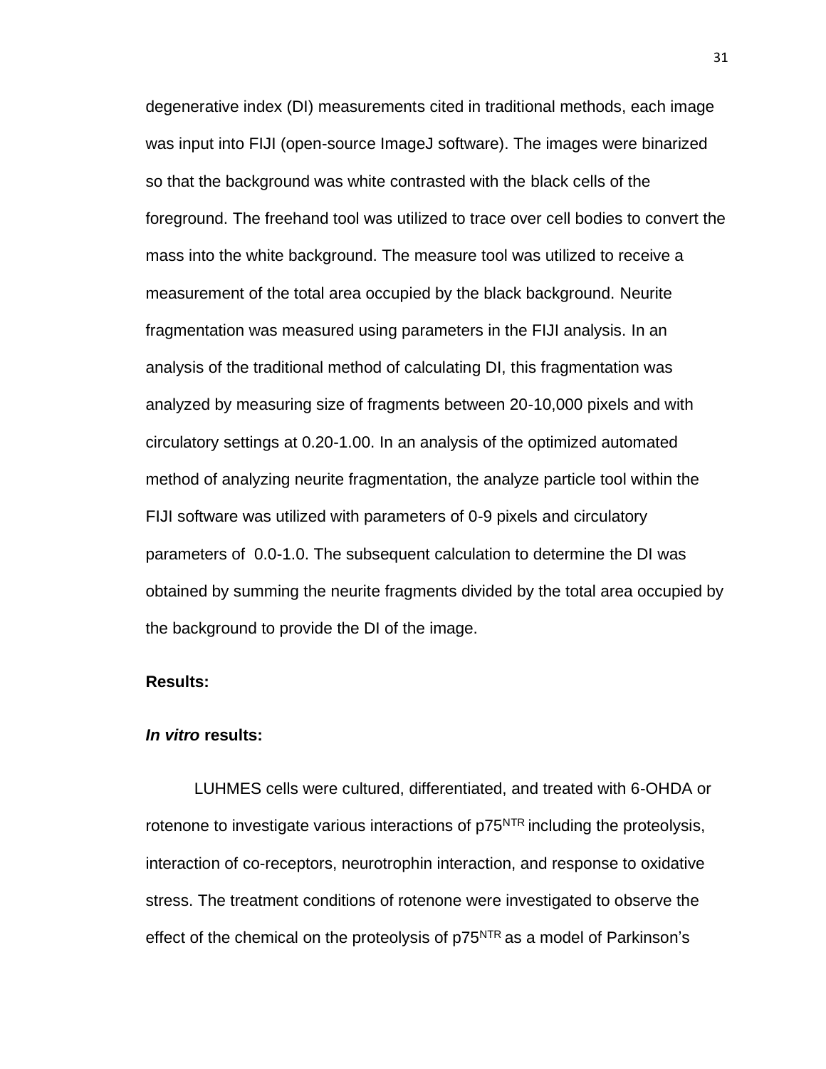degenerative index (DI) measurements cited in traditional methods, each image was input into FIJI (open-source ImageJ software). The images were binarized so that the background was white contrasted with the black cells of the foreground. The freehand tool was utilized to trace over cell bodies to convert the mass into the white background. The measure tool was utilized to receive a measurement of the total area occupied by the black background. Neurite fragmentation was measured using parameters in the FIJI analysis. In an analysis of the traditional method of calculating DI, this fragmentation was analyzed by measuring size of fragments between 20-10,000 pixels and with circulatory settings at 0.20-1.00. In an analysis of the optimized automated method of analyzing neurite fragmentation, the analyze particle tool within the FIJI software was utilized with parameters of 0-9 pixels and circulatory parameters of 0.0-1.0. The subsequent calculation to determine the DI was obtained by summing the neurite fragments divided by the total area occupied by the background to provide the DI of the image.

**Results:**

***In vitro* results:**

LUHMES cells were cultured, differentiated, and treated with 6-OHDA or rotenone to investigate various interactions of p75$^{NTR}$ including the proteolysis, interaction of co-receptors, neurotrophin interaction, and response to oxidative stress. The treatment conditions of rotenone were investigated to observe the effect of the chemical on the proteolysis of p75$^{NTR}$ as a model of Parkinson's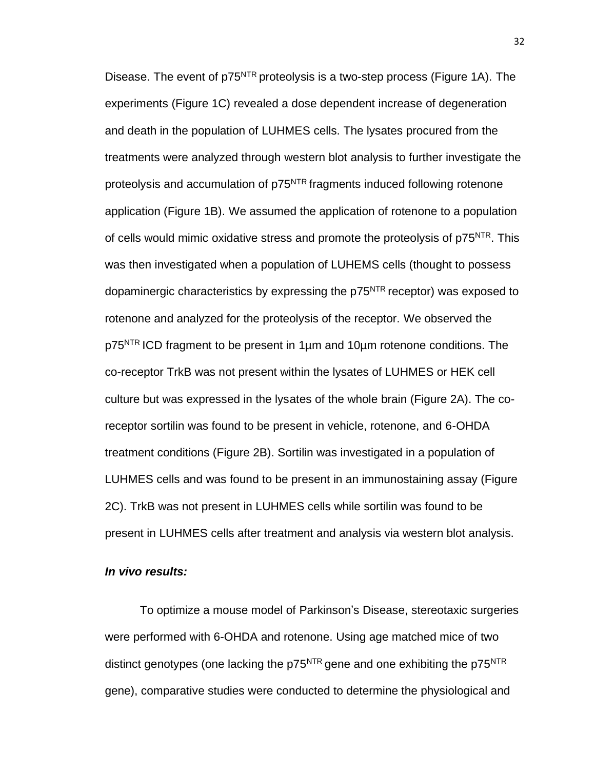Disease. The event of p75$^{NTR}$ proteolysis is a two-step process (Figure 1A). The experiments (Figure 1C) revealed a dose dependent increase of degeneration and death in the population of LUHMES cells. The lysates procured from the treatments were analyzed through western blot analysis to further investigate the proteolysis and accumulation of p75$^{NTR}$ fragments induced following rotenone application (Figure 1B). We assumed the application of rotenone to a population of cells would mimic oxidative stress and promote the proteolysis of p75$^{NTR}$. This was then investigated when a population of LUHEMS cells (thought to possess dopaminergic characteristics by expressing the p75$^{NTR}$ receptor) was exposed to rotenone and analyzed for the proteolysis of the receptor. We observed the p75$^{NTR}$ ICD fragment to be present in 1µm and 10µm rotenone conditions. The co-receptor TrkB was not present within the lysates of LUHMES or HEK cell culture but was expressed in the lysates of the whole brain (Figure 2A). The co-receptor sortilin was found to be present in vehicle, rotenone, and 6-OHDA treatment conditions (Figure 2B). Sortilin was investigated in a population of LUHMES cells and was found to be present in an immunostaining assay (Figure 2C). TrkB was not present in LUHMES cells while sortilin was found to be present in LUHMES cells after treatment and analysis via western blot analysis.

***In vivo results:***

To optimize a mouse model of Parkinson's Disease, stereotaxic surgeries were performed with 6-OHDA and rotenone. Using age matched mice of two distinct genotypes (one lacking the p75$^{NTR}$ gene and one exhibiting the p75$^{NTR}$ gene), comparative studies were conducted to determine the physiological and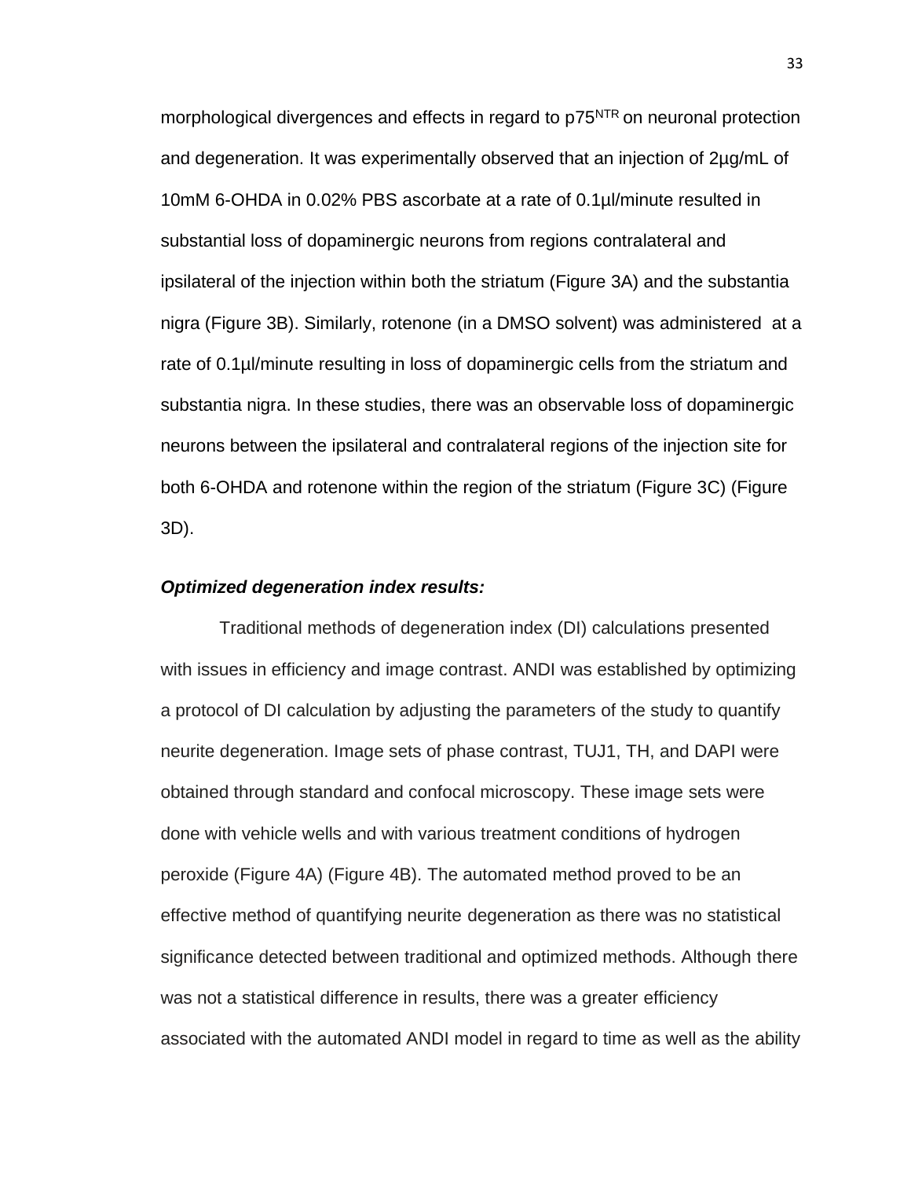morphological divergences and effects in regard to $p75^{NTR}$ on neuronal protection and degeneration. It was experimentally observed that an injection of 2µg/mL of 10mM 6-OHDA in 0.02% PBS ascorbate at a rate of 0.1µl/minute resulted in substantial loss of dopaminergic neurons from regions contralateral and ipsilateral of the injection within both the striatum (Figure 3A) and the substantia nigra (Figure 3B). Similarly, rotenone (in a DMSO solvent) was administered at a rate of 0.1µl/minute resulting in loss of dopaminergic cells from the striatum and substantia nigra. In these studies, there was an observable loss of dopaminergic neurons between the ipsilateral and contralateral regions of the injection site for both 6-OHDA and rotenone within the region of the striatum (Figure 3C) (Figure 3D).

### ***Optimized degeneration index results:***

Traditional methods of degeneration index (DI) calculations presented with issues in efficiency and image contrast. ANDI was established by optimizing a protocol of DI calculation by adjusting the parameters of the study to quantify neurite degeneration. Image sets of phase contrast, TUJ1, TH, and DAPI were obtained through standard and confocal microscopy. These image sets were done with vehicle wells and with various treatment conditions of hydrogen peroxide (Figure 4A) (Figure 4B). The automated method proved to be an effective method of quantifying neurite degeneration as there was no statistical significance detected between traditional and optimized methods. Although there was not a statistical difference in results, there was a greater efficiency associated with the automated ANDI model in regard to time as well as the ability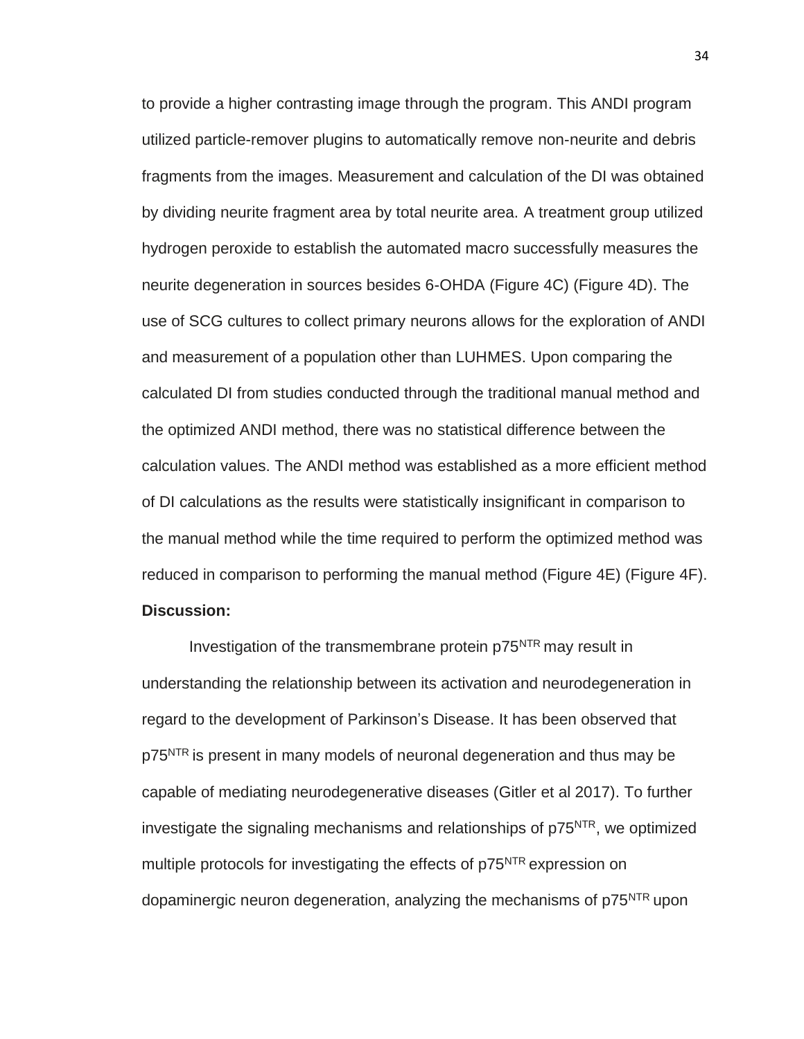to provide a higher contrasting image through the program. This ANDI program utilized particle-remover plugins to automatically remove non-neurite and debris fragments from the images. Measurement and calculation of the DI was obtained by dividing neurite fragment area by total neurite area. A treatment group utilized hydrogen peroxide to establish the automated macro successfully measures the neurite degeneration in sources besides 6-OHDA (Figure 4C) (Figure 4D). The use of SCG cultures to collect primary neurons allows for the exploration of ANDI and measurement of a population other than LUHMES. Upon comparing the calculated DI from studies conducted through the traditional manual method and the optimized ANDI method, there was no statistical difference between the calculation values. The ANDI method was established as a more efficient method of DI calculations as the results were statistically insignificant in comparison to the manual method while the time required to perform the optimized method was reduced in comparison to performing the manual method (Figure 4E) (Figure 4F).

**Discussion:**

Investigation of the transmembrane protein $p75^{NTR}$ may result in understanding the relationship between its activation and neurodegeneration in regard to the development of Parkinson's Disease. It has been observed that $p75^{NTR}$ is present in many models of neuronal degeneration and thus may be capable of mediating neurodegenerative diseases (Gitler et al 2017). To further investigate the signaling mechanisms and relationships of $p75^{NTR}$, we optimized multiple protocols for investigating the effects of $p75^{NTR}$ expression on dopaminergic neuron degeneration, analyzing the mechanisms of $p75^{NTR}$ upon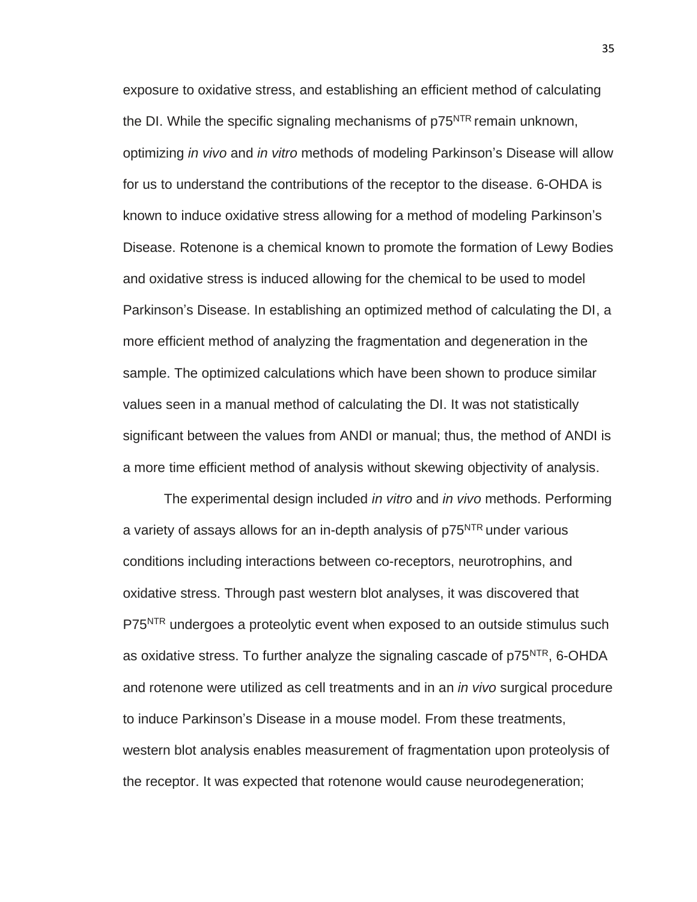exposure to oxidative stress, and establishing an efficient method of calculating the DI. While the specific signaling mechanisms of $p75^{NTR}$ remain unknown, optimizing *in vivo* and *in vitro* methods of modeling Parkinson's Disease will allow for us to understand the contributions of the receptor to the disease. 6-OHDA is known to induce oxidative stress allowing for a method of modeling Parkinson's Disease. Rotenone is a chemical known to promote the formation of Lewy Bodies and oxidative stress is induced allowing for the chemical to be used to model Parkinson's Disease. In establishing an optimized method of calculating the DI, a more efficient method of analyzing the fragmentation and degeneration in the sample. The optimized calculations which have been shown to produce similar values seen in a manual method of calculating the DI. It was not statistically significant between the values from ANDI or manual; thus, the method of ANDI is a more time efficient method of analysis without skewing objectivity of analysis.

The experimental design included *in vitro* and *in vivo* methods. Performing a variety of assays allows for an in-depth analysis of $p75^{NTR}$ under various conditions including interactions between co-receptors, neurotrophins, and oxidative stress. Through past western blot analyses, it was discovered that $P75^{NTR}$ undergoes a proteolytic event when exposed to an outside stimulus such as oxidative stress. To further analyze the signaling cascade of $p75^{NTR}$, 6-OHDA and rotenone were utilized as cell treatments and in an *in vivo* surgical procedure to induce Parkinson's Disease in a mouse model. From these treatments, western blot analysis enables measurement of fragmentation upon proteolysis of the receptor. It was expected that rotenone would cause neurodegeneration;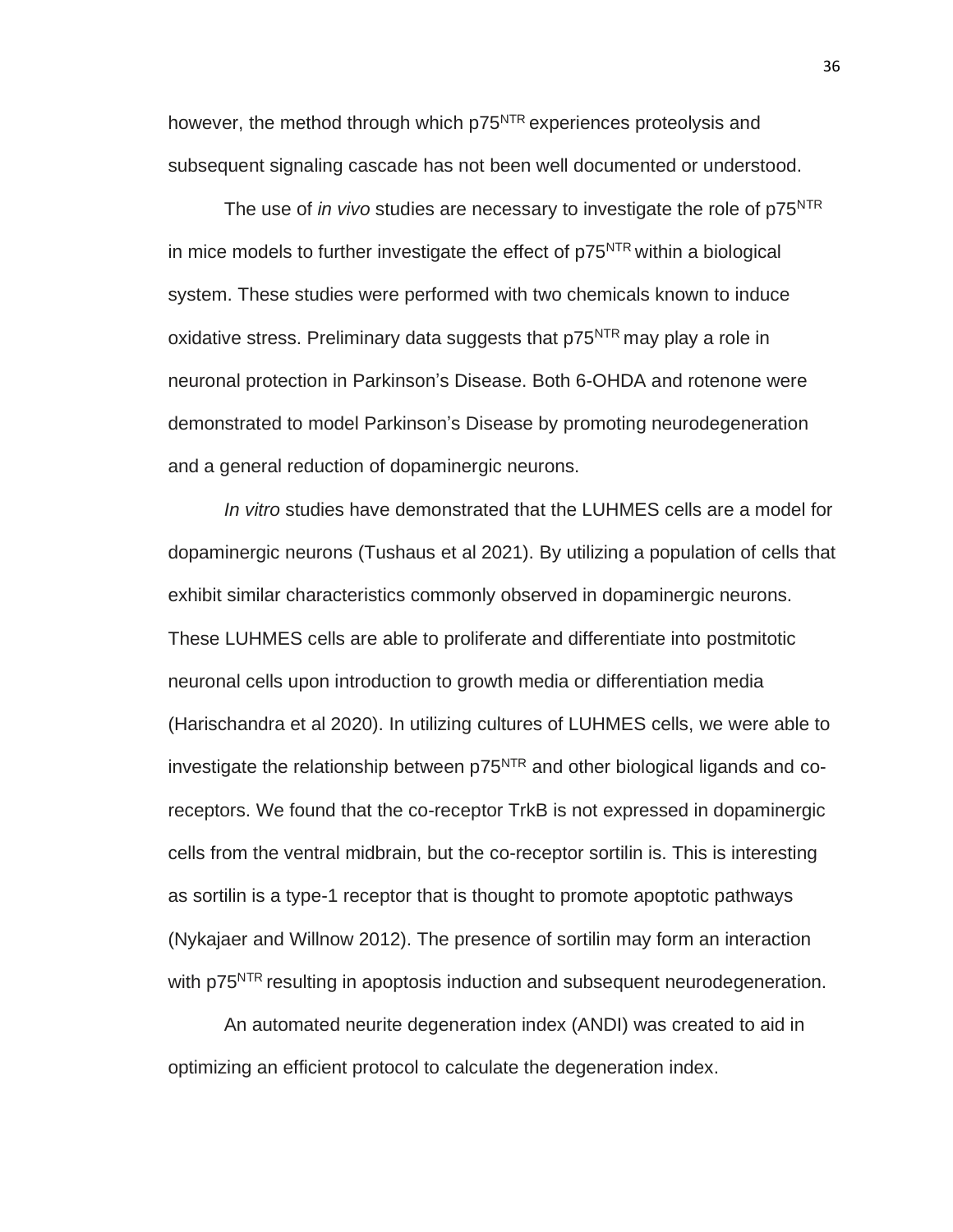however, the method through which p75$^{NTR}$ experiences proteolysis and subsequent signaling cascade has not been well documented or understood.

The use of *in vivo* studies are necessary to investigate the role of p75$^{NTR}$ in mice models to further investigate the effect of p75$^{NTR}$ within a biological system. These studies were performed with two chemicals known to induce oxidative stress. Preliminary data suggests that p75$^{NTR}$ may play a role in neuronal protection in Parkinson's Disease. Both 6-OHDA and rotenone were demonstrated to model Parkinson's Disease by promoting neurodegeneration and a general reduction of dopaminergic neurons.

*In vitro* studies have demonstrated that the LUHMES cells are a model for dopaminergic neurons (Tushaus et al 2021). By utilizing a population of cells that exhibit similar characteristics commonly observed in dopaminergic neurons. These LUHMES cells are able to proliferate and differentiate into postmitotic neuronal cells upon introduction to growth media or differentiation media (Harischandra et al 2020). In utilizing cultures of LUHMES cells, we were able to investigate the relationship between p75$^{NTR}$ and other biological ligands and co-receptors. We found that the co-receptor TrkB is not expressed in dopaminergic cells from the ventral midbrain, but the co-receptor sortilin is. This is interesting as sortilin is a type-1 receptor that is thought to promote apoptotic pathways (Nykajaer and Willnow 2012). The presence of sortilin may form an interaction with p75$^{NTR}$ resulting in apoptosis induction and subsequent neurodegeneration.

An automated neurite degeneration index (ANDI) was created to aid in optimizing an efficient protocol to calculate the degeneration index.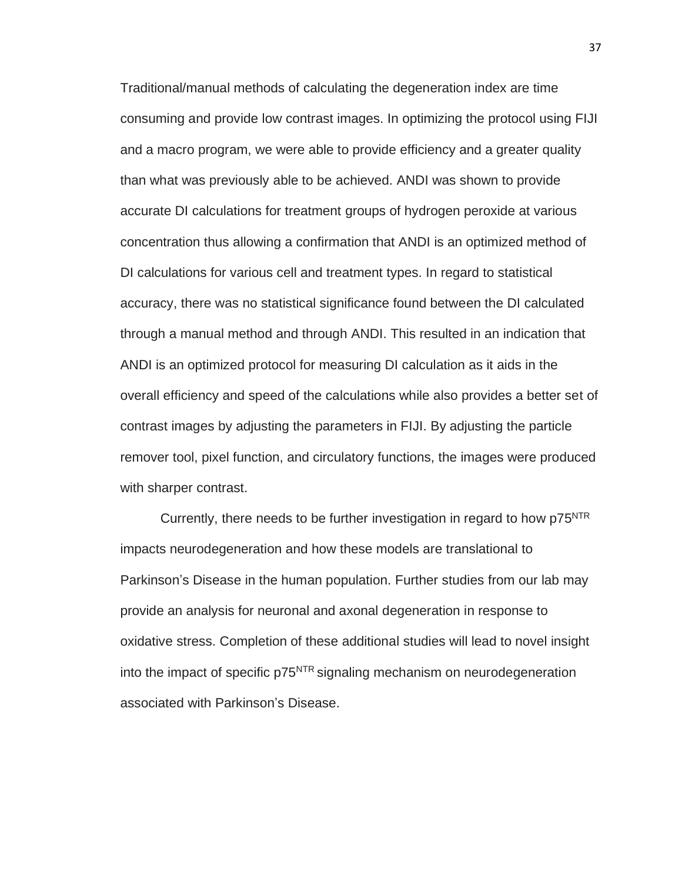Traditional/manual methods of calculating the degeneration index are time consuming and provide low contrast images. In optimizing the protocol using FIJI and a macro program, we were able to provide efficiency and a greater quality than what was previously able to be achieved. ANDI was shown to provide accurate DI calculations for treatment groups of hydrogen peroxide at various concentration thus allowing a confirmation that ANDI is an optimized method of DI calculations for various cell and treatment types. In regard to statistical accuracy, there was no statistical significance found between the DI calculated through a manual method and through ANDI. This resulted in an indication that ANDI is an optimized protocol for measuring DI calculation as it aids in the overall efficiency and speed of the calculations while also provides a better set of contrast images by adjusting the parameters in FIJI. By adjusting the particle remover tool, pixel function, and circulatory functions, the images were produced with sharper contrast.

Currently, there needs to be further investigation in regard to how $p75^{NTR}$ impacts neurodegeneration and how these models are translational to Parkinson's Disease in the human population. Further studies from our lab may provide an analysis for neuronal and axonal degeneration in response to oxidative stress. Completion of these additional studies will lead to novel insight into the impact of specific $p75^{NTR}$ signaling mechanism on neurodegeneration associated with Parkinson's Disease.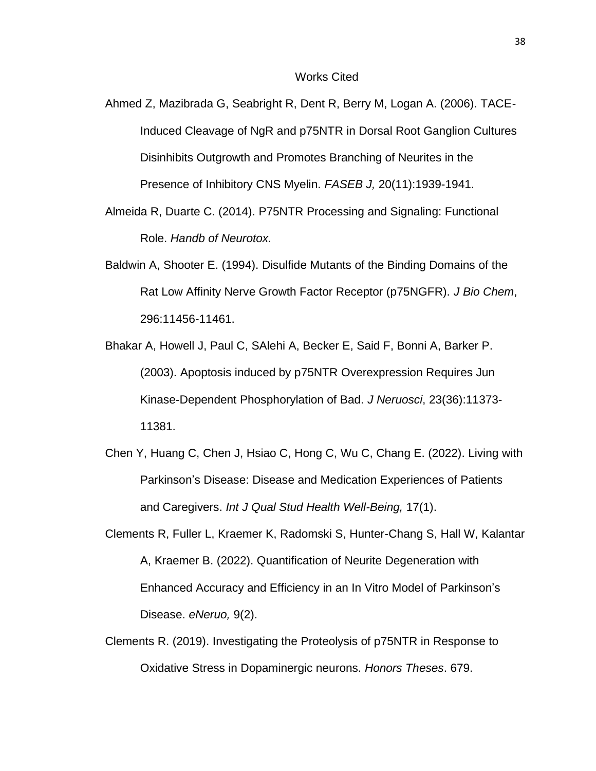# Works Cited

Ahmed Z, Mazibrada G, Seabright R, Dent R, Berry M, Logan A. (2006). TACE-Induced Cleavage of NgR and p75NTR in Dorsal Root Ganglion Cultures Disinhibits Outgrowth and Promotes Branching of Neurites in the Presence of Inhibitory CNS Myelin. *FASEB J,* 20(11):1939-1941.

Almeida R, Duarte C. (2014). P75NTR Processing and Signaling: Functional Role. *Handb of Neurotox.*

Baldwin A, Shooter E. (1994). Disulfide Mutants of the Binding Domains of the Rat Low Affinity Nerve Growth Factor Receptor (p75NGFR). *J Bio Chem*, 296:11456-11461.

Bhakar A, Howell J, Paul C, SAlehi A, Becker E, Said F, Bonni A, Barker P. (2003). Apoptosis induced by p75NTR Overexpression Requires Jun Kinase-Dependent Phosphorylation of Bad. *J Neruosci*, 23(36):11373-11381.

Chen Y, Huang C, Chen J, Hsiao C, Hong C, Wu C, Chang E. (2022). Living with Parkinson's Disease: Disease and Medication Experiences of Patients and Caregivers. *Int J Qual Stud Health Well-Being,* 17(1).

Clements R, Fuller L, Kraemer K, Radomski S, Hunter-Chang S, Hall W, Kalantar A, Kraemer B. (2022). Quantification of Neurite Degeneration with Enhanced Accuracy and Efficiency in an In Vitro Model of Parkinson's Disease. *eNeruo,* 9(2).

Clements R. (2019). Investigating the Proteolysis of p75NTR in Response to Oxidative Stress in Dopaminergic neurons. *Honors Theses*. 679.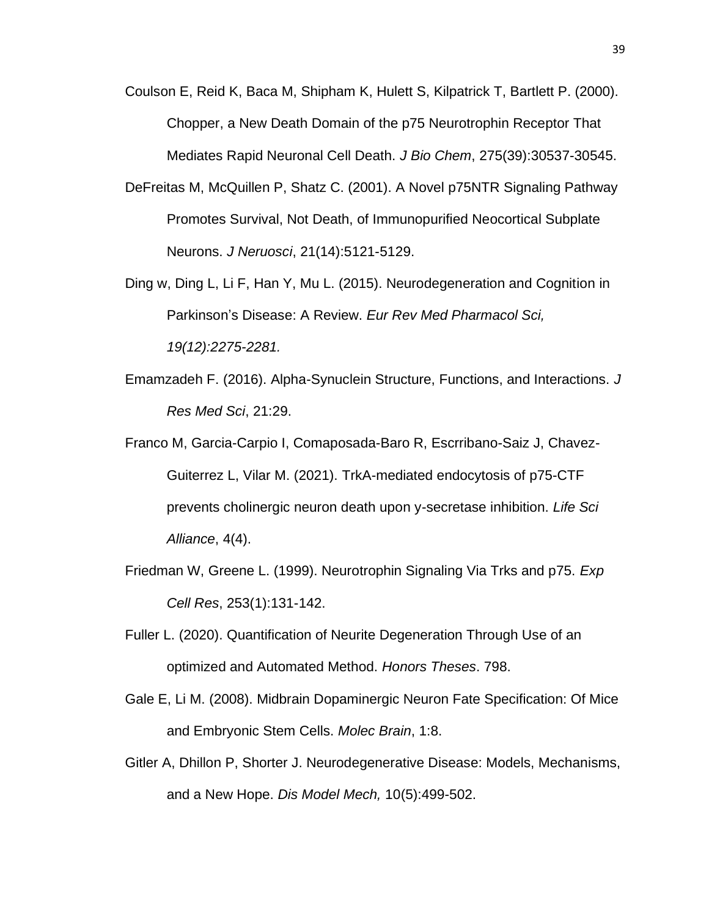Coulson E, Reid K, Baca M, Shipham K, Hulett S, Kilpatrick T, Bartlett P. (2000). Chopper, a New Death Domain of the p75 Neurotrophin Receptor That Mediates Rapid Neuronal Cell Death. *J Bio Chem*, 275(39):30537-30545.

DeFreitas M, McQuillen P, Shatz C. (2001). A Novel p75NTR Signaling Pathway Promotes Survival, Not Death, of Immunopurified Neocortical Subplate Neurons. *J Neruosci*, 21(14):5121-5129.

Ding w, Ding L, Li F, Han Y, Mu L. (2015). Neurodegeneration and Cognition in Parkinson's Disease: A Review. *Eur Rev Med Pharmacol Sci, 19(12):2275-2281.*

Emamzadeh F. (2016). Alpha-Synuclein Structure, Functions, and Interactions. *J Res Med Sci*, 21:29.

Franco M, Garcia-Carpio I, Comaposada-Baro R, Escrribano-Saiz J, Chavez-Guiterrez L, Vilar M. (2021). TrkA-mediated endocytosis of p75-CTF prevents cholinergic neuron death upon y-secretase inhibition. *Life Sci Alliance*, 4(4).

Friedman W, Greene L. (1999). Neurotrophin Signaling Via Trks and p75. *Exp Cell Res*, 253(1):131-142.

Fuller L. (2020). Quantification of Neurite Degeneration Through Use of an optimized and Automated Method. *Honors Theses*. 798.

Gale E, Li M. (2008). Midbrain Dopaminergic Neuron Fate Specification: Of Mice and Embryonic Stem Cells. *Molec Brain*, 1:8.

Gitler A, Dhillon P, Shorter J. Neurodegenerative Disease: Models, Mechanisms, and a New Hope. *Dis Model Mech,* 10(5):499-502.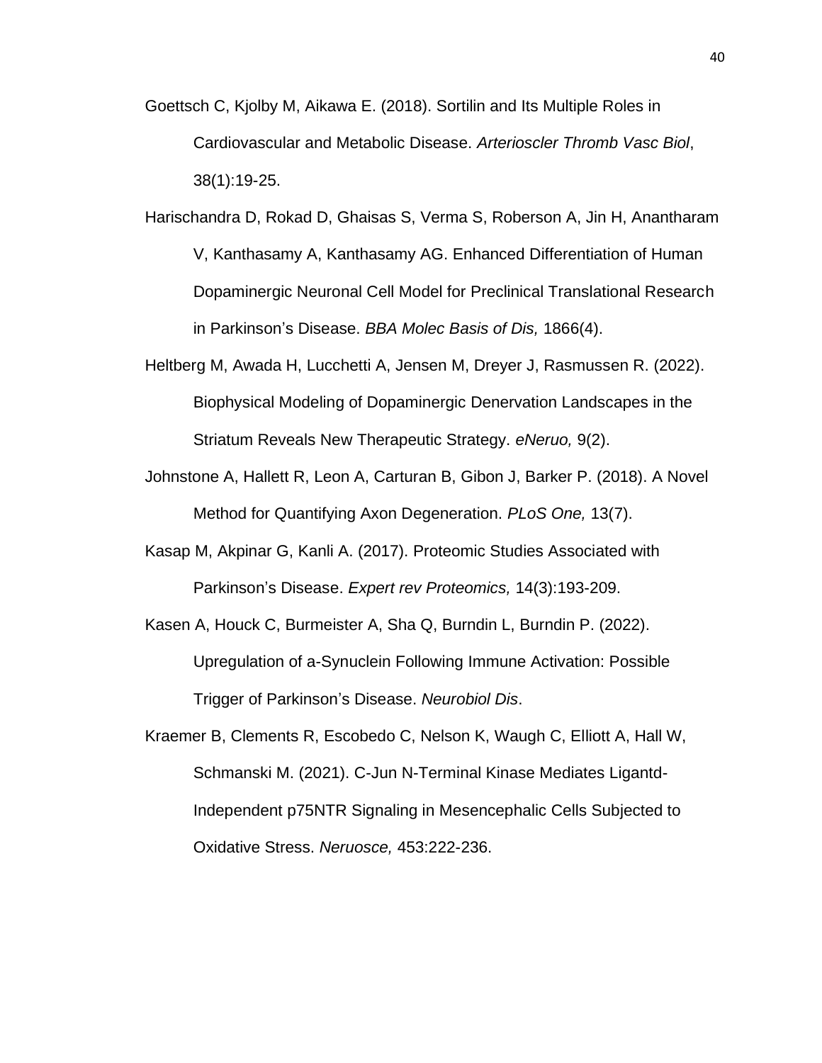Goettsch C, Kjolby M, Aikawa E. (2018). Sortilin and Its Multiple Roles in Cardiovascular and Metabolic Disease. *Arterioscler Thromb Vasc Biol*, 38(1):19-25.

Harischandra D, Rokad D, Ghaisas S, Verma S, Roberson A, Jin H, Anantharam V, Kanthasamy A, Kanthasamy AG. Enhanced Differentiation of Human Dopaminergic Neuronal Cell Model for Preclinical Translational Research in Parkinson's Disease. *BBA Molec Basis of Dis,* 1866(4).

Heltberg M, Awada H, Lucchetti A, Jensen M, Dreyer J, Rasmussen R. (2022). Biophysical Modeling of Dopaminergic Denervation Landscapes in the Striatum Reveals New Therapeutic Strategy. *eNeruo,* 9(2).

Johnstone A, Hallett R, Leon A, Carturan B, Gibon J, Barker P. (2018). A Novel Method for Quantifying Axon Degeneration. *PLoS One,* 13(7).

Kasap M, Akpinar G, Kanli A. (2017). Proteomic Studies Associated with Parkinson's Disease. *Expert rev Proteomics,* 14(3):193-209.

Kasen A, Houck C, Burmeister A, Sha Q, Burndin L, Burndin P. (2022). Upregulation of a-Synuclein Following Immune Activation: Possible Trigger of Parkinson's Disease. *Neurobiol Dis*.

Kraemer B, Clements R, Escobedo C, Nelson K, Waugh C, Elliott A, Hall W, Schmanski M. (2021). C-Jun N-Terminal Kinase Mediates Ligantd-Independent p75NTR Signaling in Mesencephalic Cells Subjected to Oxidative Stress. *Neruosce,* 453:222-236.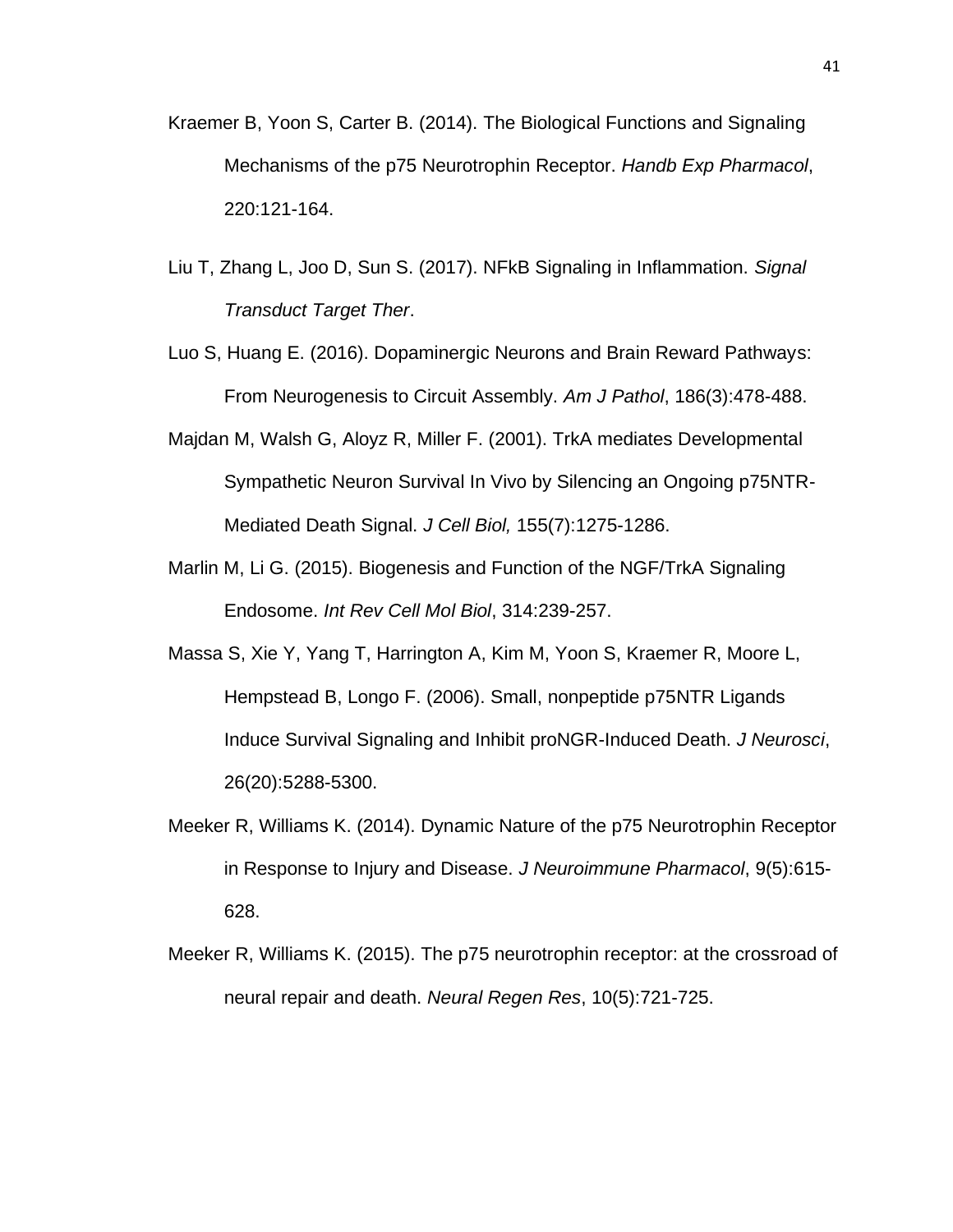Kraemer B, Yoon S, Carter B. (2014). The Biological Functions and Signaling Mechanisms of the p75 Neurotrophin Receptor. *Handb Exp Pharmacol*, 220:121-164.

Liu T, Zhang L, Joo D, Sun S. (2017). NFkB Signaling in Inflammation. *Signal Transduct Target Ther*.

Luo S, Huang E. (2016). Dopaminergic Neurons and Brain Reward Pathways: From Neurogenesis to Circuit Assembly. *Am J Pathol*, 186(3):478-488.

Majdan M, Walsh G, Aloyz R, Miller F. (2001). TrkA mediates Developmental Sympathetic Neuron Survival In Vivo by Silencing an Ongoing p75NTR-Mediated Death Signal. *J Cell Biol,* 155(7):1275-1286.

Marlin M, Li G. (2015). Biogenesis and Function of the NGF/TrkA Signaling Endosome. *Int Rev Cell Mol Biol*, 314:239-257.

Massa S, Xie Y, Yang T, Harrington A, Kim M, Yoon S, Kraemer R, Moore L, Hempstead B, Longo F. (2006). Small, nonpeptide p75NTR Ligands Induce Survival Signaling and Inhibit proNGR-Induced Death. *J Neurosci*, 26(20):5288-5300.

Meeker R, Williams K. (2014). Dynamic Nature of the p75 Neurotrophin Receptor in Response to Injury and Disease. *J Neuroimmune Pharmacol*, 9(5):615-628.

Meeker R, Williams K. (2015). The p75 neurotrophin receptor: at the crossroad of neural repair and death. *Neural Regen Res*, 10(5):721-725.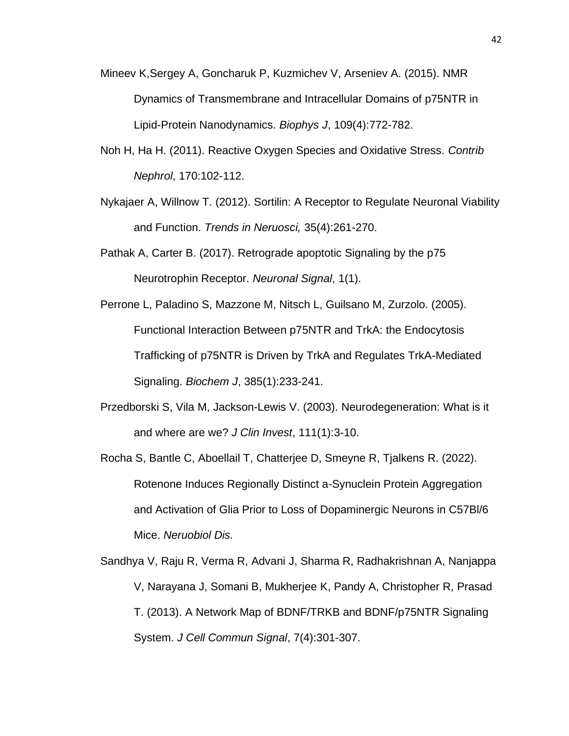Mineev K,Sergey A, Goncharuk P, Kuzmichev V, Arseniev A. (2015). NMR Dynamics of Transmembrane and Intracellular Domains of p75NTR in Lipid-Protein Nanodynamics. *Biophys J*, 109(4):772-782.

Noh H, Ha H. (2011). Reactive Oxygen Species and Oxidative Stress. *Contrib Nephrol*, 170:102-112.

Nykajaer A, Willnow T. (2012). Sortilin: A Receptor to Regulate Neuronal Viability and Function. *Trends in Neruosci,* 35(4):261-270.

Pathak A, Carter B. (2017). Retrograde apoptotic Signaling by the p75 Neurotrophin Receptor. *Neuronal Signal*, 1(1).

Perrone L, Paladino S, Mazzone M, Nitsch L, Guilsano M, Zurzolo. (2005). Functional Interaction Between p75NTR and TrkA: the Endocytosis Trafficking of p75NTR is Driven by TrkA and Regulates TrkA-Mediated Signaling. *Biochem J*, 385(1):233-241.

Przedborski S, Vila M, Jackson-Lewis V. (2003). Neurodegeneration: What is it and where are we? *J Clin Invest*, 111(1):3-10.

Rocha S, Bantle C, Aboellail T, Chatterjee D, Smeyne R, Tjalkens R. (2022). Rotenone Induces Regionally Distinct a-Synuclein Protein Aggregation and Activation of Glia Prior to Loss of Dopaminergic Neurons in C57Bl/6 Mice. *Neruobiol Dis.*

Sandhya V, Raju R, Verma R, Advani J, Sharma R, Radhakrishnan A, Nanjappa V, Narayana J, Somani B, Mukherjee K, Pandy A, Christopher R, Prasad T. (2013). A Network Map of BDNF/TRKB and BDNF/p75NTR Signaling System. *J Cell Commun Signal*, 7(4):301-307.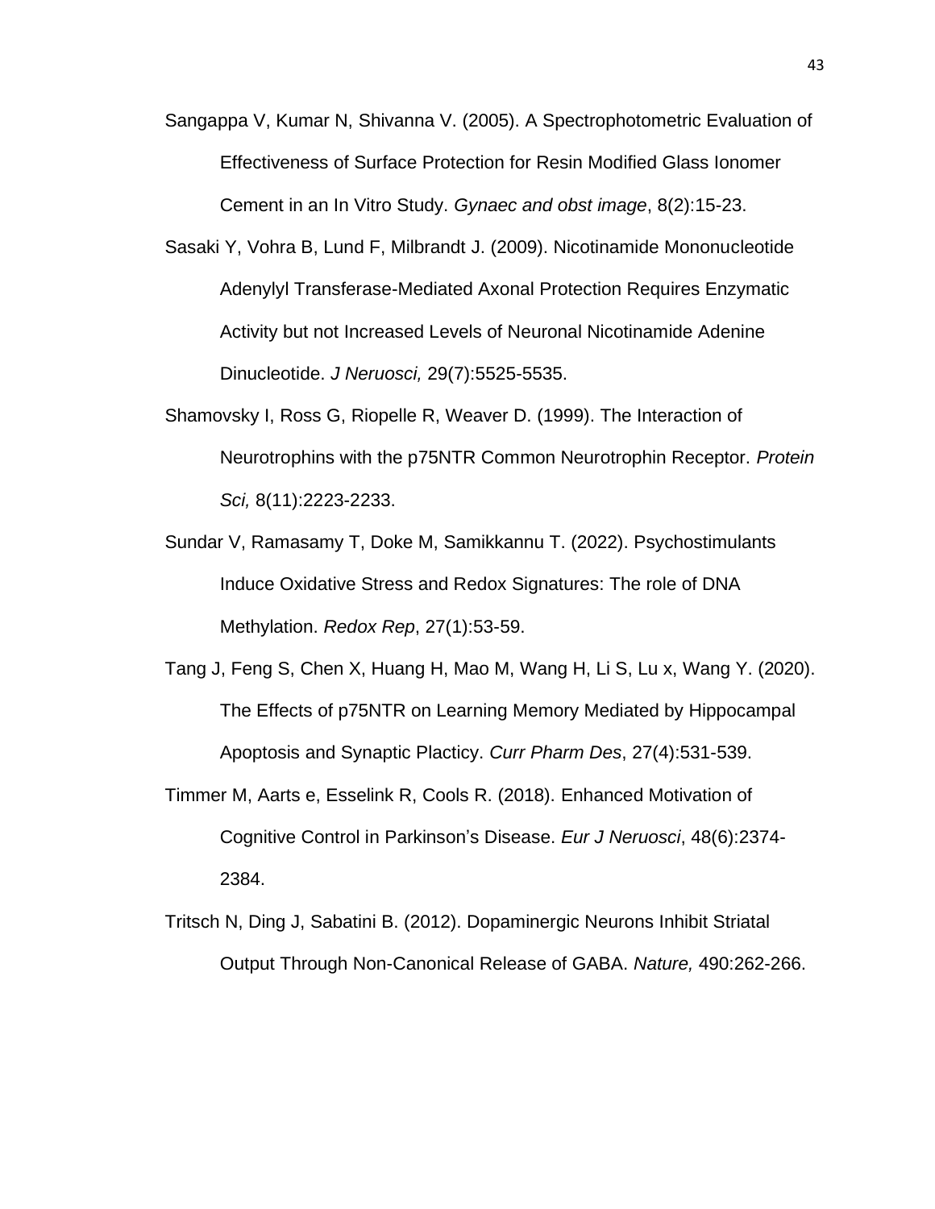Sangappa V, Kumar N, Shivanna V. (2005). A Spectrophotometric Evaluation of Effectiveness of Surface Protection for Resin Modified Glass Ionomer Cement in an In Vitro Study. *Gynaec and obst image*, 8(2):15-23.

Sasaki Y, Vohra B, Lund F, Milbrandt J. (2009). Nicotinamide Mononucleotide Adenylyl Transferase-Mediated Axonal Protection Requires Enzymatic Activity but not Increased Levels of Neuronal Nicotinamide Adenine Dinucleotide. *J Neruosci,* 29(7):5525-5535.

Shamovsky I, Ross G, Riopelle R, Weaver D. (1999). The Interaction of Neurotrophins with the p75NTR Common Neurotrophin Receptor. *Protein Sci,* 8(11):2223-2233.

Sundar V, Ramasamy T, Doke M, Samikkannu T. (2022). Psychostimulants Induce Oxidative Stress and Redox Signatures: The role of DNA Methylation. *Redox Rep*, 27(1):53-59.

Tang J, Feng S, Chen X, Huang H, Mao M, Wang H, Li S, Lu x, Wang Y. (2020). The Effects of p75NTR on Learning Memory Mediated by Hippocampal Apoptosis and Synaptic Plasticity. *Curr Pharm Des*, 27(4):531-539.

Timmer M, Aarts e, Esselink R, Cools R. (2018). Enhanced Motivation of Cognitive Control in Parkinson's Disease. *Eur J Neruosci*, 48(6):2374-2384.

Tritsch N, Ding J, Sabatini B. (2012). Dopaminergic Neurons Inhibit Striatal Output Through Non-Canonical Release of GABA. *Nature,* 490:262-266.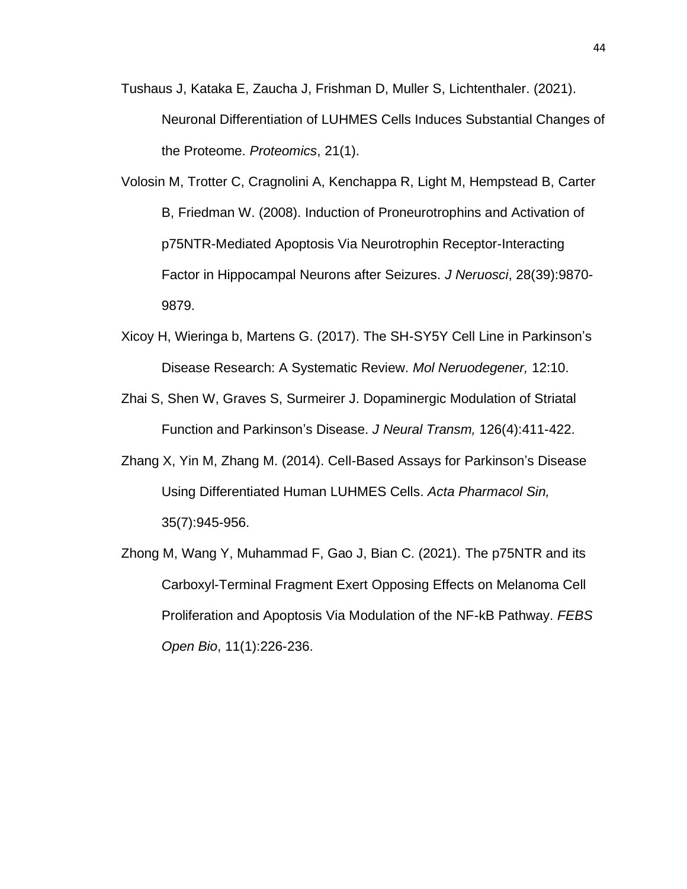Tushaus J, Kataka E, Zaucha J, Frishman D, Muller S, Lichtenthaler. (2021). Neuronal Differentiation of LUHMES Cells Induces Substantial Changes of the Proteome. *Proteomics*, 21(1).

Volosin M, Trotter C, Cragnolini A, Kenchappa R, Light M, Hempstead B, Carter B, Friedman W. (2008). Induction of Proneurotrophins and Activation of p75NTR-Mediated Apoptosis Via Neurotrophin Receptor-Interacting Factor in Hippocampal Neurons after Seizures. *J Neruosci*, 28(39):9870-9879.

Xicoy H, Wieringa b, Martens G. (2017). The SH-SY5Y Cell Line in Parkinson's Disease Research: A Systematic Review. *Mol Neruodegener,* 12:10.

Zhai S, Shen W, Graves S, Surmeirer J. Dopaminergic Modulation of Striatal Function and Parkinson's Disease. *J Neural Transm,* 126(4):411-422.

Zhang X, Yin M, Zhang M. (2014). Cell-Based Assays for Parkinson's Disease Using Differentiated Human LUHMES Cells. *Acta Pharmacol Sin,* 35(7):945-956.

Zhong M, Wang Y, Muhammad F, Gao J, Bian C. (2021). The p75NTR and its Carboxyl-Terminal Fragment Exert Opposing Effects on Melanoma Cell Proliferation and Apoptosis Via Modulation of the NF-kB Pathway. *FEBS Open Bio*, 11(1):226-236.